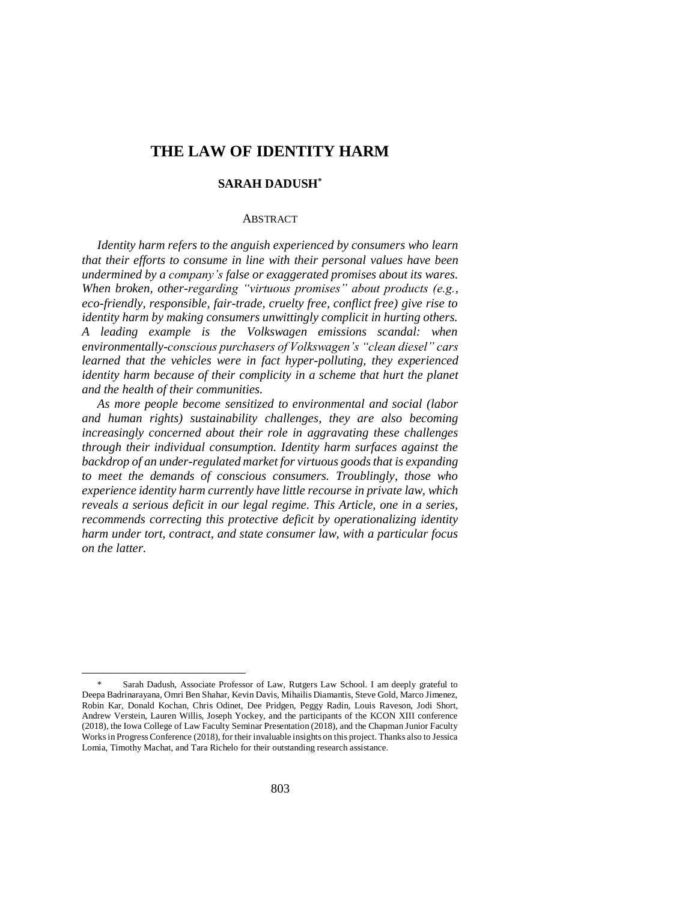# THE LAW OF IDENTITY HARM

## SARAH DADUSH*

### ABSTRACT

*Identity harm refers to the anguish experienced by consumers who learn that their efforts to consume in line with their personal values have been undermined by a company's false or exaggerated promises about its wares. When broken, other-regarding "virtuous promises" about products (e.g., eco-friendly, responsible, fair-trade, cruelty free, conflict free) give rise to identity harm by making consumers unwittingly complicit in hurting others. A leading example is the Volkswagen emissions scandal: when environmentally-conscious purchasers of Volkswagen's "clean diesel" cars learned that the vehicles were in fact hyper-polluting, they experienced identity harm because of their complicity in a scheme that hurt the planet and the health of their communities.*

*As more people become sensitized to environmental and social (labor and human rights) sustainability challenges, they are also becoming increasingly concerned about their role in aggravating these challenges through their individual consumption. Identity harm surfaces against the backdrop of an under-regulated market for virtuous goods that is expanding to meet the demands of conscious consumers. Troublingly, those who experience identity harm currently have little recourse in private law, which reveals a serious deficit in our legal regime. This Article, one in a series, recommends correcting this protective deficit by operationalizing identity harm under tort, contract, and state consumer law, with a particular focus on the latter.*

---

\* Sarah Dadush, Associate Professor of Law, Rutgers Law School. I am deeply grateful to Deepa Badrinarayana, Omri Ben Shahar, Kevin Davis, Mihailis Diamantis, Steve Gold, Marco Jimenez, Robin Kar, Donald Kochan, Chris Odinet, Dee Pridgen, Peggy Radin, Louis Raveson, Jodi Short, Andrew Verstein, Lauren Willis, Joseph Yockey, and the participants of the KCON XIII conference (2018), the Iowa College of Law Faculty Seminar Presentation (2018), and the Chapman Junior Faculty Works in Progress Conference (2018), for their invaluable insights on this project. Thanks also to Jessica Lomia, Timothy Machat, and Tara Richelo for their outstanding research assistance.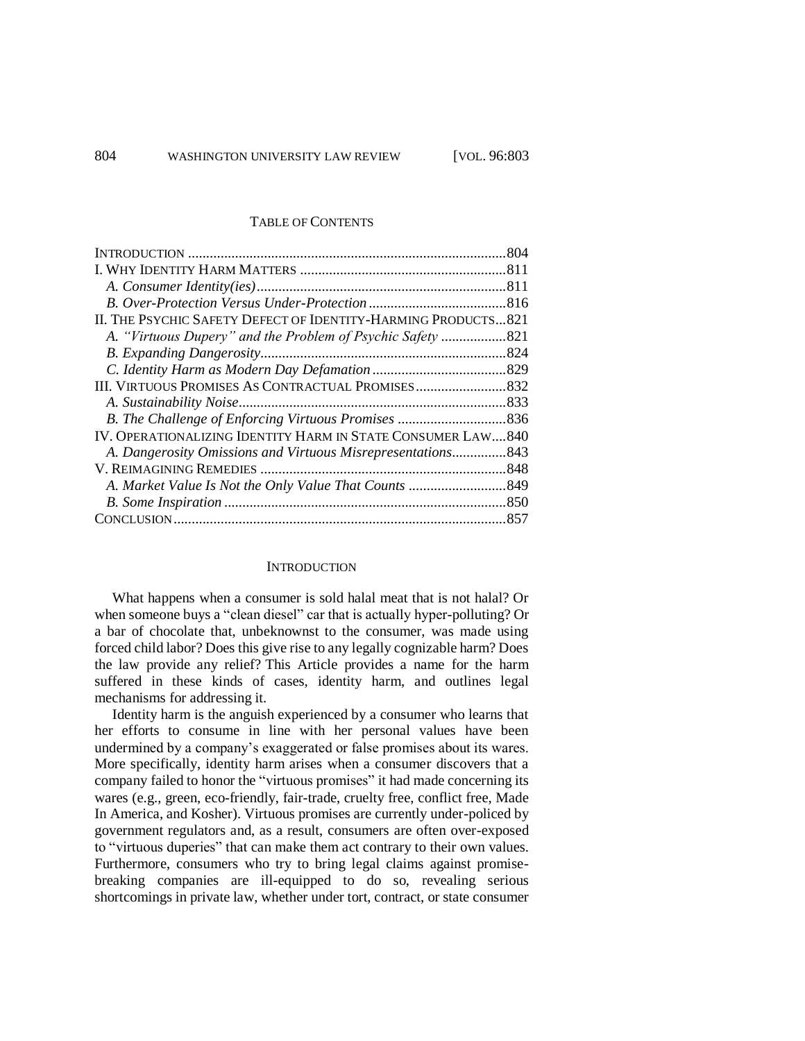## TABLE OF CONTENTS

INTRODUCTION .......................................................................................804
I. WHY IDENTITY HARM MATTERS .........................................................811
  *A. Consumer Identity(ies)*.....................................................................811
  *B. Over-Protection Versus Under-Protection*......................................816
II. THE PSYCHIC SAFETY DEFECT OF IDENTITY-HARMING PRODUCTS...821
  *A. "Virtuous Dupery" and the Problem of Psychic Safety* ..................821
  *B. Expanding Dangerosity*....................................................................824
  *C. Identity Harm as Modern Day Defamation*.....................................829
III. VIRTUOUS PROMISES AS CONTRACTUAL PROMISES.........................832
  *A. Sustainability Noise*..........................................................................833
  *B. The Challenge of Enforcing Virtuous Promises* ..............................836
IV. OPERATIONALIZING IDENTITY HARM IN STATE CONSUMER LAW....840
  *A. Dangerosity Omissions and Virtuous Misrepresentations*...............843
V. REIMAGINING REMEDIES ....................................................................848
  *A. Market Value Is Not the Only Value That Counts* ...........................849
  *B. Some Inspiration* ..............................................................................850
CONCLUSION............................................................................................857

## INTRODUCTION

What happens when a consumer is sold halal meat that is not halal? Or when someone buys a "clean diesel" car that is actually hyper-polluting? Or a bar of chocolate that, unbeknownst to the consumer, was made using forced child labor? Does this give rise to any legally cognizable harm? Does the law provide any relief? This Article provides a name for the harm suffered in these kinds of cases, identity harm, and outlines legal mechanisms for addressing it.

Identity harm is the anguish experienced by a consumer who learns that her efforts to consume in line with her personal values have been undermined by a company's exaggerated or false promises about its wares. More specifically, identity harm arises when a consumer discovers that a company failed to honor the "virtuous promises" it had made concerning its wares (e.g., green, eco-friendly, fair-trade, cruelty free, conflict free, Made In America, and Kosher). Virtuous promises are currently under-policed by government regulators and, as a result, consumers are often over-exposed to "virtuous duperies" that can make them act contrary to their own values. Furthermore, consumers who try to bring legal claims against promise-breaking companies are ill-equipped to do so, revealing serious shortcomings in private law, whether under tort, contract, or state consumer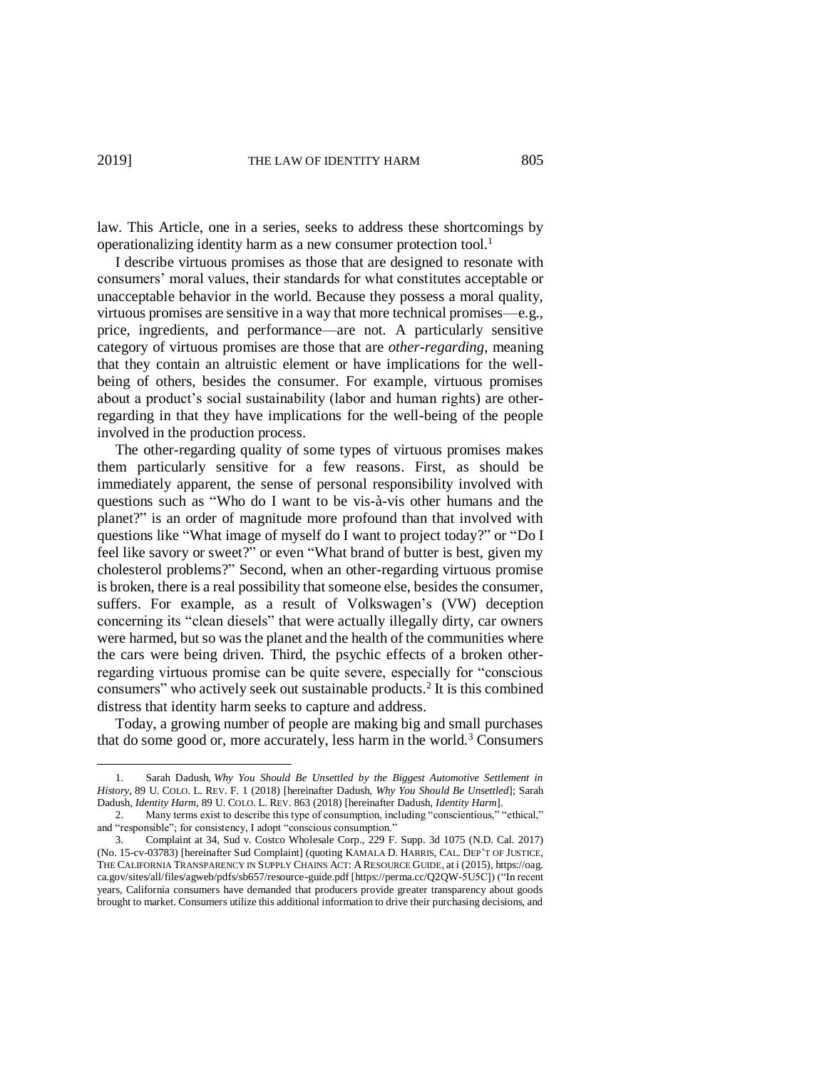law. This Article, one in a series, seeks to address these shortcomings by operationalizing identity harm as a new consumer protection tool.[1]

I describe virtuous promises as those that are designed to resonate with consumers' moral values, their standards for what constitutes acceptable or unacceptable behavior in the world. Because they possess a moral quality, virtuous promises are sensitive in a way that more technical promises—e.g., price, ingredients, and performance—are not. A particularly sensitive category of virtuous promises are those that are *other-regarding*, meaning that they contain an altruistic element or have implications for the well-being of others, besides the consumer. For example, virtuous promises about a product's social sustainability (labor and human rights) are other-regarding in that they have implications for the well-being of the people involved in the production process.

The other-regarding quality of some types of virtuous promises makes them particularly sensitive for a few reasons. First, as should be immediately apparent, the sense of personal responsibility involved with questions such as "Who do I want to be vis-à-vis other humans and the planet?" is an order of magnitude more profound than that involved with questions like "What image of myself do I want to project today?" or "Do I feel like savory or sweet?" or even "What brand of butter is best, given my cholesterol problems?" Second, when an other-regarding virtuous promise is broken, there is a real possibility that someone else, besides the consumer, suffers. For example, as a result of Volkswagen's (VW) deception concerning its "clean diesels" that were actually illegally dirty, car owners were harmed, but so was the planet and the health of the communities where the cars were being driven. Third, the psychic effects of a broken other-regarding virtuous promise can be quite severe, especially for "conscious consumers" who actively seek out sustainable products.[2] It is this combined distress that identity harm seeks to capture and address.

Today, a growing number of people are making big and small purchases that do some good or, more accurately, less harm in the world.[3] Consumers

---

1. Sarah Dadush, *Why You Should Be Unsettled by the Biggest Automotive Settlement in History*, 89 U. COLO. L. REV. F. 1 (2018) [hereinafter Dadush, *Why You Should Be Unsettled*]; Sarah Dadush, *Identity Harm*, 89 U. COLO. L. REV. 863 (2018) [hereinafter Dadush, *Identity Harm*].

2. Many terms exist to describe this type of consumption, including "conscientious," "ethical," and "responsible"; for consistency, I adopt "conscious consumption."

3. Complaint at 34, Sud v. Costco Wholesale Corp., 229 F. Supp. 3d 1075 (N.D. Cal. 2017) (No. 15-cv-03783) [hereinafter Sud Complaint] (quoting KAMALA D. HARRIS, CAL. DEP'T OF JUSTICE, THE CALIFORNIA TRANSPARENCY IN SUPPLY CHAINS ACT: A RESOURCE GUIDE, at i (2015), https://oag.ca.gov/sites/all/files/agweb/pdfs/sb657/resource-guide.pdf [https://perma.cc/Q2QW-5U5C]) ("In recent years, California consumers have demanded that producers provide greater transparency about goods brought to market. Consumers utilize this additional information to drive their purchasing decisions, and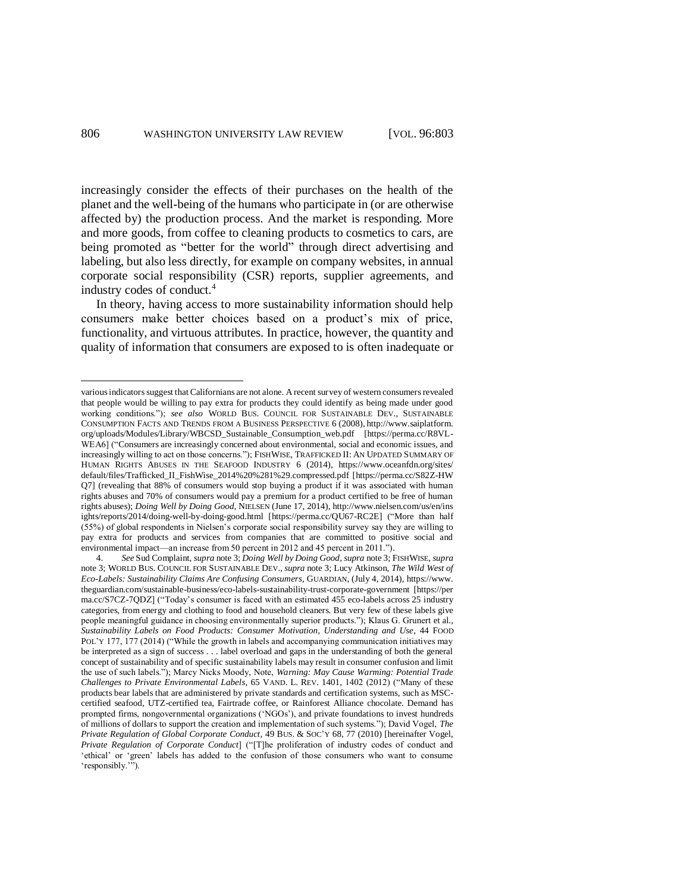increasingly consider the effects of their purchases on the health of the planet and the well-being of the humans who participate in (or are otherwise affected by) the production process. And the market is responding. More and more goods, from coffee to cleaning products to cosmetics to cars, are being promoted as "better for the world" through direct advertising and labeling, but also less directly, for example on company websites, in annual corporate social responsibility (CSR) reports, supplier agreements, and industry codes of conduct.[4]

In theory, having access to more sustainability information should help consumers make better choices based on a product's mix of price, functionality, and virtuous attributes. In practice, however, the quantity and quality of information that consumers are exposed to is often inadequate or

---

various indicators suggest that Californians are not alone. A recent survey of western consumers revealed that people would be willing to pay extra for products they could identify as being made under good working conditions."); *see also* WORLD BUS. COUNCIL FOR SUSTAINABLE DEV., SUSTAINABLE CONSUMPTION FACTS AND TRENDS FROM A BUSINESS PERSPECTIVE 6 (2008), http://www.saiplatform.org/uploads/Modules/Library/WBCSD_Sustainable_Consumption_web.pdf [https://perma.cc/R8VL-WEA6] ("Consumers are increasingly concerned about environmental, social and economic issues, and increasingly willing to act on those concerns."); FISHWISE, TRAFFICKED II: AN UPDATED SUMMARY OF HUMAN RIGHTS ABUSES IN THE SEAFOOD INDUSTRY 6 (2014), https://www.oceanfdn.org/sites/default/files/Trafficked_II_FishWise_2014%20%281%29.compressed.pdf [https://perma.cc/S82Z-HWQ7] (revealing that 88% of consumers would stop buying a product if it was associated with human rights abuses and 70% of consumers would pay a premium for a product certified to be free of human rights abuses); *Doing Well by Doing Good*, NIELSEN (June 17, 2014), http://www.nielsen.com/us/en/insights/reports/2014/doing-well-by-doing-good.html [https://perma.cc/QU67-RC2E] ("More than half (55%) of global respondents in Nielsen's corporate social responsibility survey say they are willing to pay extra for products and services from companies that are committed to positive social and environmental impact—an increase from 50 percent in 2012 and 45 percent in 2011.").

4. *See* Sud Complaint, *supra* note 3; *Doing Well by Doing Good*, *supra* note 3; FISHWISE, *supra* note 3; WORLD BUS. COUNCIL FOR SUSTAINABLE DEV., *supra* note 3; Lucy Atkinson, *The Wild West of Eco-Labels: Sustainability Claims Are Confusing Consumers*, GUARDIAN, (July 4, 2014), https://www.theguardian.com/sustainable-business/eco-labels-sustainability-trust-corporate-government [https://perma.cc/S7CZ-7QDZ] ("Today's consumer is faced with an estimated 455 eco-labels across 25 industry categories, from energy and clothing to food and household cleaners. But very few of these labels give people meaningful guidance in choosing environmentally superior products."); Klaus G. Grunert et al., *Sustainability Labels on Food Products: Consumer Motivation, Understanding and Use*, 44 FOOD POL'Y 177, 177 (2014) ("While the growth in labels and accompanying communication initiatives may be interpreted as a sign of success . . . label overload and gaps in the understanding of both the general concept of sustainability and of specific sustainability labels may result in consumer confusion and limit the use of such labels."); Marcy Nicks Moody, Note, *Warning: May Cause Warming: Potential Trade Challenges to Private Environmental Labels*, 65 VAND. L. REV. 1401, 1402 (2012) ("Many of these products bear labels that are administered by private standards and certification systems, such as MSC-certified seafood, UTZ-certified tea, Fairtrade coffee, or Rainforest Alliance chocolate. Demand has prompted firms, nongovernmental organizations ('NGOs'), and private foundations to invest hundreds of millions of dollars to support the creation and implementation of such systems."); David Vogel, *The Private Regulation of Global Corporate Conduct*, 49 BUS. & SOC'Y 68, 77 (2010) [hereinafter Vogel, *Private Regulation of Corporate Conduct*] ("[T]he proliferation of industry codes of conduct and 'ethical' or 'green' labels has added to the confusion of those consumers who want to consume 'responsibly.'").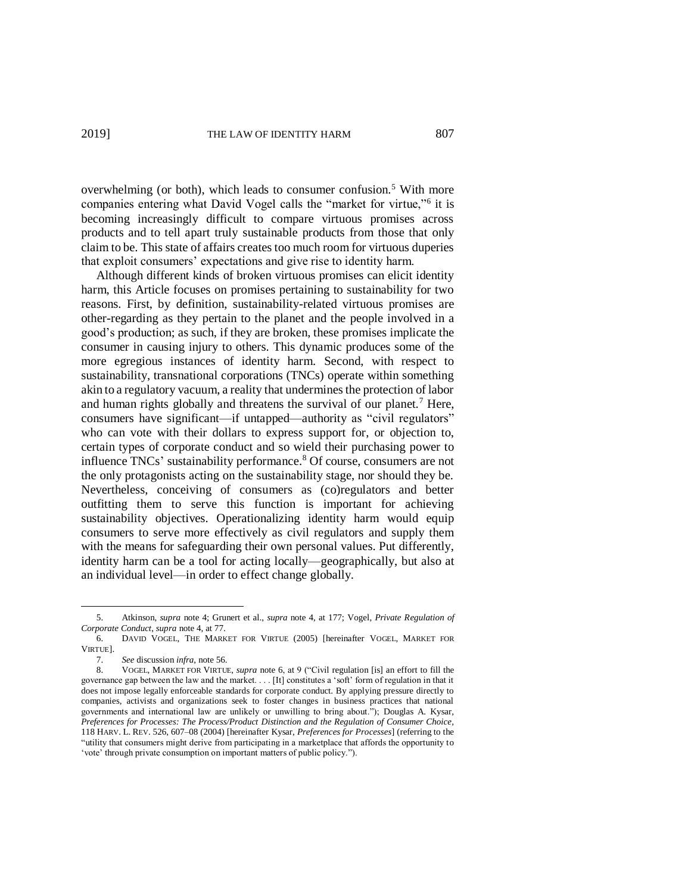overwhelming (or both), which leads to consumer confusion.[5] With more companies entering what David Vogel calls the "market for virtue,"[6] it is becoming increasingly difficult to compare virtuous promises across products and to tell apart truly sustainable products from those that only claim to be. This state of affairs creates too much room for virtuous duperies that exploit consumers' expectations and give rise to identity harm.

Although different kinds of broken virtuous promises can elicit identity harm, this Article focuses on promises pertaining to sustainability for two reasons. First, by definition, sustainability-related virtuous promises are other-regarding as they pertain to the planet and the people involved in a good's production; as such, if they are broken, these promises implicate the consumer in causing injury to others. This dynamic produces some of the more egregious instances of identity harm. Second, with respect to sustainability, transnational corporations (TNCs) operate within something akin to a regulatory vacuum, a reality that undermines the protection of labor and human rights globally and threatens the survival of our planet.[7] Here, consumers have significant—if untapped—authority as "civil regulators" who can vote with their dollars to express support for, or objection to, certain types of corporate conduct and so wield their purchasing power to influence TNCs' sustainability performance.[8] Of course, consumers are not the only protagonists acting on the sustainability stage, nor should they be. Nevertheless, conceiving of consumers as (co)regulators and better outfitting them to serve this function is important for achieving sustainability objectives. Operationalizing identity harm would equip consumers to serve more effectively as civil regulators and supply them with the means for safeguarding their own personal values. Put differently, identity harm can be a tool for acting locally—geographically, but also at an individual level—in order to effect change globally.

---

5. Atkinson, *supra* note 4; Grunert et al., *supra* note 4, at 177; Vogel, *Private Regulation of Corporate Conduct*, *supra* note 4, at 77.

6. DAVID VOGEL, THE MARKET FOR VIRTUE (2005) [hereinafter VOGEL, MARKET FOR VIRTUE].

7. *See* discussion *infra*, note 56.

8. VOGEL, MARKET FOR VIRTUE, *supra* note 6, at 9 ("Civil regulation [is] an effort to fill the governance gap between the law and the market. . . . [It] constitutes a 'soft' form of regulation in that it does not impose legally enforceable standards for corporate conduct. By applying pressure directly to companies, activists and organizations seek to foster changes in business practices that national governments and international law are unlikely or unwilling to bring about."); Douglas A. Kysar, *Preferences for Processes: The Process/Product Distinction and the Regulation of Consumer Choice*, 118 HARV. L. REV. 526, 607–08 (2004) [hereinafter Kysar, *Preferences for Processes*] (referring to the "utility that consumers might derive from participating in a marketplace that affords the opportunity to 'vote' through private consumption on important matters of public policy.").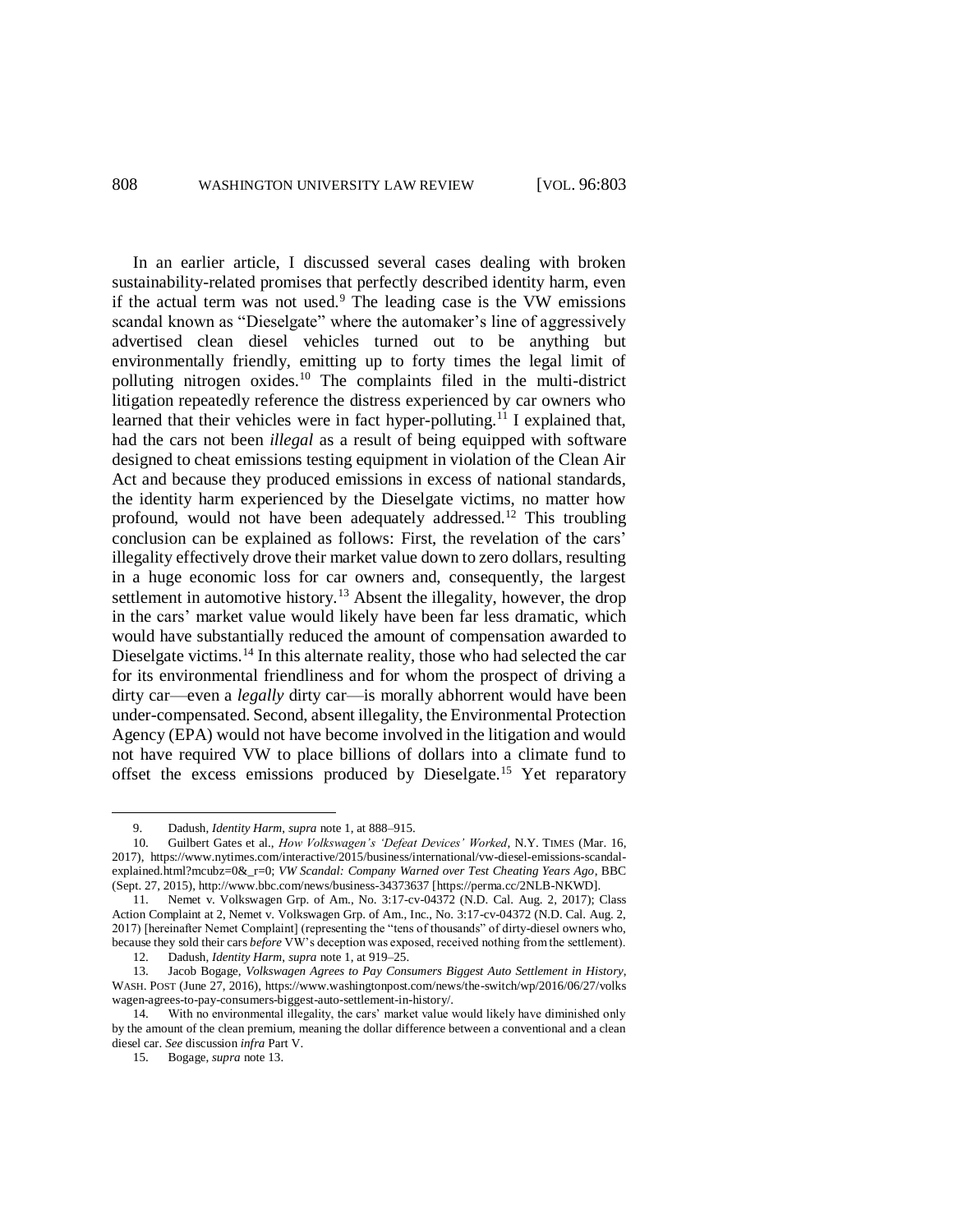In an earlier article, I discussed several cases dealing with broken sustainability-related promises that perfectly described identity harm, even if the actual term was not used.[9] The leading case is the VW emissions scandal known as "Dieselgate" where the automaker's line of aggressively advertised clean diesel vehicles turned out to be anything but environmentally friendly, emitting up to forty times the legal limit of polluting nitrogen oxides.[10] The complaints filed in the multi-district litigation repeatedly reference the distress experienced by car owners who learned that their vehicles were in fact hyper-polluting.[11] I explained that, had the cars not been *illegal* as a result of being equipped with software designed to cheat emissions testing equipment in violation of the Clean Air Act and because they produced emissions in excess of national standards, the identity harm experienced by the Dieselgate victims, no matter how profound, would not have been adequately addressed.[12] This troubling conclusion can be explained as follows: First, the revelation of the cars' illegality effectively drove their market value down to zero dollars, resulting in a huge economic loss for car owners and, consequently, the largest settlement in automotive history.[13] Absent the illegality, however, the drop in the cars' market value would likely have been far less dramatic, which would have substantially reduced the amount of compensation awarded to Dieselgate victims.[14] In this alternate reality, those who had selected the car for its environmental friendliness and for whom the prospect of driving a dirty car—even a *legally* dirty car—is morally abhorrent would have been under-compensated. Second, absent illegality, the Environmental Protection Agency (EPA) would not have become involved in the litigation and would not have required VW to place billions of dollars into a climate fund to offset the excess emissions produced by Dieselgate.[15] Yet reparatory

---

9. Dadush, *Identity Harm*, *supra* note 1, at 888–915.

10. Guilbert Gates et al., *How Volkswagen's 'Defeat Devices' Worked*, N.Y. TIMES (Mar. 16, 2017), https://www.nytimes.com/interactive/2015/business/international/vw-diesel-emissions-scandal-explained.html?mcubz=0&_r=0; *VW Scandal: Company Warned over Test Cheating Years Ago*, BBC (Sept. 27, 2015), http://www.bbc.com/news/business-34373637 [https://perma.cc/2NLB-NKWD].

11. Nemet v. Volkswagen Grp. of Am., No. 3:17-cv-04372 (N.D. Cal. Aug. 2, 2017); Class Action Complaint at 2, Nemet v. Volkswagen Grp. of Am., Inc., No. 3:17-cv-04372 (N.D. Cal. Aug. 2, 2017) [hereinafter Nemet Complaint] (representing the "tens of thousands" of dirty-diesel owners who, because they sold their cars *before* VW's deception was exposed, received nothing from the settlement).

12. Dadush, *Identity Harm*, *supra* note 1, at 919–25.

13. Jacob Bogage, *Volkswagen Agrees to Pay Consumers Biggest Auto Settlement in History*, WASH. POST (June 27, 2016), https://www.washingtonpost.com/news/the-switch/wp/2016/06/27/volkswagen-agrees-to-pay-consumers-biggest-auto-settlement-in-history/.

14. With no environmental illegality, the cars' market value would likely have diminished only by the amount of the clean premium, meaning the dollar difference between a conventional and a clean diesel car. *See* discussion *infra* Part V.

15. Bogage, *supra* note 13.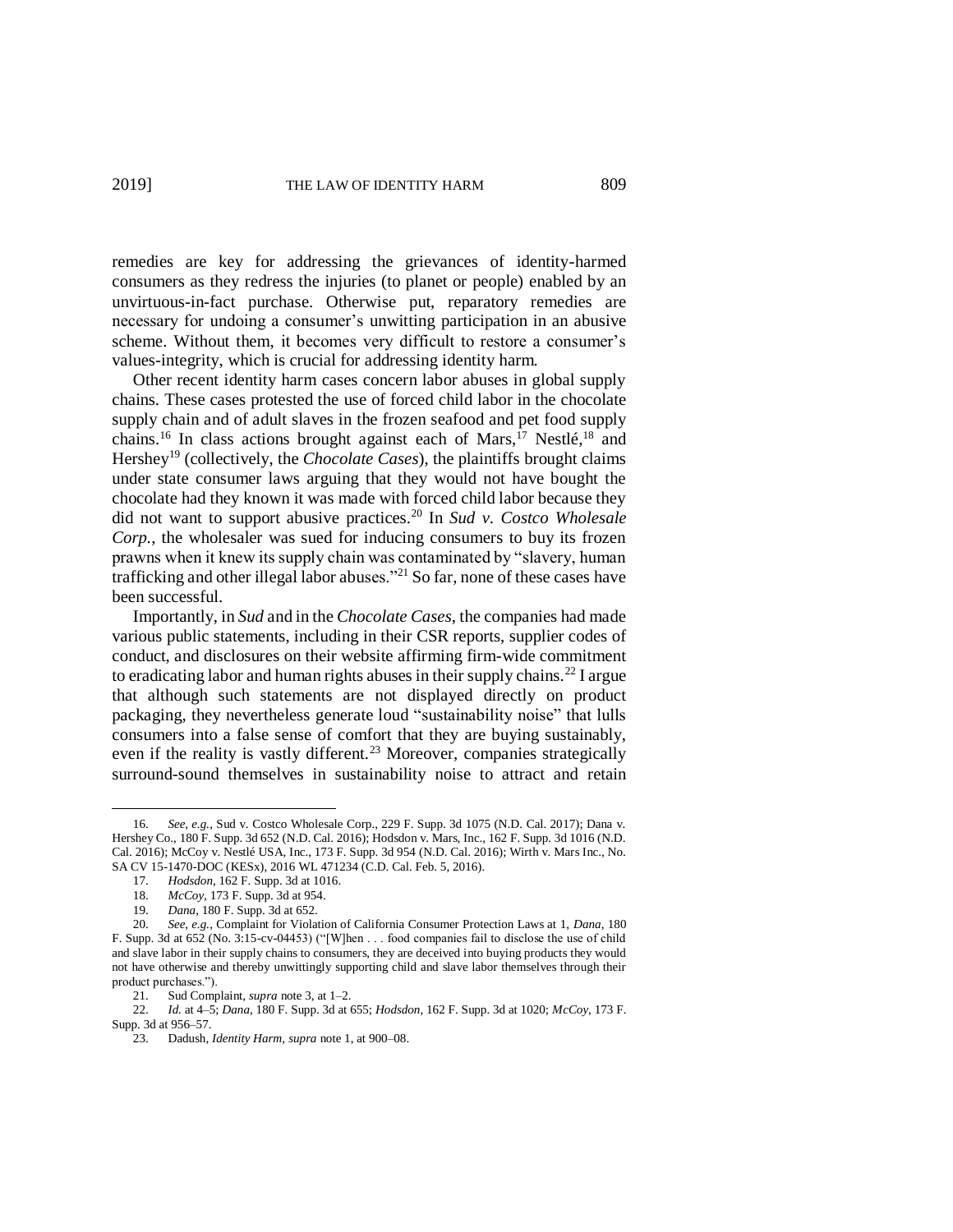remedies are key for addressing the grievances of identity-harmed consumers as they redress the injuries (to planet or people) enabled by an unvirtuous-in-fact purchase. Otherwise put, reparatory remedies are necessary for undoing a consumer's unwitting participation in an abusive scheme. Without them, it becomes very difficult to restore a consumer's values-integrity, which is crucial for addressing identity harm.

Other recent identity harm cases concern labor abuses in global supply chains. These cases protested the use of forced child labor in the chocolate supply chain and of adult slaves in the frozen seafood and pet food supply chains.[16] In class actions brought against each of Mars,[17] Nestlé,[18] and Hershey[19] (collectively, the *Chocolate Cases*), the plaintiffs brought claims under state consumer laws arguing that they would not have bought the chocolate had they known it was made with forced child labor because they did not want to support abusive practices.[20] In *Sud v. Costco Wholesale Corp.*, the wholesaler was sued for inducing consumers to buy its frozen prawns when it knew its supply chain was contaminated by "slavery, human trafficking and other illegal labor abuses."[21] So far, none of these cases have been successful.

Importantly, in *Sud* and in the *Chocolate Cases*, the companies had made various public statements, including in their CSR reports, supplier codes of conduct, and disclosures on their website affirming firm-wide commitment to eradicating labor and human rights abuses in their supply chains.[22] I argue that although such statements are not displayed directly on product packaging, they nevertheless generate loud "sustainability noise" that lulls consumers into a false sense of comfort that they are buying sustainably, even if the reality is vastly different.[23] Moreover, companies strategically surround-sound themselves in sustainability noise to attract and retain

---

16. *See, e.g.*, Sud v. Costco Wholesale Corp., 229 F. Supp. 3d 1075 (N.D. Cal. 2017); Dana v. Hershey Co., 180 F. Supp. 3d 652 (N.D. Cal. 2016); Hodsdon v. Mars, Inc., 162 F. Supp. 3d 1016 (N.D. Cal. 2016); McCoy v. Nestlé USA, Inc., 173 F. Supp. 3d 954 (N.D. Cal. 2016); Wirth v. Mars Inc., No. SA CV 15-1470-DOC (KESx), 2016 WL 471234 (C.D. Cal. Feb. 5, 2016).

17. *Hodsdon*, 162 F. Supp. 3d at 1016.

18. *McCoy*, 173 F. Supp. 3d at 954.

19. *Dana*, 180 F. Supp. 3d at 652.

20. *See, e.g.*, Complaint for Violation of California Consumer Protection Laws at 1, *Dana*, 180 F. Supp. 3d at 652 (No. 3:15-cv-04453) ("[W]hen . . . food companies fail to disclose the use of child and slave labor in their supply chains to consumers, they are deceived into buying products they would not have otherwise and thereby unwittingly supporting child and slave labor themselves through their product purchases.").

21. Sud Complaint, *supra* note 3, at 1–2.

22. *Id.* at 4–5; *Dana*, 180 F. Supp. 3d at 655; *Hodsdon*, 162 F. Supp. 3d at 1020; *McCoy*, 173 F. Supp. 3d at 956–57.

23. Dadush, *Identity Harm*, *supra* note 1, at 900–08.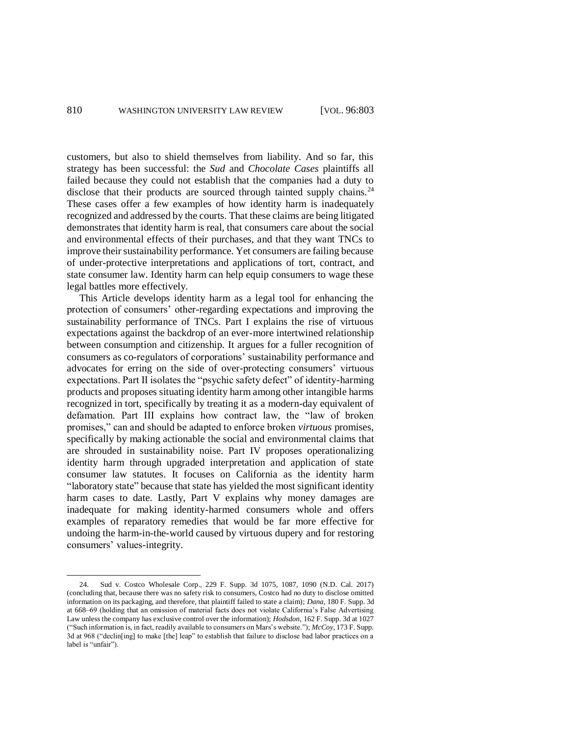customers, but also to shield themselves from liability. And so far, this strategy has been successful: the *Sud* and *Chocolate Cases* plaintiffs all failed because they could not establish that the companies had a duty to disclose that their products are sourced through tainted supply chains.[24] These cases offer a few examples of how identity harm is inadequately recognized and addressed by the courts. That these claims are being litigated demonstrates that identity harm is real, that consumers care about the social and environmental effects of their purchases, and that they want TNCs to improve their sustainability performance. Yet consumers are failing because of under-protective interpretations and applications of tort, contract, and state consumer law. Identity harm can help equip consumers to wage these legal battles more effectively.

This Article develops identity harm as a legal tool for enhancing the protection of consumers' other-regarding expectations and improving the sustainability performance of TNCs. Part I explains the rise of virtuous expectations against the backdrop of an ever-more intertwined relationship between consumption and citizenship. It argues for a fuller recognition of consumers as co-regulators of corporations' sustainability performance and advocates for erring on the side of over-protecting consumers' virtuous expectations. Part II isolates the "psychic safety defect" of identity-harming products and proposes situating identity harm among other intangible harms recognized in tort, specifically by treating it as a modern-day equivalent of defamation. Part III explains how contract law, the "law of broken promises," can and should be adapted to enforce broken *virtuous* promises, specifically by making actionable the social and environmental claims that are shrouded in sustainability noise. Part IV proposes operationalizing identity harm through upgraded interpretation and application of state consumer law statutes. It focuses on California as the identity harm "laboratory state" because that state has yielded the most significant identity harm cases to date. Lastly, Part V explains why money damages are inadequate for making identity-harmed consumers whole and offers examples of reparatory remedies that would be far more effective for undoing the harm-in-the-world caused by virtuous dupery and for restoring consumers' values-integrity.

---

24. Sud v. Costco Wholesale Corp., 229 F. Supp. 3d 1075, 1087, 1090 (N.D. Cal. 2017) (concluding that, because there was no safety risk to consumers, Costco had no duty to disclose omitted information on its packaging, and therefore, that plaintiff failed to state a claim); *Dana*, 180 F. Supp. 3d at 668–69 (holding that an omission of material facts does not violate California's False Advertising Law unless the company has exclusive control over the information); *Hodsdon*, 162 F. Supp. 3d at 1027 ("Such information is, in fact, readily available to consumers on Mars's website."); *McCoy*, 173 F. Supp. 3d at 968 ("declin[ing] to make [the] leap" to establish that failure to disclose bad labor practices on a label is "unfair").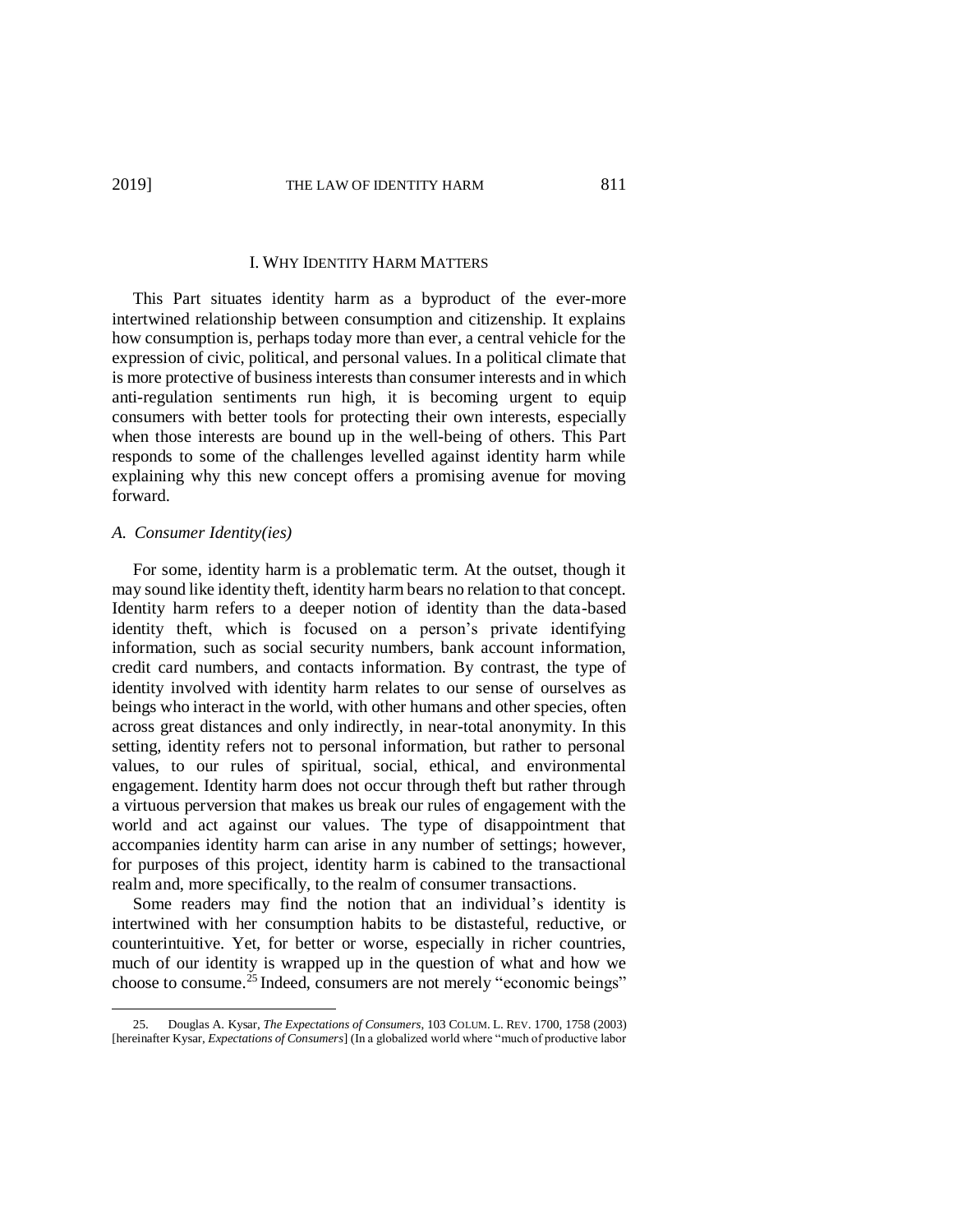## I. WHY IDENTITY HARM MATTERS

This Part situates identity harm as a byproduct of the ever-more intertwined relationship between consumption and citizenship. It explains how consumption is, perhaps today more than ever, a central vehicle for the expression of civic, political, and personal values. In a political climate that is more protective of business interests than consumer interests and in which anti-regulation sentiments run high, it is becoming urgent to equip consumers with better tools for protecting their own interests, especially when those interests are bound up in the well-being of others. This Part responds to some of the challenges levelled against identity harm while explaining why this new concept offers a promising avenue for moving forward.

### *A. Consumer Identity(ies)*

For some, identity harm is a problematic term. At the outset, though it may sound like identity theft, identity harm bears no relation to that concept. Identity harm refers to a deeper notion of identity than the data-based identity theft, which is focused on a person's private identifying information, such as social security numbers, bank account information, credit card numbers, and contacts information. By contrast, the type of identity involved with identity harm relates to our sense of ourselves as beings who interact in the world, with other humans and other species, often across great distances and only indirectly, in near-total anonymity. In this setting, identity refers not to personal information, but rather to personal values, to our rules of spiritual, social, ethical, and environmental engagement. Identity harm does not occur through theft but rather through a virtuous perversion that makes us break our rules of engagement with the world and act against our values. The type of disappointment that accompanies identity harm can arise in any number of settings; however, for purposes of this project, identity harm is cabined to the transactional realm and, more specifically, to the realm of consumer transactions.

Some readers may find the notion that an individual's identity is intertwined with her consumption habits to be distasteful, reductive, or counterintuitive. Yet, for better or worse, especially in richer countries, much of our identity is wrapped up in the question of what and how we choose to consume.[25] Indeed, consumers are not merely "economic beings"

---

25. Douglas A. Kysar, *The Expectations of Consumers*, 103 COLUM. L. REV. 1700, 1758 (2003) [hereinafter Kysar, *Expectations of Consumers*] (In a globalized world where "much of productive labor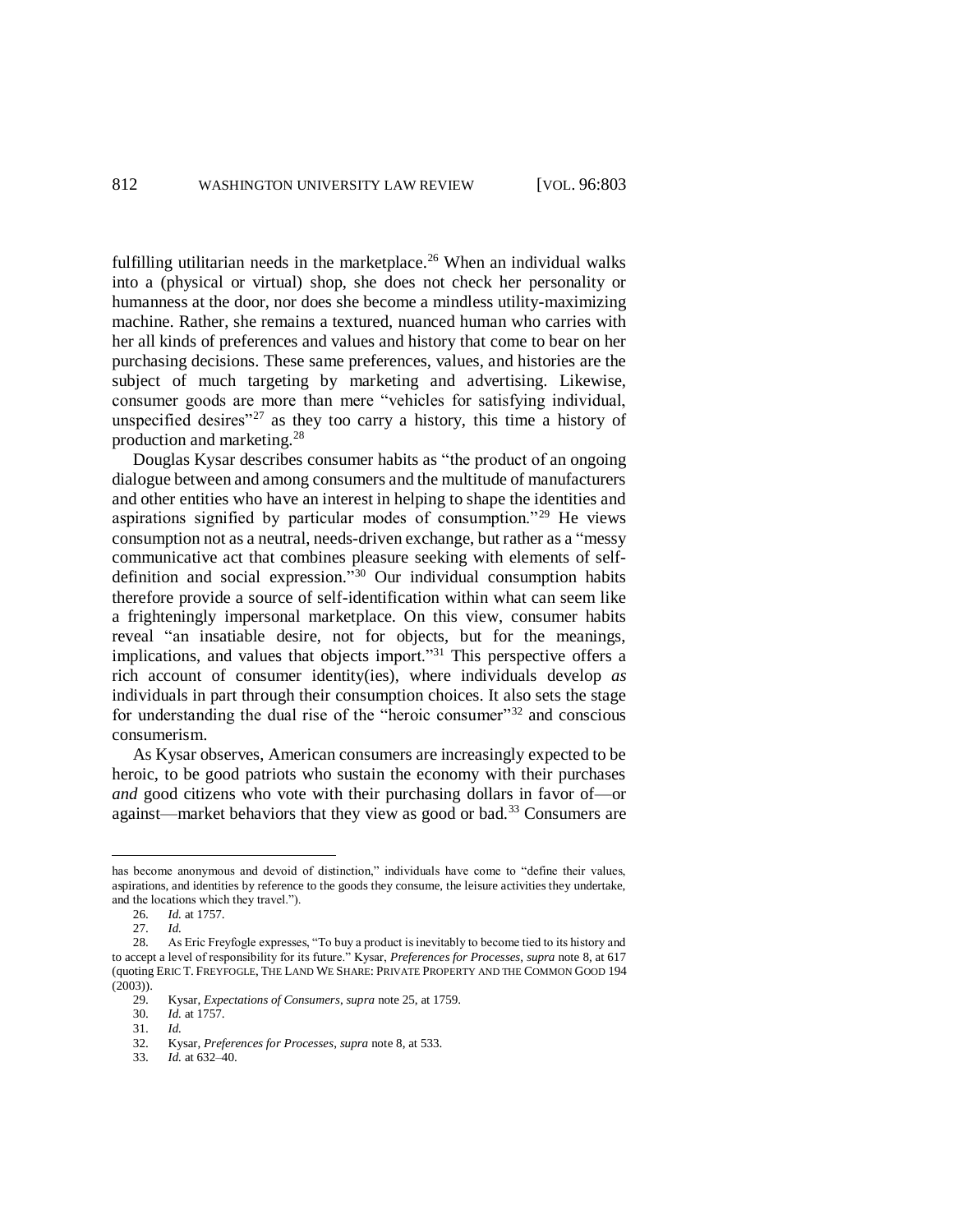fulfilling utilitarian needs in the marketplace.[26] When an individual walks into a (physical or virtual) shop, she does not check her personality or humanness at the door, nor does she become a mindless utility-maximizing machine. Rather, she remains a textured, nuanced human who carries with her all kinds of preferences and values and history that come to bear on her purchasing decisions. These same preferences, values, and histories are the subject of much targeting by marketing and advertising. Likewise, consumer goods are more than mere "vehicles for satisfying individual, unspecified desires"[27] as they too carry a history, this time a history of production and marketing.[28]

Douglas Kysar describes consumer habits as "the product of an ongoing dialogue between and among consumers and the multitude of manufacturers and other entities who have an interest in helping to shape the identities and aspirations signified by particular modes of consumption."[29] He views consumption not as a neutral, needs-driven exchange, but rather as a "messy communicative act that combines pleasure seeking with elements of self-definition and social expression."[30] Our individual consumption habits therefore provide a source of self-identification within what can seem like a frighteningly impersonal marketplace. On this view, consumer habits reveal "an insatiable desire, not for objects, but for the meanings, implications, and values that objects import."[31] This perspective offers a rich account of consumer identity(ies), where individuals develop *as* individuals in part through their consumption choices. It also sets the stage for understanding the dual rise of the "heroic consumer"[32] and conscious consumerism.

As Kysar observes, American consumers are increasingly expected to be heroic, to be good patriots who sustain the economy with their purchases *and* good citizens who vote with their purchasing dollars in favor of—or against—market behaviors that they view as good or bad.[33] Consumers are

---

has become anonymous and devoid of distinction," individuals have come to "define their values, aspirations, and identities by reference to the goods they consume, the leisure activities they undertake, and the locations which they travel.").

26. *Id.* at 1757.

27. *Id.*

28. As Eric Freyfogle expresses, "To buy a product is inevitably to become tied to its history and to accept a level of responsibility for its future." Kysar, *Preferences for Processes*, *supra* note 8, at 617 (quoting ERIC T. FREYFOGLE, THE LAND WE SHARE: PRIVATE PROPERTY AND THE COMMON GOOD 194 (2003)).

29. Kysar, *Expectations of Consumers*, *supra* note 25, at 1759.

30. *Id.* at 1757.

31. *Id.*

32. Kysar, *Preferences for Processes*, *supra* note 8, at 533.

33. *Id.* at 632–40.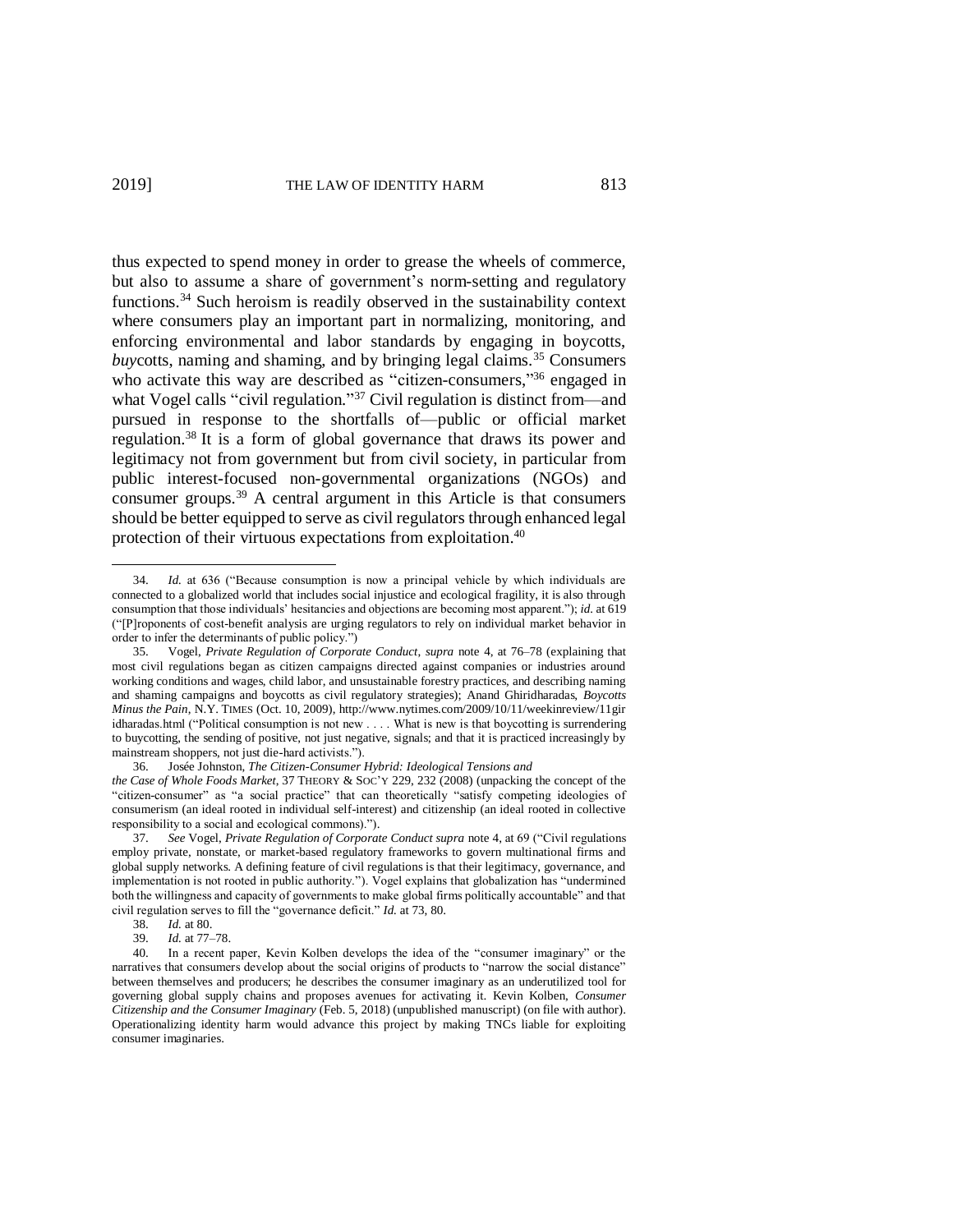thus expected to spend money in order to grease the wheels of commerce, but also to assume a share of government's norm-setting and regulatory functions.[34] Such heroism is readily observed in the sustainability context where consumers play an important part in normalizing, monitoring, and enforcing environmental and labor standards by engaging in boycotts, *buy*cotts, naming and shaming, and by bringing legal claims.[35] Consumers who activate this way are described as "citizen-consumers,"[36] engaged in what Vogel calls "civil regulation."[37] Civil regulation is distinct from—and pursued in response to the shortfalls of—public or official market regulation.[38] It is a form of global governance that draws its power and legitimacy not from government but from civil society, in particular from public interest-focused non-governmental organizations (NGOs) and consumer groups.[39] A central argument in this Article is that consumers should be better equipped to serve as civil regulators through enhanced legal protection of their virtuous expectations from exploitation.[40]

---

34. *Id.* at 636 ("Because consumption is now a principal vehicle by which individuals are connected to a globalized world that includes social injustice and ecological fragility, it is also through consumption that those individuals' hesitancies and objections are becoming most apparent."); *id.* at 619 ("[P]roponents of cost-benefit analysis are urging regulators to rely on individual market behavior in order to infer the determinants of public policy.")

35. Vogel, *Private Regulation of Corporate Conduct*, *supra* note 4, at 76–78 (explaining that most civil regulations began as citizen campaigns directed against companies or industries around working conditions and wages, child labor, and unsustainable forestry practices, and describing naming and shaming campaigns and boycotts as civil regulatory strategies); Anand Ghiridharadas, *Boycotts Minus the Pain*, N.Y. TIMES (Oct. 10, 2009), http://www.nytimes.com/2009/10/11/weekinreview/11giridharadas.html ("Political consumption is not new . . . . What is new is that boycotting is surrendering to buycotting, the sending of positive, not just negative, signals; and that it is practiced increasingly by mainstream shoppers, not just die-hard activists.").

36. Josée Johnston, *The Citizen-Consumer Hybrid: Ideological Tensions and the Case of Whole Foods Market*, 37 THEORY & SOC'Y 229, 232 (2008) (unpacking the concept of the "citizen-consumer" as "a social practice" that can theoretically "satisfy competing ideologies of consumerism (an ideal rooted in individual self-interest) and citizenship (an ideal rooted in collective responsibility to a social and ecological commons).").

37. *See* Vogel, *Private Regulation of Corporate Conduct supra* note 4, at 69 ("Civil regulations employ private, nonstate, or market-based regulatory frameworks to govern multinational firms and global supply networks. A defining feature of civil regulations is that their legitimacy, governance, and implementation is not rooted in public authority."). Vogel explains that globalization has "undermined both the willingness and capacity of governments to make global firms politically accountable" and that civil regulation serves to fill the "governance deficit." *Id.* at 73, 80.

38. *Id.* at 80.

39. *Id.* at 77–78.

40. In a recent paper, Kevin Kolben develops the idea of the "consumer imaginary" or the narratives that consumers develop about the social origins of products to "narrow the social distance" between themselves and producers; he describes the consumer imaginary as an underutilized tool for governing global supply chains and proposes avenues for activating it. Kevin Kolben, *Consumer Citizenship and the Consumer Imaginary* (Feb. 5, 2018) (unpublished manuscript) (on file with author). Operationalizing identity harm would advance this project by making TNCs liable for exploiting consumer imaginaries.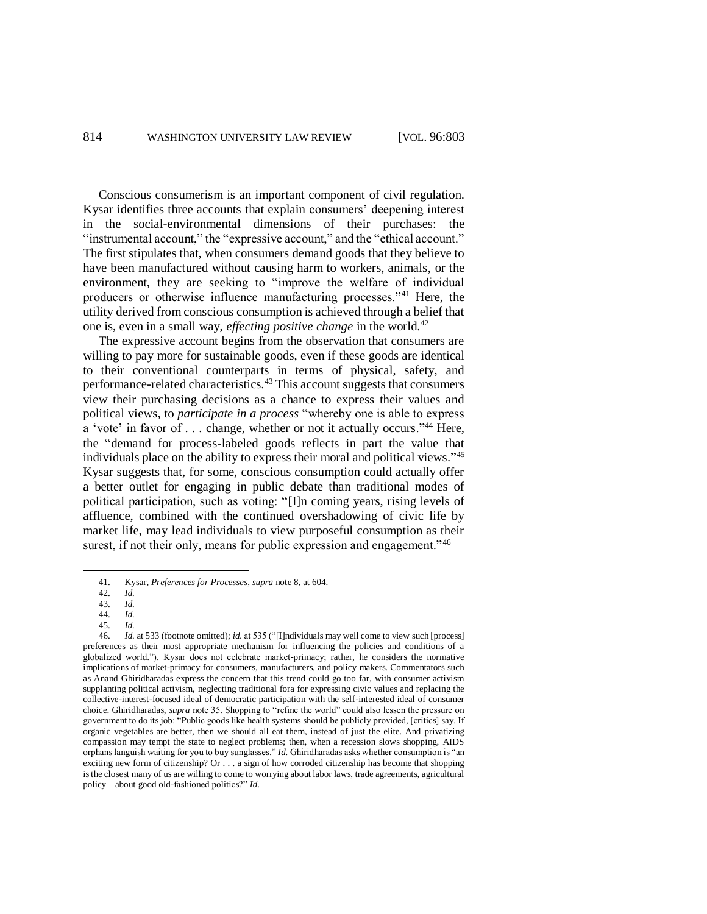Conscious consumerism is an important component of civil regulation. Kysar identifies three accounts that explain consumers' deepening interest in the social-environmental dimensions of their purchases: the "instrumental account," the "expressive account," and the "ethical account." The first stipulates that, when consumers demand goods that they believe to have been manufactured without causing harm to workers, animals, or the environment, they are seeking to "improve the welfare of individual producers or otherwise influence manufacturing processes."[41] Here, the utility derived from conscious consumption is achieved through a belief that one is, even in a small way, *effecting positive change* in the world.[42]

The expressive account begins from the observation that consumers are willing to pay more for sustainable goods, even if these goods are identical to their conventional counterparts in terms of physical, safety, and performance-related characteristics.[43] This account suggests that consumers view their purchasing decisions as a chance to express their values and political views, to *participate in a process* "whereby one is able to express a 'vote' in favor of . . . change, whether or not it actually occurs."[44] Here, the "demand for process-labeled goods reflects in part the value that individuals place on the ability to express their moral and political views."[45] Kysar suggests that, for some, conscious consumption could actually offer a better outlet for engaging in public debate than traditional modes of political participation, such as voting: "[I]n coming years, rising levels of affluence, combined with the continued overshadowing of civic life by market life, may lead individuals to view purposeful consumption as their surest, if not their only, means for public expression and engagement."[46]

---

41. Kysar, *Preferences for Processes*, *supra* note 8, at 604.

42. *Id.*

43. *Id.*

44. *Id.*

45. *Id.*

46. *Id.* at 533 (footnote omitted); *id.* at 535 ("[I]ndividuals may well come to view such [process] preferences as their most appropriate mechanism for influencing the policies and conditions of a globalized world."). Kysar does not celebrate market-primacy; rather, he considers the normative implications of market-primacy for consumers, manufacturers, and policy makers. Commentators such as Anand Ghiridharadas express the concern that this trend could go too far, with consumer activism supplanting political activism, neglecting traditional fora for expressing civic values and replacing the collective-interest-focused ideal of democratic participation with the self-interested ideal of consumer choice. Ghiridharadas, *supra* note 35. Shopping to "refine the world" could also lessen the pressure on government to do its job: "Public goods like health systems should be publicly provided, [critics] say. If organic vegetables are better, then we should all eat them, instead of just the elite. And privatizing compassion may tempt the state to neglect problems; then, when a recession slows shopping, AIDS orphans languish waiting for you to buy sunglasses." *Id.* Ghiridharadas asks whether consumption is "an exciting new form of citizenship? Or . . . a sign of how corroded citizenship has become that shopping is the closest many of us are willing to come to worrying about labor laws, trade agreements, agricultural policy—about good old-fashioned politics?" *Id.*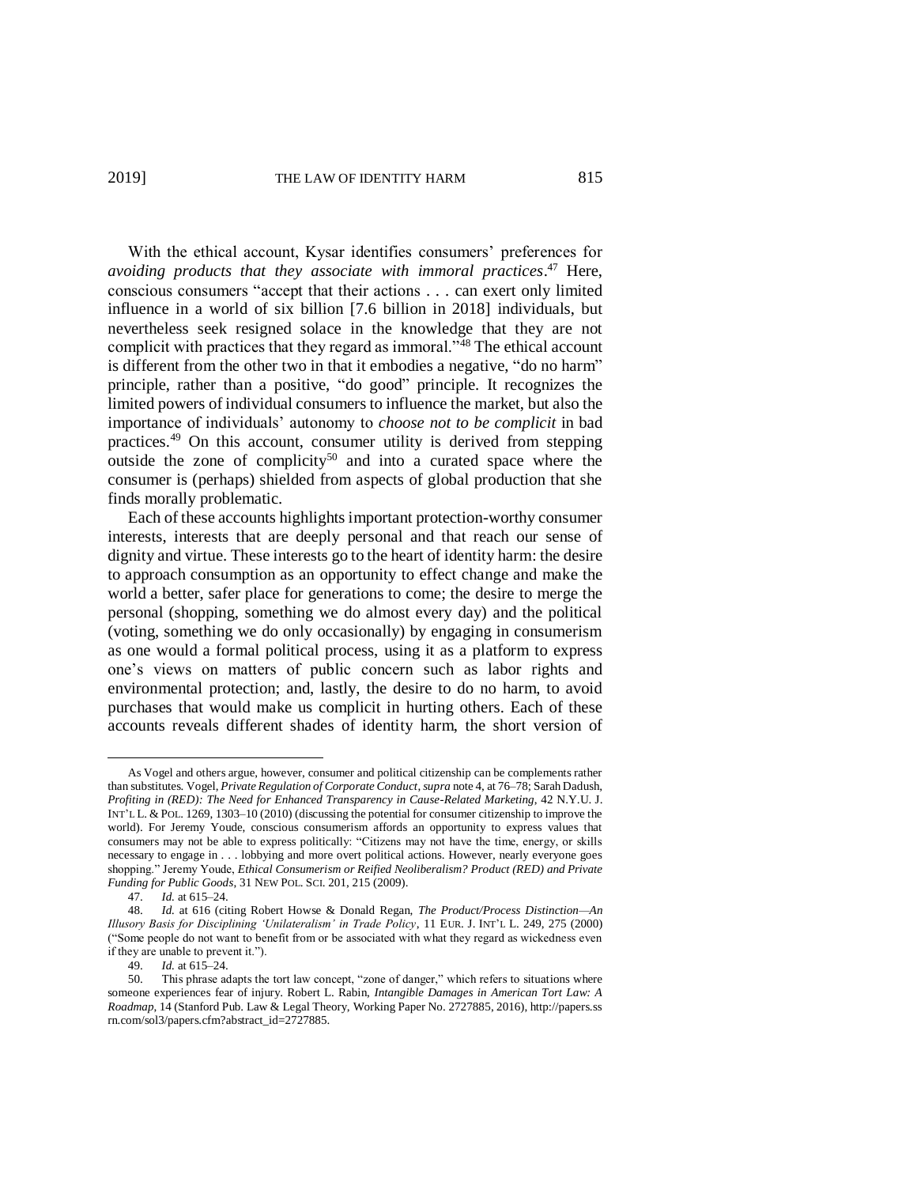With the ethical account, Kysar identifies consumers' preferences for *avoiding products that they associate with immoral practices*.[47] Here, conscious consumers "accept that their actions . . . can exert only limited influence in a world of six billion [7.6 billion in 2018] individuals, but nevertheless seek resigned solace in the knowledge that they are not complicit with practices that they regard as immoral."[48] The ethical account is different from the other two in that it embodies a negative, "do no harm" principle, rather than a positive, "do good" principle. It recognizes the limited powers of individual consumers to influence the market, but also the importance of individuals' autonomy to *choose not to be complicit* in bad practices.[49] On this account, consumer utility is derived from stepping outside the zone of complicity[50] and into a curated space where the consumer is (perhaps) shielded from aspects of global production that she finds morally problematic.

Each of these accounts highlights important protection-worthy consumer interests, interests that are deeply personal and that reach our sense of dignity and virtue. These interests go to the heart of identity harm: the desire to approach consumption as an opportunity to effect change and make the world a better, safer place for generations to come; the desire to merge the personal (shopping, something we do almost every day) and the political (voting, something we do only occasionally) by engaging in consumerism as one would a formal political process, using it as a platform to express one's views on matters of public concern such as labor rights and environmental protection; and, lastly, the desire to do no harm, to avoid purchases that would make us complicit in hurting others. Each of these accounts reveals different shades of identity harm, the short version of

---

As Vogel and others argue, however, consumer and political citizenship can be complements rather than substitutes. Vogel, *Private Regulation of Corporate Conduct*, *supra* note 4, at 76–78; Sarah Dadush, *Profiting in (RED): The Need for Enhanced Transparency in Cause-Related Marketing*, 42 N.Y.U. J. INT'L L. & POL. 1269, 1303–10 (2010) (discussing the potential for consumer citizenship to improve the world). For Jeremy Youde, conscious consumerism affords an opportunity to express values that consumers may not be able to express politically: "Citizens may not have the time, energy, or skills necessary to engage in . . . lobbying and more overt political actions. However, nearly everyone goes shopping." Jeremy Youde, *Ethical Consumerism or Reified Neoliberalism? Product (RED) and Private Funding for Public Goods*, 31 NEW POL. SCI. 201, 215 (2009).

47. *Id.* at 615–24.

48. *Id.* at 616 (citing Robert Howse & Donald Regan, *The Product/Process Distinction—An Illusory Basis for Disciplining 'Unilateralism' in Trade Policy*, 11 EUR. J. INT'L L. 249, 275 (2000) ("Some people do not want to benefit from or be associated with what they regard as wickedness even if they are unable to prevent it.").

49. *Id.* at 615–24.

50. This phrase adapts the tort law concept, "zone of danger," which refers to situations where someone experiences fear of injury. Robert L. Rabin, *Intangible Damages in American Tort Law: A Roadmap*, 14 (Stanford Pub. Law & Legal Theory, Working Paper No. 2727885, 2016), http://papers.ssrn.com/sol3/papers.cfm?abstract_id=2727885.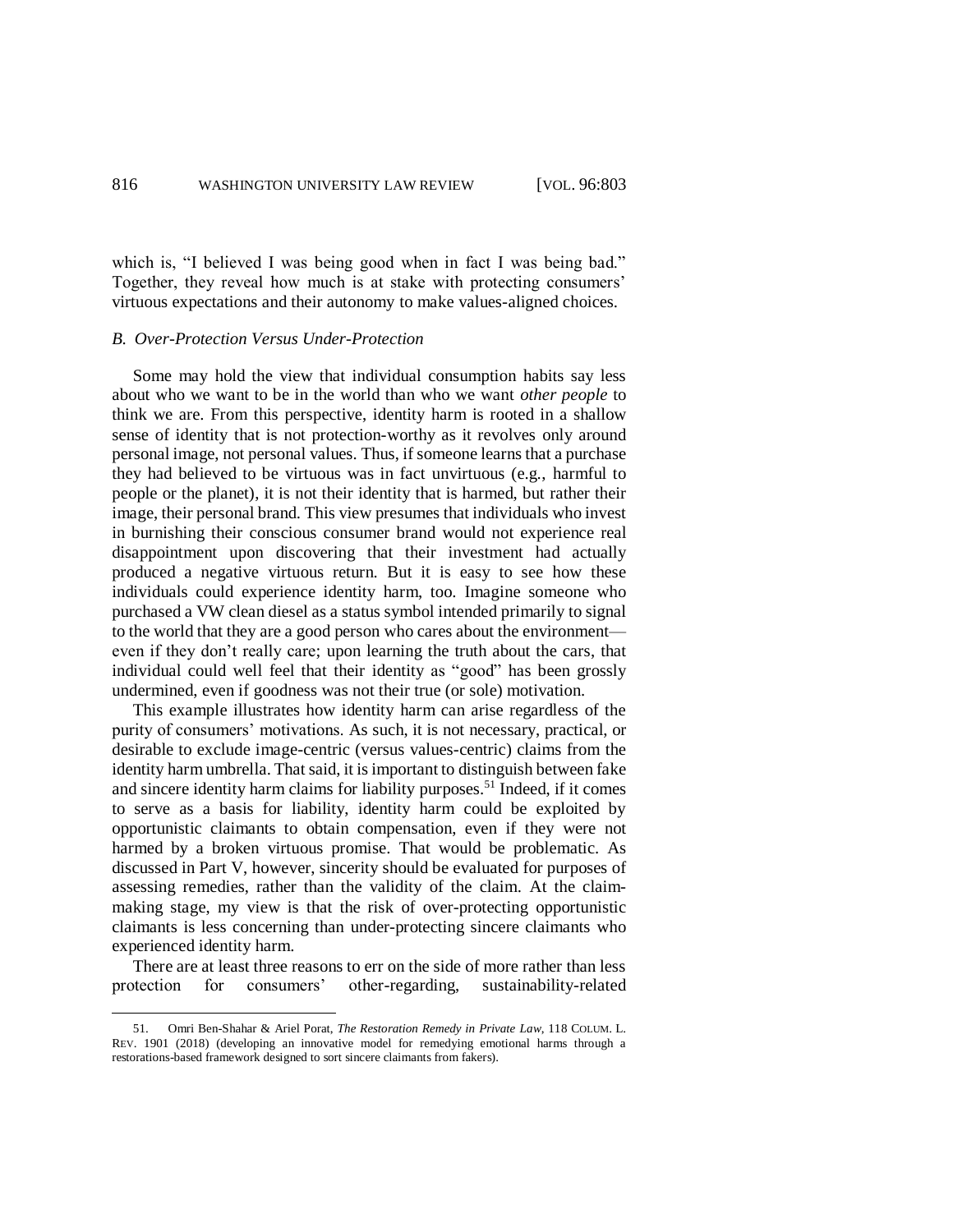which is, "I believed I was being good when in fact I was being bad." Together, they reveal how much is at stake with protecting consumers' virtuous expectations and their autonomy to make values-aligned choices.

### *B. Over-Protection Versus Under-Protection*

Some may hold the view that individual consumption habits say less about who we want to be in the world than who we want *other people* to think we are. From this perspective, identity harm is rooted in a shallow sense of identity that is not protection-worthy as it revolves only around personal image, not personal values. Thus, if someone learns that a purchase they had believed to be virtuous was in fact unvirtuous (e.g., harmful to people or the planet), it is not their identity that is harmed, but rather their image, their personal brand. This view presumes that individuals who invest in burnishing their conscious consumer brand would not experience real disappointment upon discovering that their investment had actually produced a negative virtuous return. But it is easy to see how these individuals could experience identity harm, too. Imagine someone who purchased a VW clean diesel as a status symbol intended primarily to signal to the world that they are a good person who cares about the environment—even if they don't really care; upon learning the truth about the cars, that individual could well feel that their identity as "good" has been grossly undermined, even if goodness was not their true (or sole) motivation.

This example illustrates how identity harm can arise regardless of the purity of consumers' motivations. As such, it is not necessary, practical, or desirable to exclude image-centric (versus values-centric) claims from the identity harm umbrella. That said, it is important to distinguish between fake and sincere identity harm claims for liability purposes.[51] Indeed, if it comes to serve as a basis for liability, identity harm could be exploited by opportunistic claimants to obtain compensation, even if they were not harmed by a broken virtuous promise. That would be problematic. As discussed in Part V, however, sincerity should be evaluated for purposes of assessing remedies, rather than the validity of the claim. At the claim-making stage, my view is that the risk of over-protecting opportunistic claimants is less concerning than under-protecting sincere claimants who experienced identity harm.

There are at least three reasons to err on the side of more rather than less protection for consumers' other-regarding, sustainability-related

---

51. Omri Ben-Shahar & Ariel Porat, *The Restoration Remedy in Private Law*, 118 COLUM. L. REV. 1901 (2018) (developing an innovative model for remedying emotional harms through a restorations-based framework designed to sort sincere claimants from fakers).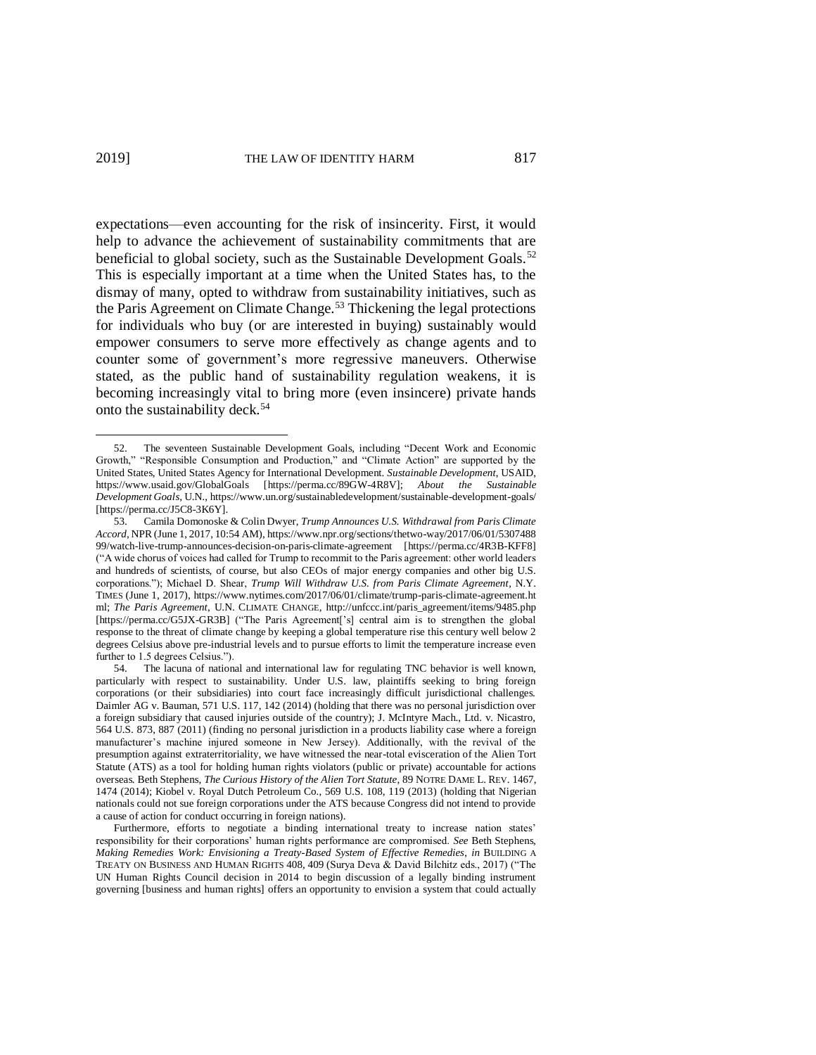expectations—even accounting for the risk of insincerity. First, it would help to advance the achievement of sustainability commitments that are beneficial to global society, such as the Sustainable Development Goals.[52] This is especially important at a time when the United States has, to the dismay of many, opted to withdraw from sustainability initiatives, such as the Paris Agreement on Climate Change.[53] Thickening the legal protections for individuals who buy (or are interested in buying) sustainably would empower consumers to serve more effectively as change agents and to counter some of government's more regressive maneuvers. Otherwise stated, as the public hand of sustainability regulation weakens, it is becoming increasingly vital to bring more (even insincere) private hands onto the sustainability deck.[54]

---

52. The seventeen Sustainable Development Goals, including "Decent Work and Economic Growth," "Responsible Consumption and Production," and "Climate Action" are supported by the United States, United States Agency for International Development. *Sustainable Development*, USAID, https://www.usaid.gov/GlobalGoals [https://perma.cc/89GW-4R8V]; *About the Sustainable Development Goals*, U.N., https://www.un.org/sustainabledevelopment/sustainable-development-goals/ [https://perma.cc/J5C8-3K6Y].

53. Camila Domonoske & Colin Dwyer, *Trump Announces U.S. Withdrawal from Paris Climate Accord*, NPR (June 1, 2017, 10:54 AM), https://www.npr.org/sections/thetwo-way/2017/06/01/530748899/watch-live-trump-announces-decision-on-paris-climate-agreement [https://perma.cc/4R3B-KFF8] ("A wide chorus of voices had called for Trump to recommit to the Paris agreement: other world leaders and hundreds of scientists, of course, but also CEOs of major energy companies and other big U.S. corporations."); Michael D. Shear, *Trump Will Withdraw U.S. from Paris Climate Agreement*, N.Y. TIMES (June 1, 2017), https://www.nytimes.com/2017/06/01/climate/trump-paris-climate-agreement.html; *The Paris Agreement*, U.N. CLIMATE CHANGE, http://unfccc.int/paris_agreement/items/9485.php [https://perma.cc/G5JX-GR3B] ("The Paris Agreement['s] central aim is to strengthen the global response to the threat of climate change by keeping a global temperature rise this century well below 2 degrees Celsius above pre-industrial levels and to pursue efforts to limit the temperature increase even further to 1.5 degrees Celsius.").

54. The lacuna of national and international law for regulating TNC behavior is well known, particularly with respect to sustainability. Under U.S. law, plaintiffs seeking to bring foreign corporations (or their subsidiaries) into court face increasingly difficult jurisdictional challenges. Daimler AG v. Bauman, 571 U.S. 117, 142 (2014) (holding that there was no personal jurisdiction over a foreign subsidiary that caused injuries outside of the country); J. McIntyre Mach., Ltd. v. Nicastro, 564 U.S. 873, 887 (2011) (finding no personal jurisdiction in a products liability case where a foreign manufacturer's machine injured someone in New Jersey). Additionally, with the revival of the presumption against extraterritoriality, we have witnessed the near-total evisceration of the Alien Tort Statute (ATS) as a tool for holding human rights violators (public or private) accountable for actions overseas. Beth Stephens, *The Curious History of the Alien Tort Statute*, 89 NOTRE DAME L. REV. 1467, 1474 (2014); Kiobel v. Royal Dutch Petroleum Co., 569 U.S. 108, 119 (2013) (holding that Nigerian nationals could not sue foreign corporations under the ATS because Congress did not intend to provide a cause of action for conduct occurring in foreign nations).

Furthermore, efforts to negotiate a binding international treaty to increase nation states' responsibility for their corporations' human rights performance are compromised. *See* Beth Stephens, *Making Remedies Work: Envisioning a Treaty-Based System of Effective Remedies*, *in* BUILDING A TREATY ON BUSINESS AND HUMAN RIGHTS 408, 409 (Surya Deva & David Bilchitz eds., 2017) ("The UN Human Rights Council decision in 2014 to begin discussion of a legally binding instrument governing [business and human rights] offers an opportunity to envision a system that could actually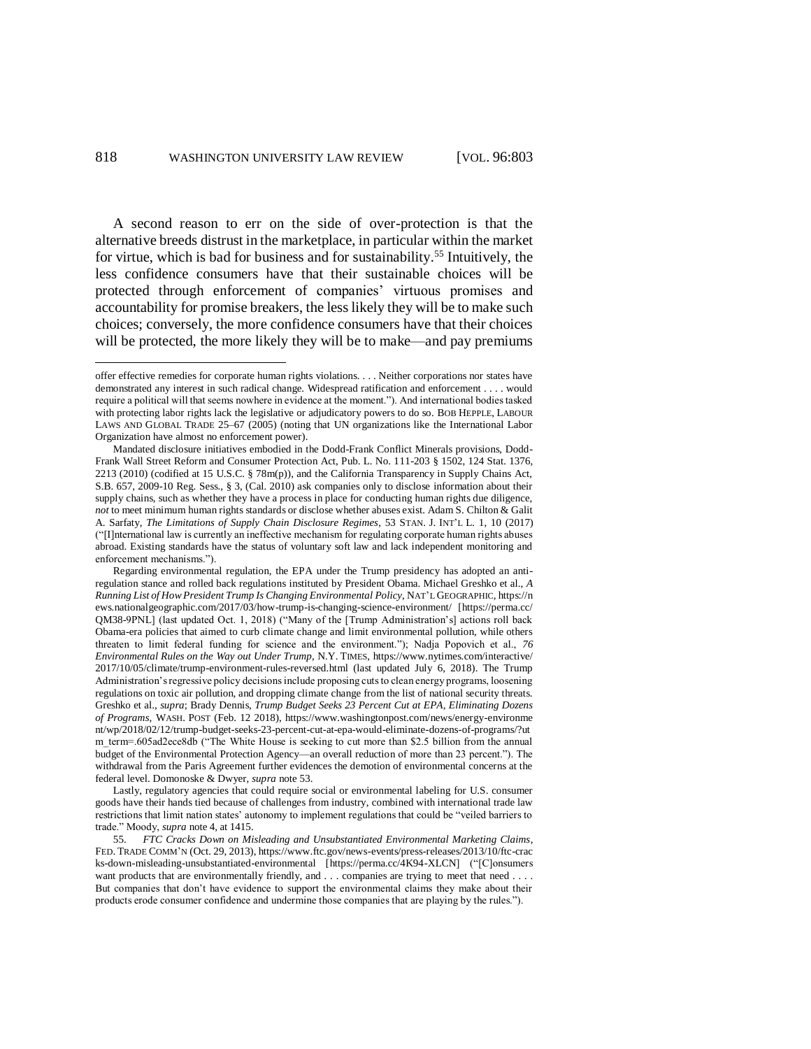A second reason to err on the side of over-protection is that the alternative breeds distrust in the marketplace, in particular within the market for virtue, which is bad for business and for sustainability.[55] Intuitively, the less confidence consumers have that their sustainable choices will be protected through enforcement of companies' virtuous promises and accountability for promise breakers, the less likely they will be to make such choices; conversely, the more confidence consumers have that their choices will be protected, the more likely they will be to make—and pay premiums

---

offer effective remedies for corporate human rights violations. . . . Neither corporations nor states have demonstrated any interest in such radical change. Widespread ratification and enforcement . . . . would require a political will that seems nowhere in evidence at the moment."). And international bodies tasked with protecting labor rights lack the legislative or adjudicatory powers to do so. BOB HEPPLE, LABOUR LAWS AND GLOBAL TRADE 25–67 (2005) (noting that UN organizations like the International Labor Organization have almost no enforcement power).

Mandated disclosure initiatives embodied in the Dodd-Frank Conflict Minerals provisions, Dodd-Frank Wall Street Reform and Consumer Protection Act, Pub. L. No. 111-203 § 1502, 124 Stat. 1376, 2213 (2010) (codified at 15 U.S.C. § 78m(p)), and the California Transparency in Supply Chains Act, S.B. 657, 2009-10 Reg. Sess., § 3, (Cal. 2010) ask companies only to disclose information about their supply chains, such as whether they have a process in place for conducting human rights due diligence, *not* to meet minimum human rights standards or disclose whether abuses exist. Adam S. Chilton & Galit A. Sarfaty, *The Limitations of Supply Chain Disclosure Regimes*, 53 STAN. J. INT'L L. 1, 10 (2017) ("[I]nternational law is currently an ineffective mechanism for regulating corporate human rights abuses abroad. Existing standards have the status of voluntary soft law and lack independent monitoring and enforcement mechanisms.").

Regarding environmental regulation, the EPA under the Trump presidency has adopted an anti-regulation stance and rolled back regulations instituted by President Obama. Michael Greshko et al., *A Running List of How President Trump Is Changing Environmental Policy*, NAT'L GEOGRAPHIC, https://news.nationalgeographic.com/2017/03/how-trump-is-changing-science-environment/ [https://perma.cc/QM38-9PNL] (last updated Oct. 1, 2018) ("Many of the [Trump Administration's] actions roll back Obama-era policies that aimed to curb climate change and limit environmental pollution, while others threaten to limit federal funding for science and the environment."); Nadja Popovich et al., *76 Environmental Rules on the Way out Under Trump*, N.Y. TIMES, https://www.nytimes.com/interactive/2017/10/05/climate/trump-environment-rules-reversed.html (last updated July 6, 2018). The Trump Administration's regressive policy decisions include proposing cuts to clean energy programs, loosening regulations on toxic air pollution, and dropping climate change from the list of national security threats. Greshko et al., *supra*; Brady Dennis, *Trump Budget Seeks 23 Percent Cut at EPA, Eliminating Dozens of Programs*, WASH. POST (Feb. 12 2018), https://www.washingtonpost.com/news/energy-environment/wp/2018/02/12/trump-budget-seeks-23-percent-cut-at-epa-would-eliminate-dozens-of-programs/?utm_term=.605ad2ece8db ("The White House is seeking to cut more than $2.5 billion from the annual budget of the Environmental Protection Agency—an overall reduction of more than 23 percent."). The withdrawal from the Paris Agreement further evidences the demotion of environmental concerns at the federal level. Domonoske & Dwyer, *supra* note 53.

Lastly, regulatory agencies that could require social or environmental labeling for U.S. consumer goods have their hands tied because of challenges from industry, combined with international trade law restrictions that limit nation states' autonomy to implement regulations that could be "veiled barriers to trade." Moody, *supra* note 4, at 1415.

55. *FTC Cracks Down on Misleading and Unsubstantiated Environmental Marketing Claims*, FED. TRADE COMM'N (Oct. 29, 2013), https://www.ftc.gov/news-events/press-releases/2013/10/ftc-cracks-down-misleading-unsubstantiated-environmental [https://perma.cc/4K94-XLCN] ("[C]onsumers want products that are environmentally friendly, and . . . companies are trying to meet that need . . . . But companies that don't have evidence to support the environmental claims they make about their products erode consumer confidence and undermine those companies that are playing by the rules.").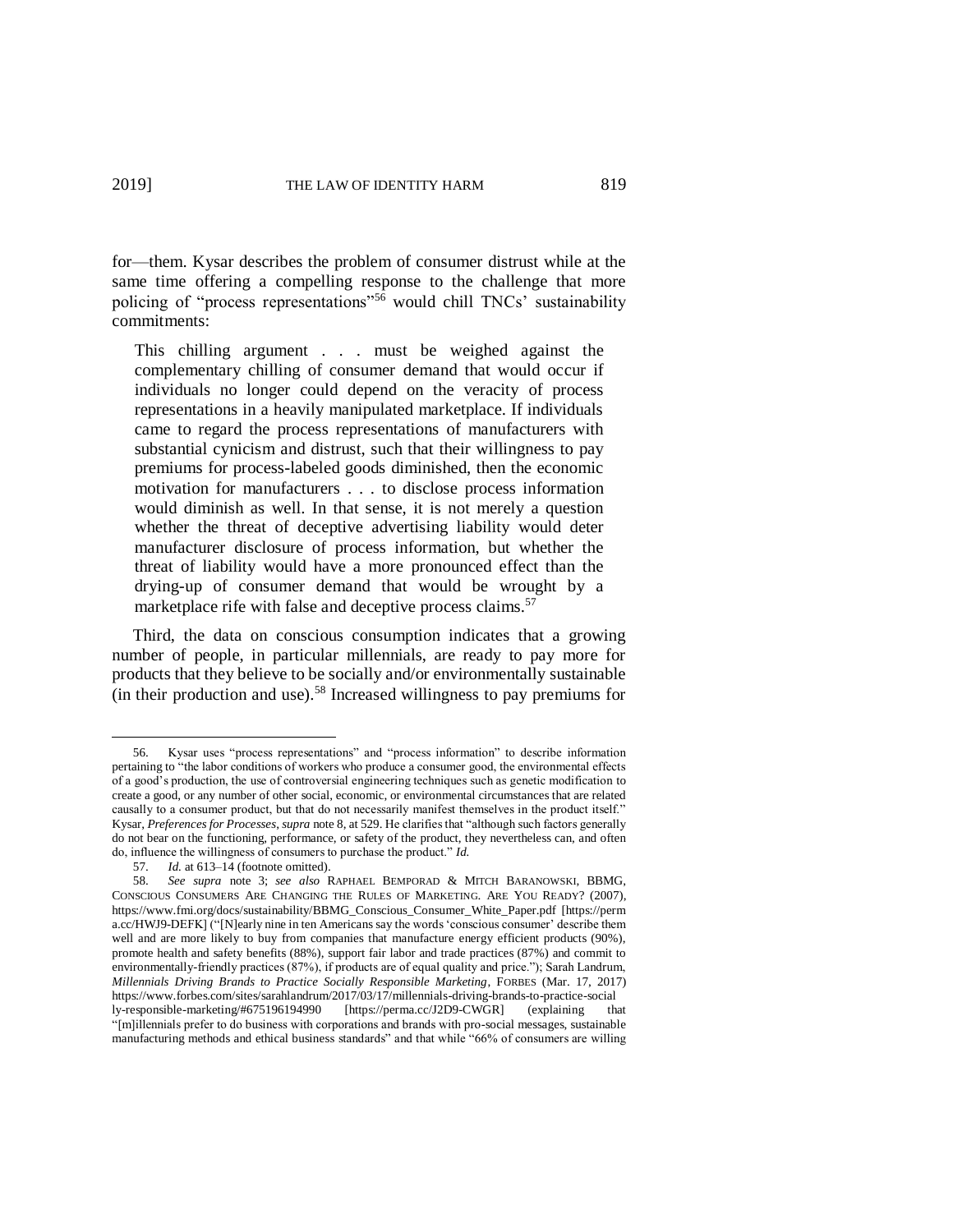for—them. Kysar describes the problem of consumer distrust while at the same time offering a compelling response to the challenge that more policing of "process representations"[56] would chill TNCs' sustainability commitments:

> This chilling argument . . . must be weighed against the complementary chilling of consumer demand that would occur if individuals no longer could depend on the veracity of process representations in a heavily manipulated marketplace. If individuals came to regard the process representations of manufacturers with substantial cynicism and distrust, such that their willingness to pay premiums for process-labeled goods diminished, then the economic motivation for manufacturers . . . to disclose process information would diminish as well. In that sense, it is not merely a question whether the threat of deceptive advertising liability would deter manufacturer disclosure of process information, but whether the threat of liability would have a more pronounced effect than the drying-up of consumer demand that would be wrought by a marketplace rife with false and deceptive process claims.[57]

Third, the data on conscious consumption indicates that a growing number of people, in particular millennials, are ready to pay more for products that they believe to be socially and/or environmentally sustainable (in their production and use).[58] Increased willingness to pay premiums for

---

56. Kysar uses "process representations" and "process information" to describe information pertaining to "the labor conditions of workers who produce a consumer good, the environmental effects of a good's production, the use of controversial engineering techniques such as genetic modification to create a good, or any number of other social, economic, or environmental circumstances that are related causally to a consumer product, but that do not necessarily manifest themselves in the product itself." Kysar, *Preferences for Processes*, *supra* note 8, at 529. He clarifies that "although such factors generally do not bear on the functioning, performance, or safety of the product, they nevertheless can, and often do, influence the willingness of consumers to purchase the product." *Id.*

57. *Id.* at 613–14 (footnote omitted).

58. *See supra* note 3; *see also* RAPHAEL BEMPORAD & MITCH BARANOWSKI, BBMG, CONSCIOUS CONSUMERS ARE CHANGING THE RULES OF MARKETING. ARE YOU READY? (2007), https://www.fmi.org/docs/sustainability/BBMG_Conscious_Consumer_White_Paper.pdf [https://perma.cc/HWJ9-DEFK] ("[N]early nine in ten Americans say the words 'conscious consumer' describe them well and are more likely to buy from companies that manufacture energy efficient products (90%), promote health and safety benefits (88%), support fair labor and trade practices (87%) and commit to environmentally-friendly practices (87%), if products are of equal quality and price."); Sarah Landrum, *Millennials Driving Brands to Practice Socially Responsible Marketing*, FORBES (Mar. 17, 2017) https://www.forbes.com/sites/sarahlandrum/2017/03/17/millennials-driving-brands-to-practice-socially-responsible-marketing/#675196194990 [https://perma.cc/J2D9-CWGR] (explaining that "[m]illennials prefer to do business with corporations and brands with pro-social messages, sustainable manufacturing methods and ethical business standards" and that while "66% of consumers are willing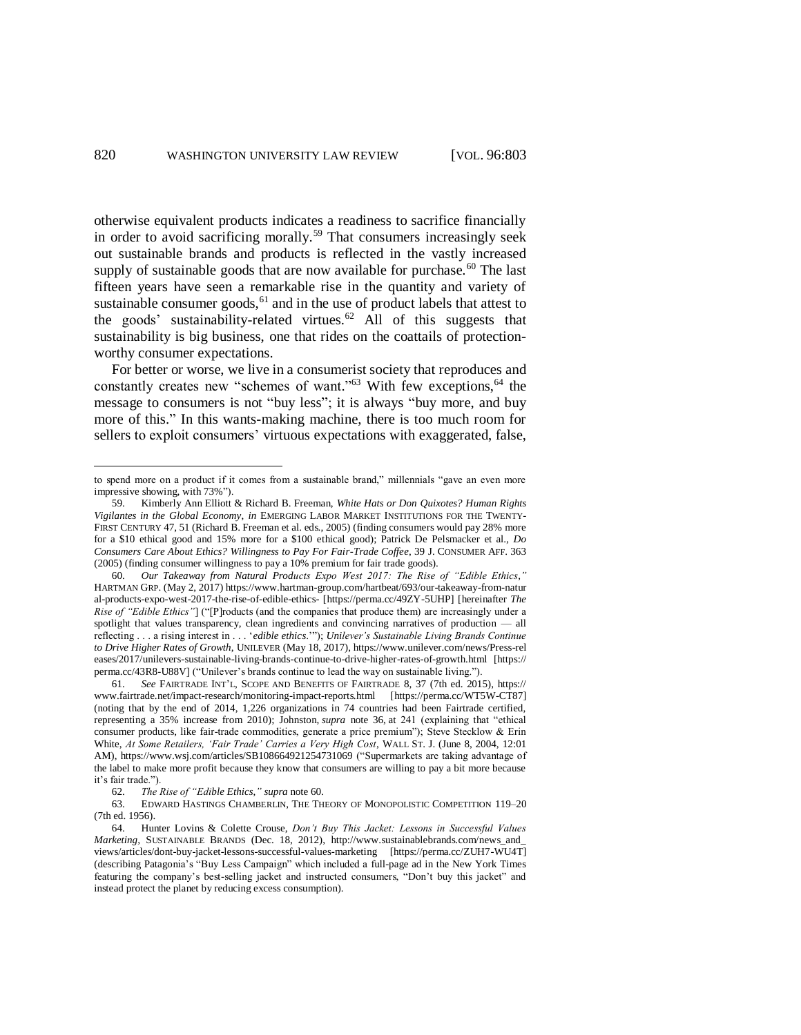otherwise equivalent products indicates a readiness to sacrifice financially in order to avoid sacrificing morally.[59] That consumers increasingly seek out sustainable brands and products is reflected in the vastly increased supply of sustainable goods that are now available for purchase.[60] The last fifteen years have seen a remarkable rise in the quantity and variety of sustainable consumer goods,[61] and in the use of product labels that attest to the goods' sustainability-related virtues.[62] All of this suggests that sustainability is big business, one that rides on the coattails of protection-worthy consumer expectations.

For better or worse, we live in a consumerist society that reproduces and constantly creates new "schemes of want."[63] With few exceptions,[64] the message to consumers is not "buy less"; it is always "buy more, and buy more of this." In this wants-making machine, there is too much room for sellers to exploit consumers' virtuous expectations with exaggerated, false,

---

to spend more on a product if it comes from a sustainable brand," millennials "gave an even more impressive showing, with 73%").

59. Kimberly Ann Elliott & Richard B. Freeman, *White Hats or Don Quixotes? Human Rights Vigilantes in the Global Economy*, *in* EMERGING LABOR MARKET INSTITUTIONS FOR THE TWENTY-FIRST CENTURY 47, 51 (Richard B. Freeman et al. eds., 2005) (finding consumers would pay 28% more for a $10 ethical good and 15% more for a $100 ethical good); Patrick De Pelsmacker et al., *Do Consumers Care About Ethics? Willingness to Pay For Fair-Trade Coffee*, 39 J. CONSUMER AFF. 363 (2005) (finding consumer willingness to pay a 10% premium for fair trade goods).

60. *Our Takeaway from Natural Products Expo West 2017: The Rise of "Edible Ethics*,*"* HARTMAN GRP. (May 2, 2017) https://www.hartman-group.com/hartbeat/693/our-takeaway-from-natural-products-expo-west-2017-the-rise-of-edible-ethics- [https://perma.cc/49ZY-5UHP] [hereinafter *The Rise of "Edible Ethics"*] ("[P]roducts (and the companies that produce them) are increasingly under a spotlight that values transparency, clean ingredients and convincing narratives of production — all reflecting . . . a rising interest in . . . '*edible ethics*.'"); *Unilever's Sustainable Living Brands Continue to Drive Higher Rates of Growth*, UNILEVER (May 18, 2017), https://www.unilever.com/news/Press-releases/2017/unilevers-sustainable-living-brands-continue-to-drive-higher-rates-of-growth.html [https://perma.cc/43R8-U88V] ("Unilever's brands continue to lead the way on sustainable living.").

61. *See* FAIRTRADE INT'L, SCOPE AND BENEFITS OF FAIRTRADE 8, 37 (7th ed. 2015), https://www.fairtrade.net/impact-research/monitoring-impact-reports.html [https://perma.cc/WT5W-CT87] (noting that by the end of 2014, 1,226 organizations in 74 countries had been Fairtrade certified, representing a 35% increase from 2010); Johnston, *supra* note 36, at 241 (explaining that "ethical consumer products, like fair-trade commodities, generate a price premium"); Steve Stecklow & Erin White, *At Some Retailers, 'Fair Trade' Carries a Very High Cost*, WALL ST. J. (June 8, 2004, 12:01 AM), https://www.wsj.com/articles/SB108664921254731069 ("Supermarkets are taking advantage of the label to make more profit because they know that consumers are willing to pay a bit more because it's fair trade.").

62. *The Rise of "Edible Ethics*,*" supra* note 60.

63. EDWARD HASTINGS CHAMBERLIN, THE THEORY OF MONOPOLISTIC COMPETITION 119–20 (7th ed. 1956).

64. Hunter Lovins & Colette Crouse, *Don't Buy This Jacket: Lessons in Successful Values Marketing*, SUSTAINABLE BRANDS (Dec. 18, 2012), http://www.sustainablebrands.com/news_and_views/articles/dont-buy-jacket-lessons-successful-values-marketing [https://perma.cc/ZUH7-WU4T] (describing Patagonia's "Buy Less Campaign" which included a full-page ad in the New York Times featuring the company's best-selling jacket and instructed consumers, "Don't buy this jacket" and instead protect the planet by reducing excess consumption).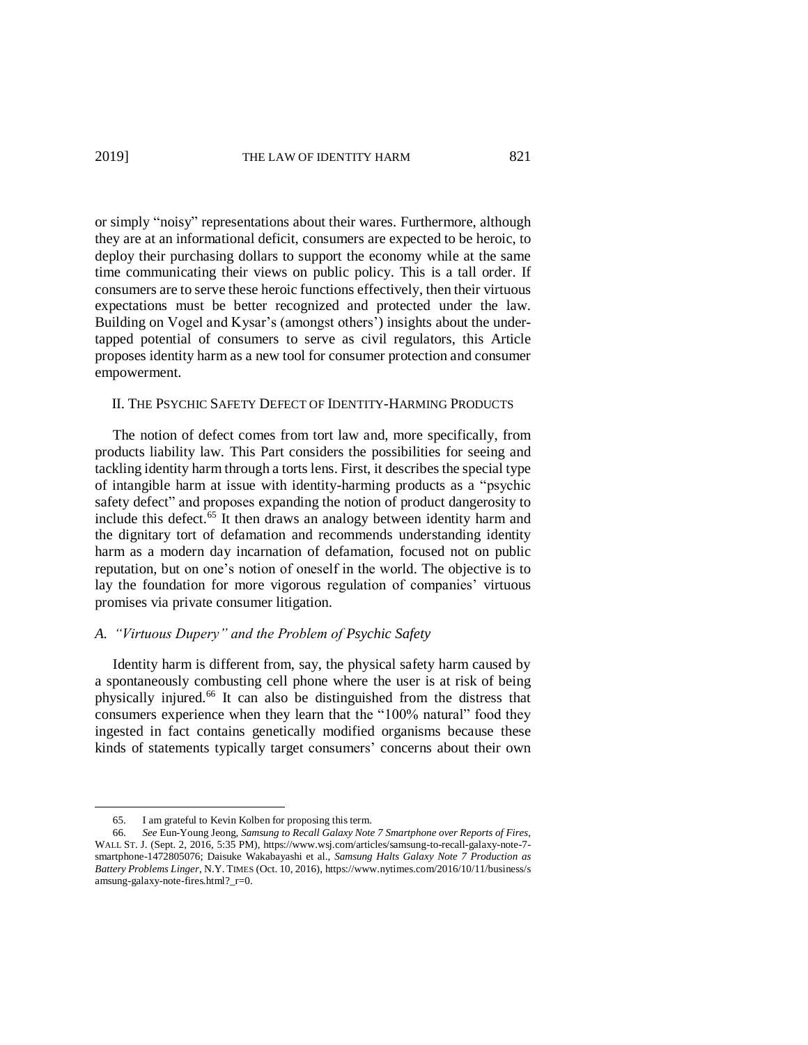or simply "noisy" representations about their wares. Furthermore, although they are at an informational deficit, consumers are expected to be heroic, to deploy their purchasing dollars to support the economy while at the same time communicating their views on public policy. This is a tall order. If consumers are to serve these heroic functions effectively, then their virtuous expectations must be better recognized and protected under the law. Building on Vogel and Kysar's (amongst others') insights about the under-tapped potential of consumers to serve as civil regulators, this Article proposes identity harm as a new tool for consumer protection and consumer empowerment.

## II. THE PSYCHIC SAFETY DEFECT OF IDENTITY-HARMING PRODUCTS

The notion of defect comes from tort law and, more specifically, from products liability law. This Part considers the possibilities for seeing and tackling identity harm through a torts lens. First, it describes the special type of intangible harm at issue with identity-harming products as a "psychic safety defect" and proposes expanding the notion of product dangerosity to include this defect.[65] It then draws an analogy between identity harm and the dignitary tort of defamation and recommends understanding identity harm as a modern day incarnation of defamation, focused not on public reputation, but on one's notion of oneself in the world. The objective is to lay the foundation for more vigorous regulation of companies' virtuous promises via private consumer litigation.

### *A. "Virtuous Dupery" and the Problem of Psychic Safety*

Identity harm is different from, say, the physical safety harm caused by a spontaneously combusting cell phone where the user is at risk of being physically injured.[66] It can also be distinguished from the distress that consumers experience when they learn that the "100% natural" food they ingested in fact contains genetically modified organisms because these kinds of statements typically target consumers' concerns about their own

---

65. I am grateful to Kevin Kolben for proposing this term.

66. *See* Eun-Young Jeong, *Samsung to Recall Galaxy Note 7 Smartphone over Reports of Fires*, WALL ST. J. (Sept. 2, 2016, 5:35 PM), https://www.wsj.com/articles/samsung-to-recall-galaxy-note-7-smartphone-1472805076; Daisuke Wakabayashi et al., *Samsung Halts Galaxy Note 7 Production as Battery Problems Linger*, N.Y. TIMES (Oct. 10, 2016), https://www.nytimes.com/2016/10/11/business/samsung-galaxy-note-fires.html?_r=0.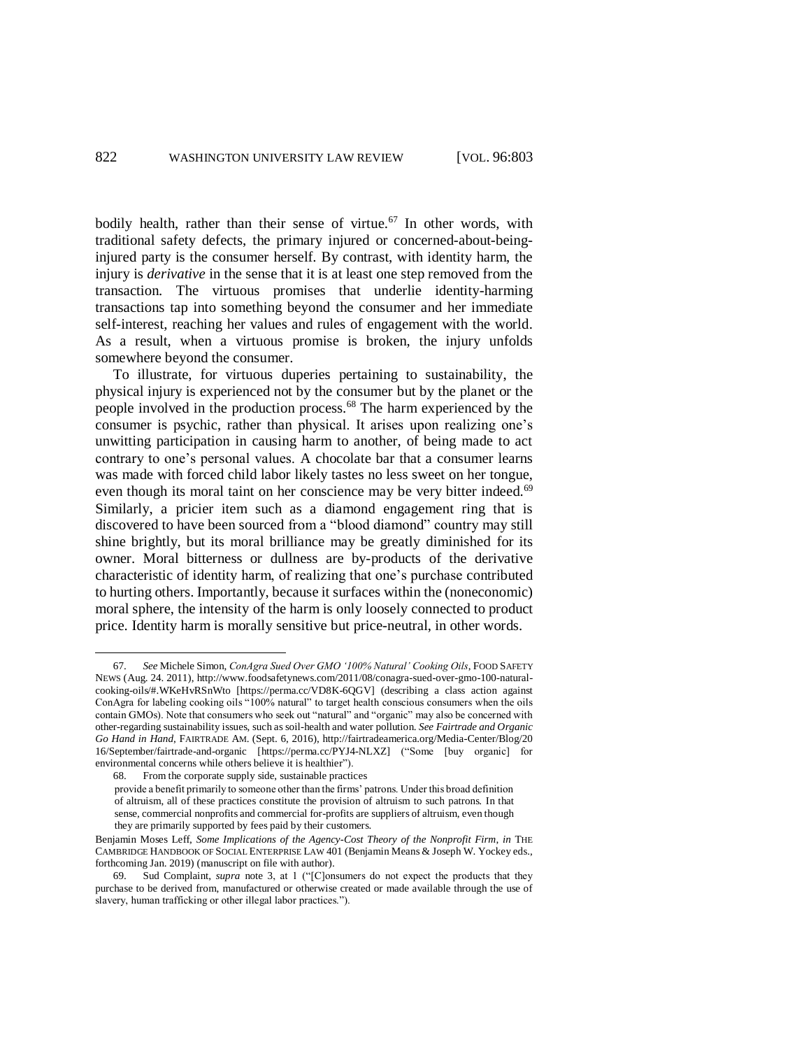bodily health, rather than their sense of virtue.[67] In other words, with traditional safety defects, the primary injured or concerned-about-being-injured party is the consumer herself. By contrast, with identity harm, the injury is *derivative* in the sense that it is at least one step removed from the transaction. The virtuous promises that underlie identity-harming transactions tap into something beyond the consumer and her immediate self-interest, reaching her values and rules of engagement with the world. As a result, when a virtuous promise is broken, the injury unfolds somewhere beyond the consumer.

To illustrate, for virtuous duperies pertaining to sustainability, the physical injury is experienced not by the consumer but by the planet or the people involved in the production process.[68] The harm experienced by the consumer is psychic, rather than physical. It arises upon realizing one's unwitting participation in causing harm to another, of being made to act contrary to one's personal values. A chocolate bar that a consumer learns was made with forced child labor likely tastes no less sweet on her tongue, even though its moral taint on her conscience may be very bitter indeed.[69] Similarly, a pricier item such as a diamond engagement ring that is discovered to have been sourced from a "blood diamond" country may still shine brightly, but its moral brilliance may be greatly diminished for its owner. Moral bitterness or dullness are by-products of the derivative characteristic of identity harm, of realizing that one's purchase contributed to hurting others. Importantly, because it surfaces within the (noneconomic) moral sphere, the intensity of the harm is only loosely connected to product price. Identity harm is morally sensitive but price-neutral, in other words.

---

67. *See* Michele Simon, *ConAgra Sued Over GMO '100% Natural' Cooking Oils*, FOOD SAFETY NEWS (Aug. 24. 2011), http://www.foodsafetynews.com/2011/08/conagra-sued-over-gmo-100-natural-cooking-oils/#.WKeHvRSnWto [https://perma.cc/VD8K-6QGV] (describing a class action against ConAgra for labeling cooking oils "100% natural" to target health conscious consumers when the oils contain GMOs). Note that consumers who seek out "natural" and "organic" may also be concerned with other-regarding sustainability issues, such as soil-health and water pollution. *See Fairtrade and Organic Go Hand in Hand*, FAIRTRADE AM. (Sept. 6, 2016), http://fairtradeamerica.org/Media-Center/Blog/2016/September/fairtrade-and-organic [https://perma.cc/PYJ4-NLXZ] ("Some [buy organic] for environmental concerns while others believe it is healthier").

68. From the corporate supply side, sustainable practices

> provide a benefit primarily to someone other than the firms' patrons. Under this broad definition of altruism, all of these practices constitute the provision of altruism to such patrons. In that sense, commercial nonprofits and commercial for-profits are suppliers of altruism, even though they are primarily supported by fees paid by their customers.

Benjamin Moses Leff, *Some Implications of the Agency-Cost Theory of the Nonprofit Firm*, *in* THE CAMBRIDGE HANDBOOK OF SOCIAL ENTERPRISE LAW 401 (Benjamin Means & Joseph W. Yockey eds., forthcoming Jan. 2019) (manuscript on file with author).

69. Sud Complaint, *supra* note 3, at 1 ("[C]onsumers do not expect the products that they purchase to be derived from, manufactured or otherwise created or made available through the use of slavery, human trafficking or other illegal labor practices.").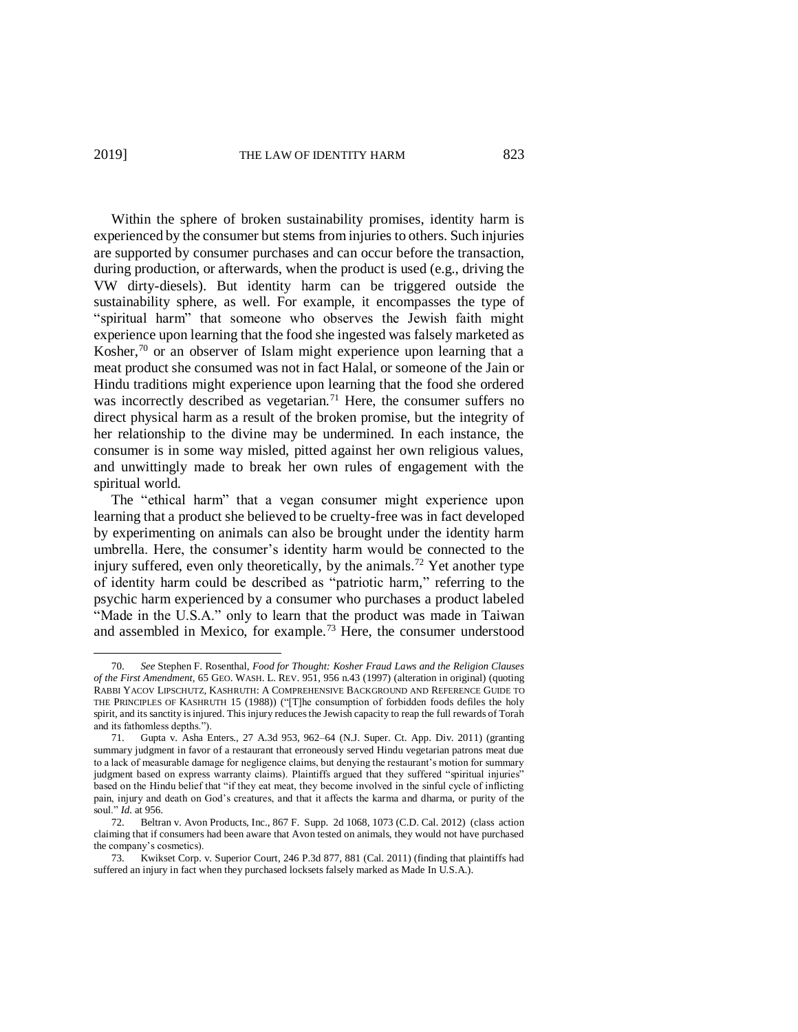Within the sphere of broken sustainability promises, identity harm is experienced by the consumer but stems from injuries to others. Such injuries are supported by consumer purchases and can occur before the transaction, during production, or afterwards, when the product is used (e.g., driving the VW dirty-diesels). But identity harm can be triggered outside the sustainability sphere, as well. For example, it encompasses the type of "spiritual harm" that someone who observes the Jewish faith might experience upon learning that the food she ingested was falsely marketed as Kosher,[70] or an observer of Islam might experience upon learning that a meat product she consumed was not in fact Halal, or someone of the Jain or Hindu traditions might experience upon learning that the food she ordered was incorrectly described as vegetarian.[71] Here, the consumer suffers no direct physical harm as a result of the broken promise, but the integrity of her relationship to the divine may be undermined. In each instance, the consumer is in some way misled, pitted against her own religious values, and unwittingly made to break her own rules of engagement with the spiritual world.

The "ethical harm" that a vegan consumer might experience upon learning that a product she believed to be cruelty-free was in fact developed by experimenting on animals can also be brought under the identity harm umbrella. Here, the consumer's identity harm would be connected to the injury suffered, even only theoretically, by the animals.[72] Yet another type of identity harm could be described as "patriotic harm," referring to the psychic harm experienced by a consumer who purchases a product labeled "Made in the U.S.A." only to learn that the product was made in Taiwan and assembled in Mexico, for example.[73] Here, the consumer understood

---

70. *See* Stephen F. Rosenthal, *Food for Thought: Kosher Fraud Laws and the Religion Clauses of the First Amendment*, 65 GEO. WASH. L. REV. 951, 956 n.43 (1997) (alteration in original) (quoting RABBI YACOV LIPSCHUTZ, KASHRUTH: A COMPREHENSIVE BACKGROUND AND REFERENCE GUIDE TO THE PRINCIPLES OF KASHRUTH 15 (1988)) ("[T]he consumption of forbidden foods defiles the holy spirit, and its sanctity is injured. This injury reduces the Jewish capacity to reap the full rewards of Torah and its fathomless depths.").

71. Gupta v. Asha Enters., 27 A.3d 953, 962–64 (N.J. Super. Ct. App. Div. 2011) (granting summary judgment in favor of a restaurant that erroneously served Hindu vegetarian patrons meat due to a lack of measurable damage for negligence claims, but denying the restaurant's motion for summary judgment based on express warranty claims). Plaintiffs argued that they suffered "spiritual injuries" based on the Hindu belief that "if they eat meat, they become involved in the sinful cycle of inflicting pain, injury and death on God's creatures, and that it affects the karma and dharma, or purity of the soul." *Id.* at 956.

72. Beltran v. Avon Products, Inc., 867 F. Supp. 2d 1068, 1073 (C.D. Cal. 2012) (class action claiming that if consumers had been aware that Avon tested on animals, they would not have purchased the company's cosmetics).

73. Kwikset Corp. v. Superior Court, 246 P.3d 877, 881 (Cal. 2011) (finding that plaintiffs had suffered an injury in fact when they purchased locksets falsely marked as Made In U.S.A.).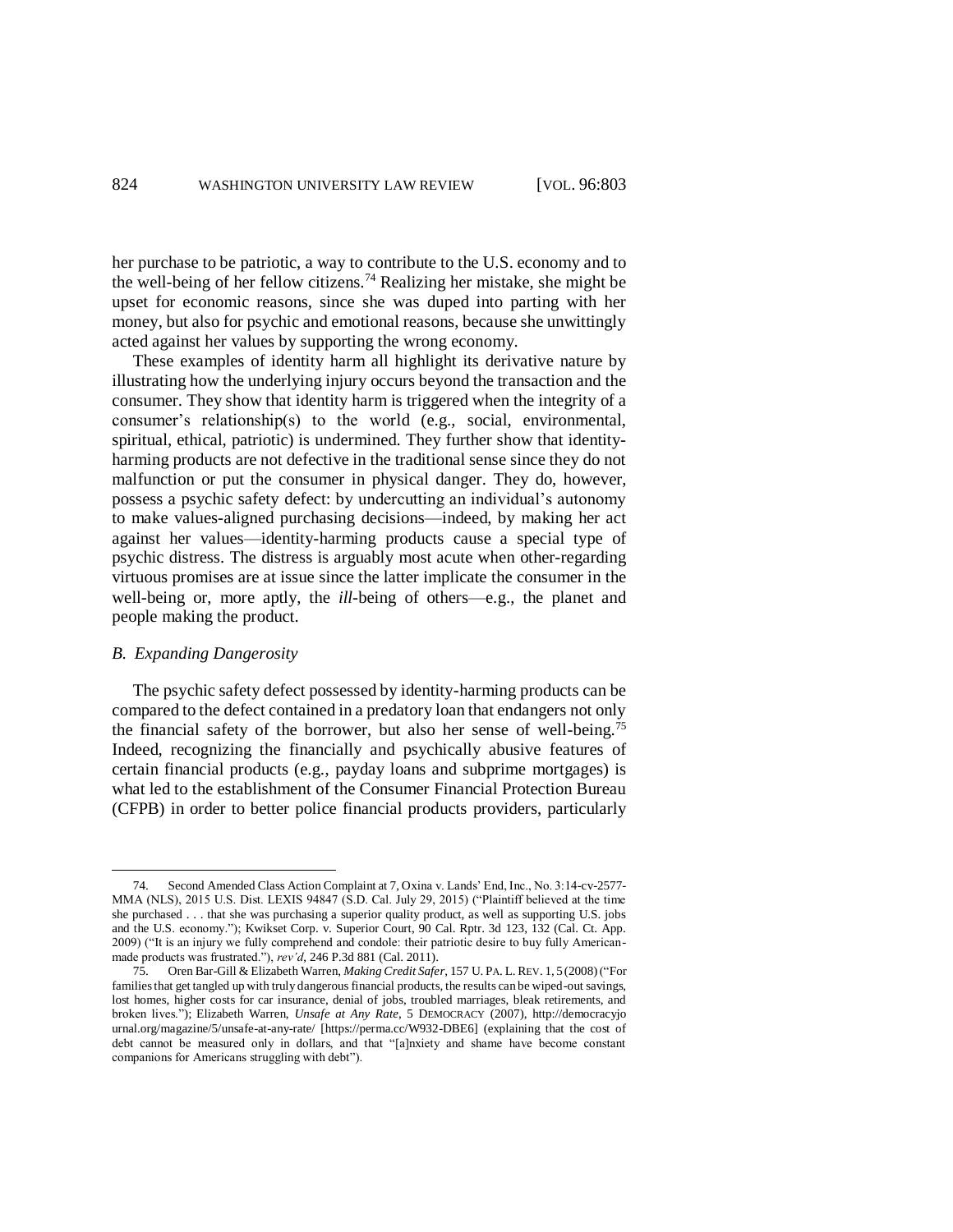her purchase to be patriotic, a way to contribute to the U.S. economy and to the well-being of her fellow citizens.[74] Realizing her mistake, she might be upset for economic reasons, since she was duped into parting with her money, but also for psychic and emotional reasons, because she unwittingly acted against her values by supporting the wrong economy.

These examples of identity harm all highlight its derivative nature by illustrating how the underlying injury occurs beyond the transaction and the consumer. They show that identity harm is triggered when the integrity of a consumer's relationship(s) to the world (e.g., social, environmental, spiritual, ethical, patriotic) is undermined. They further show that identity-harming products are not defective in the traditional sense since they do not malfunction or put the consumer in physical danger. They do, however, possess a psychic safety defect: by undercutting an individual's autonomy to make values-aligned purchasing decisions—indeed, by making her act against her values—identity-harming products cause a special type of psychic distress. The distress is arguably most acute when other-regarding virtuous promises are at issue since the latter implicate the consumer in the well-being or, more aptly, the *ill*-being of others—e.g., the planet and people making the product.

### *B. Expanding Dangerosity*

The psychic safety defect possessed by identity-harming products can be compared to the defect contained in a predatory loan that endangers not only the financial safety of the borrower, but also her sense of well-being.[75] Indeed, recognizing the financially and psychically abusive features of certain financial products (e.g., payday loans and subprime mortgages) is what led to the establishment of the Consumer Financial Protection Bureau (CFPB) in order to better police financial products providers, particularly

---

74. Second Amended Class Action Complaint at 7, Oxina v. Lands' End, Inc., No. 3:14-cv-2577-MMA (NLS), 2015 U.S. Dist. LEXIS 94847 (S.D. Cal. July 29, 2015) ("Plaintiff believed at the time she purchased . . . that she was purchasing a superior quality product, as well as supporting U.S. jobs and the U.S. economy."); Kwikset Corp. v. Superior Court, 90 Cal. Rptr. 3d 123, 132 (Cal. Ct. App. 2009) ("It is an injury we fully comprehend and condole: their patriotic desire to buy fully American-made products was frustrated."), *rev'd*, 246 P.3d 881 (Cal. 2011).

75. Oren Bar-Gill & Elizabeth Warren, *Making Credit Safer*, 157 U. PA. L. REV. 1, 5 (2008) ("For families that get tangled up with truly dangerous financial products, the results can be wiped-out savings, lost homes, higher costs for car insurance, denial of jobs, troubled marriages, bleak retirements, and broken lives."); Elizabeth Warren, *Unsafe at Any Rate*, 5 DEMOCRACY (2007), http://democracyjournal.org/magazine/5/unsafe-at-any-rate/ [https://perma.cc/W932-DBE6] (explaining that the cost of debt cannot be measured only in dollars, and that "[a]nxiety and shame have become constant companions for Americans struggling with debt").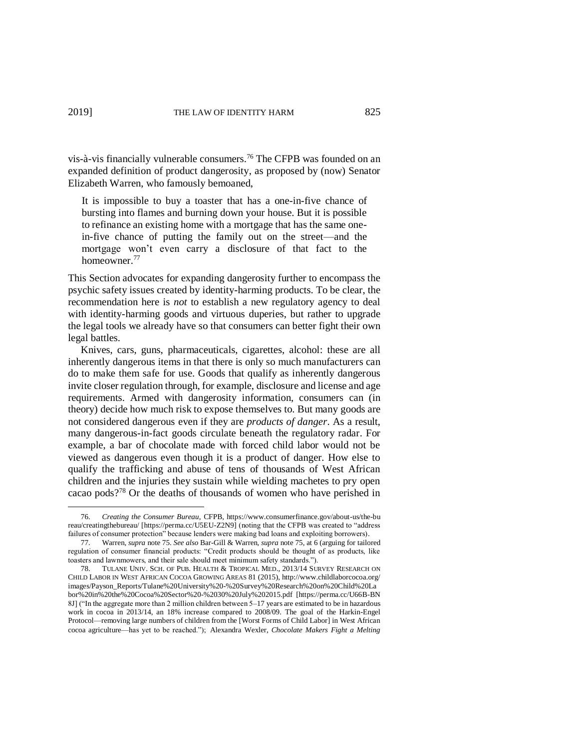vis-à-vis financially vulnerable consumers.[76] The CFPB was founded on an expanded definition of product dangerosity, as proposed by (now) Senator Elizabeth Warren, who famously bemoaned,

> It is impossible to buy a toaster that has a one-in-five chance of bursting into flames and burning down your house. But it is possible to refinance an existing home with a mortgage that has the same one-in-five chance of putting the family out on the street—and the mortgage won't even carry a disclosure of that fact to the homeowner.[77]

This Section advocates for expanding dangerosity further to encompass the psychic safety issues created by identity-harming products. To be clear, the recommendation here is *not* to establish a new regulatory agency to deal with identity-harming goods and virtuous duperies, but rather to upgrade the legal tools we already have so that consumers can better fight their own legal battles.

Knives, cars, guns, pharmaceuticals, cigarettes, alcohol: these are all inherently dangerous items in that there is only so much manufacturers can do to make them safe for use. Goods that qualify as inherently dangerous invite closer regulation through, for example, disclosure and license and age requirements. Armed with dangerosity information, consumers can (in theory) decide how much risk to expose themselves to. But many goods are not considered dangerous even if they are *products of danger*. As a result, many dangerous-in-fact goods circulate beneath the regulatory radar. For example, a bar of chocolate made with forced child labor would not be viewed as dangerous even though it is a product of danger. How else to qualify the trafficking and abuse of tens of thousands of West African children and the injuries they sustain while wielding machetes to pry open cacao pods?[78] Or the deaths of thousands of women who have perished in

---

76. *Creating the Consumer Bureau*, CFPB, https://www.consumerfinance.gov/about-us/the-bureau/creatingthebureau/ [https://perma.cc/U5EU-Z2N9] (noting that the CFPB was created to "address failures of consumer protection" because lenders were making bad loans and exploiting borrowers).

77. Warren, *supra* note 75. *See also* Bar-Gill & Warren, *supra* note 75, at 6 (arguing for tailored regulation of consumer financial products: "Credit products should be thought of as products, like toasters and lawnmowers, and their sale should meet minimum safety standards.").

78. TULANE UNIV. SCH. OF PUB. HEALTH & TROPICAL MED., 2013/14 SURVEY RESEARCH ON CHILD LABOR IN WEST AFRICAN COCOA GROWING AREAS 81 (2015), http://www.childlaborcocoa.org/images/Payson_Reports/Tulane%20University%20-%20Survey%20Research%20on%20Child%20Labor%20in%20the%20Cocoa%20Sector%20-%2030%20July%202015.pdf [https://perma.cc/U66B-BN8J] ("In the aggregate more than 2 million children between 5–17 years are estimated to be in hazardous work in cocoa in 2013/14, an 18% increase compared to 2008/09. The goal of the Harkin-Engel Protocol—removing large numbers of children from the [Worst Forms of Child Labor] in West African cocoa agriculture—has yet to be reached."); Alexandra Wexler, *Chocolate Makers Fight a Melting*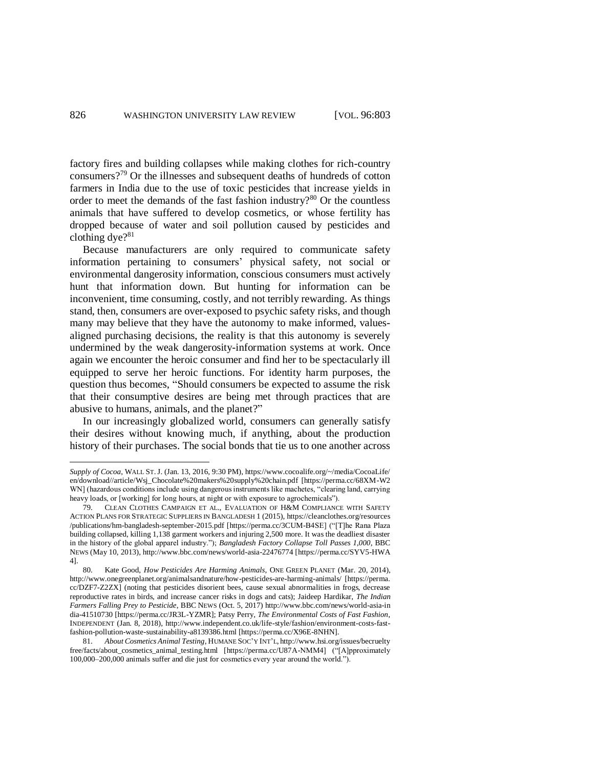factory fires and building collapses while making clothes for rich-country consumers?[79] Or the illnesses and subsequent deaths of hundreds of cotton farmers in India due to the use of toxic pesticides that increase yields in order to meet the demands of the fast fashion industry?[80] Or the countless animals that have suffered to develop cosmetics, or whose fertility has dropped because of water and soil pollution caused by pesticides and clothing dye?[81]

Because manufacturers are only required to communicate safety information pertaining to consumers' physical safety, not social or environmental dangerosity information, conscious consumers must actively hunt that information down. But hunting for information can be inconvenient, time consuming, costly, and not terribly rewarding. As things stand, then, consumers are over-exposed to psychic safety risks, and though many may believe that they have the autonomy to make informed, values-aligned purchasing decisions, the reality is that this autonomy is severely undermined by the weak dangerosity-information systems at work. Once again we encounter the heroic consumer and find her to be spectacularly ill equipped to serve her heroic functions. For identity harm purposes, the question thus becomes, "Should consumers be expected to assume the risk that their consumptive desires are being met through practices that are abusive to humans, animals, and the planet?"

In our increasingly globalized world, consumers can generally satisfy their desires without knowing much, if anything, about the production history of their purchases. The social bonds that tie us to one another across

---

*Supply of Cocoa*, WALL ST. J. (Jan. 13, 2016, 9:30 PM), https://www.cocoalife.org/~/media/CocoaLife/en/download//article/Wsj_Chocolate%20makers%20supply%20chain.pdf [https://perma.cc/68XM-W2WN] (hazardous conditions include using dangerous instruments like machetes, "clearing land, carrying heavy loads, or [working] for long hours, at night or with exposure to agrochemicals").

79. CLEAN CLOTHES CAMPAIGN ET AL., EVALUATION OF H&M COMPLIANCE WITH SAFETY ACTION PLANS FOR STRATEGIC SUPPLIERS IN BANGLADESH 1 (2015), https://cleanclothes.org/resources/publications/hm-bangladesh-september-2015.pdf [https://perma.cc/3CUM-B4SE] ("[T]he Rana Plaza building collapsed, killing 1,138 garment workers and injuring 2,500 more. It was the deadliest disaster in the history of the global apparel industry."); *Bangladesh Factory Collapse Toll Passes 1,000*, BBC NEWS (May 10, 2013), http://www.bbc.com/news/world-asia-22476774 [https://perma.cc/SYV5-HWA4].

80. Kate Good, *How Pesticides Are Harming Animals*, ONE GREEN PLANET (Mar. 20, 2014), http://www.onegreenplanet.org/animalsandnature/how-pesticides-are-harming-animals/ [https://perma.cc/DZF7-Z2ZX] (noting that pesticides disorient bees, cause sexual abnormalities in frogs, decrease reproductive rates in birds, and increase cancer risks in dogs and cats); Jaideep Hardikar, *The Indian Farmers Falling Prey to Pesticide*, BBC NEWS (Oct. 5, 2017) http://www.bbc.com/news/world-asia-india-41510730 [https://perma.cc/JR3L-YZMR]; Patsy Perry, *The Environmental Costs of Fast Fashion*, INDEPENDENT (Jan. 8, 2018), http://www.independent.co.uk/life-style/fashion/environment-costs-fast-fashion-pollution-waste-sustainability-a8139386.html [https://perma.cc/X96E-8NHN].

81. *About Cosmetics Animal Testing*, HUMANE SOC'Y INT'L, http://www.hsi.org/issues/becrueltyfree/facts/about_cosmetics_animal_testing.html [https://perma.cc/U87A-NMM4] ("[A]pproximately 100,000–200,000 animals suffer and die just for cosmetics every year around the world.").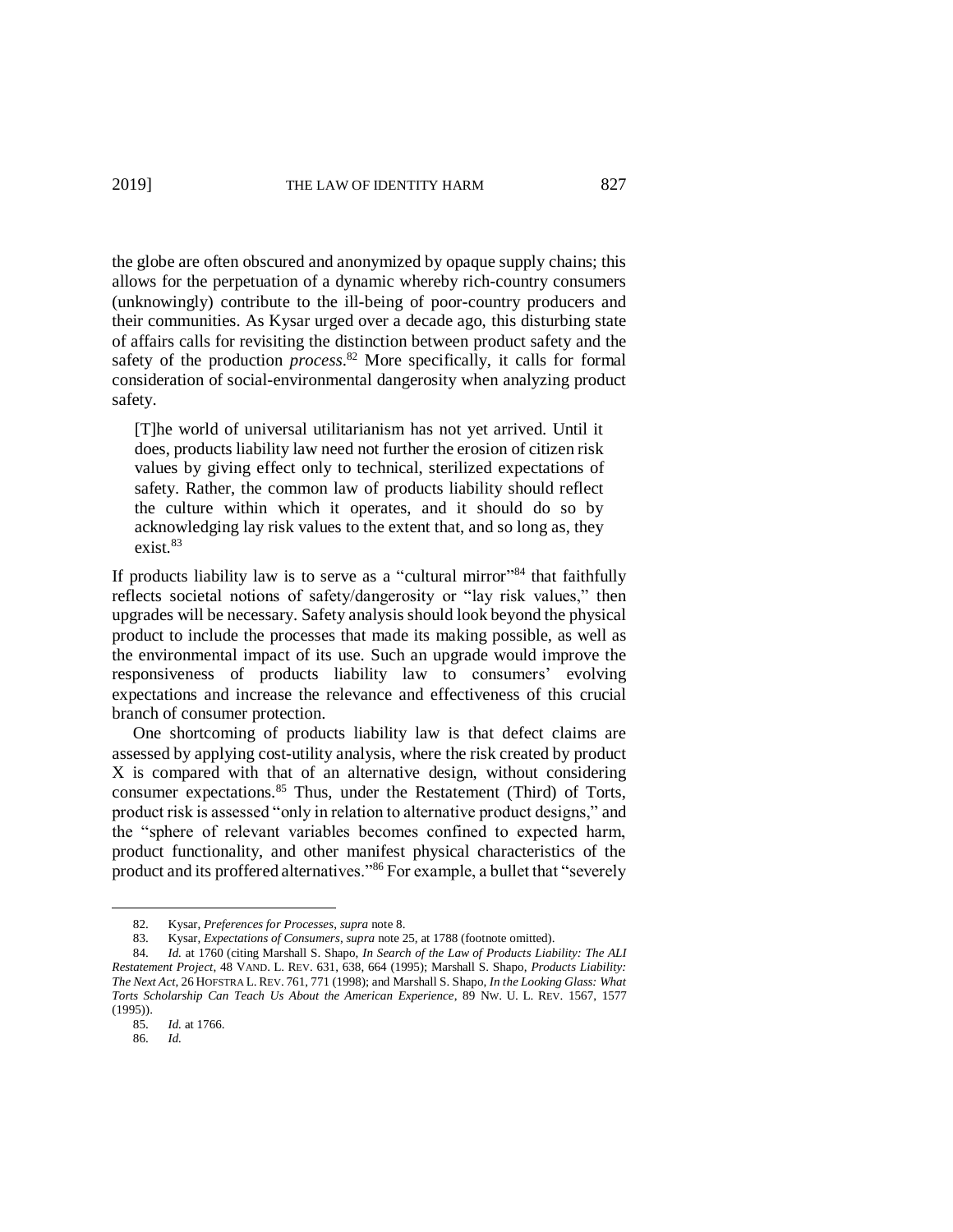the globe are often obscured and anonymized by opaque supply chains; this allows for the perpetuation of a dynamic whereby rich-country consumers (unknowingly) contribute to the ill-being of poor-country producers and their communities. As Kysar urged over a decade ago, this disturbing state of affairs calls for revisiting the distinction between product safety and the safety of the production *process*.[82] More specifically, it calls for formal consideration of social-environmental dangerosity when analyzing product safety.

> [T]he world of universal utilitarianism has not yet arrived. Until it does, products liability law need not further the erosion of citizen risk values by giving effect only to technical, sterilized expectations of safety. Rather, the common law of products liability should reflect the culture within which it operates, and it should do so by acknowledging lay risk values to the extent that, and so long as, they exist.[83]

If products liability law is to serve as a "cultural mirror"[84] that faithfully reflects societal notions of safety/dangerosity or "lay risk values," then upgrades will be necessary. Safety analysis should look beyond the physical product to include the processes that made its making possible, as well as the environmental impact of its use. Such an upgrade would improve the responsiveness of products liability law to consumers' evolving expectations and increase the relevance and effectiveness of this crucial branch of consumer protection.

One shortcoming of products liability law is that defect claims are assessed by applying cost-utility analysis, where the risk created by product X is compared with that of an alternative design, without considering consumer expectations.[85] Thus, under the Restatement (Third) of Torts, product risk is assessed "only in relation to alternative product designs," and the "sphere of relevant variables becomes confined to expected harm, product functionality, and other manifest physical characteristics of the product and its proffered alternatives."[86] For example, a bullet that "severely

---

82. Kysar, *Preferences for Processes*, *supra* note 8.

83. Kysar, *Expectations of Consumers*, *supra* note 25, at 1788 (footnote omitted).

84. *Id.* at 1760 (citing Marshall S. Shapo, *In Search of the Law of Products Liability: The ALI Restatement Project*, 48 VAND. L. REV. 631, 638, 664 (1995); Marshall S. Shapo, *Products Liability: The Next Act*, 26 HOFSTRA L. REV. 761, 771 (1998); and Marshall S. Shapo, *In the Looking Glass: What Torts Scholarship Can Teach Us About the American Experience*, 89 NW. U. L. REV. 1567, 1577 (1995)).

85. *Id.* at 1766.

86. *Id.*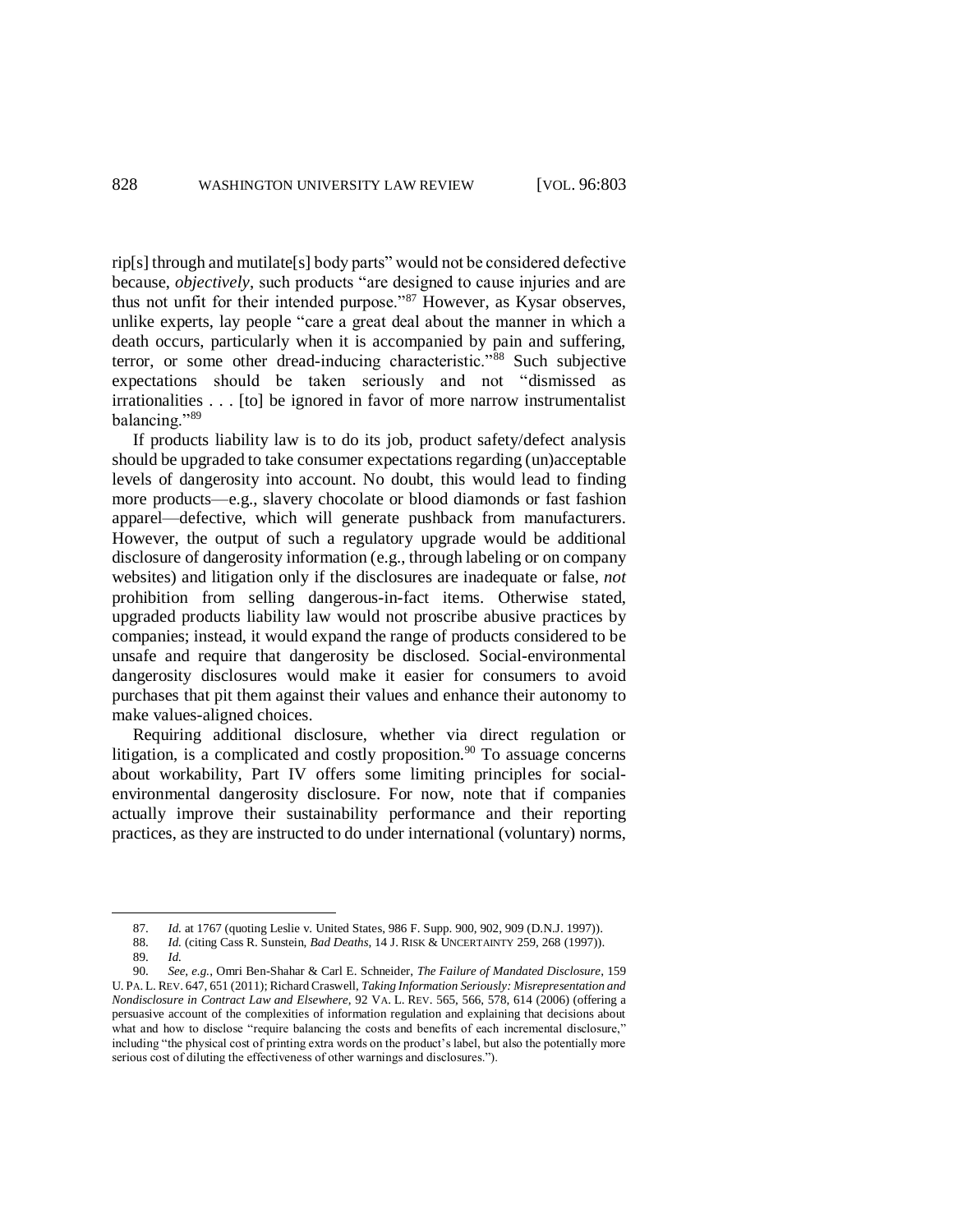rip[s] through and mutilate[s] body parts" would not be considered defective because, *objectively*, such products "are designed to cause injuries and are thus not unfit for their intended purpose."[87] However, as Kysar observes, unlike experts, lay people "care a great deal about the manner in which a death occurs, particularly when it is accompanied by pain and suffering, terror, or some other dread-inducing characteristic."[88] Such subjective expectations should be taken seriously and not "dismissed as irrationalities . . . [to] be ignored in favor of more narrow instrumentalist balancing."[89]

If products liability law is to do its job, product safety/defect analysis should be upgraded to take consumer expectations regarding (un)acceptable levels of dangerosity into account. No doubt, this would lead to finding more products—e.g., slavery chocolate or blood diamonds or fast fashion apparel—defective, which will generate pushback from manufacturers. However, the output of such a regulatory upgrade would be additional disclosure of dangerosity information (e.g., through labeling or on company websites) and litigation only if the disclosures are inadequate or false, *not* prohibition from selling dangerous-in-fact items. Otherwise stated, upgraded products liability law would not proscribe abusive practices by companies; instead, it would expand the range of products considered to be unsafe and require that dangerosity be disclosed. Social-environmental dangerosity disclosures would make it easier for consumers to avoid purchases that pit them against their values and enhance their autonomy to make values-aligned choices.

Requiring additional disclosure, whether via direct regulation or litigation, is a complicated and costly proposition.[90] To assuage concerns about workability, Part IV offers some limiting principles for social-environmental dangerosity disclosure. For now, note that if companies actually improve their sustainability performance and their reporting practices, as they are instructed to do under international (voluntary) norms,

---

87. *Id.* at 1767 (quoting Leslie v. United States, 986 F. Supp. 900, 902, 909 (D.N.J. 1997)).

88. *Id.* (citing Cass R. Sunstein, *Bad Deaths*, 14 J. RISK & UNCERTAINTY 259, 268 (1997)).

89. *Id.*

90. *See, e.g.*, Omri Ben-Shahar & Carl E. Schneider, *The Failure of Mandated Disclosure*, 159 U. PA. L. REV. 647, 651 (2011); Richard Craswell, *Taking Information Seriously: Misrepresentation and Nondisclosure in Contract Law and Elsewhere*, 92 VA. L. REV. 565, 566, 578, 614 (2006) (offering a persuasive account of the complexities of information regulation and explaining that decisions about what and how to disclose "require balancing the costs and benefits of each incremental disclosure," including "the physical cost of printing extra words on the product's label, but also the potentially more serious cost of diluting the effectiveness of other warnings and disclosures.").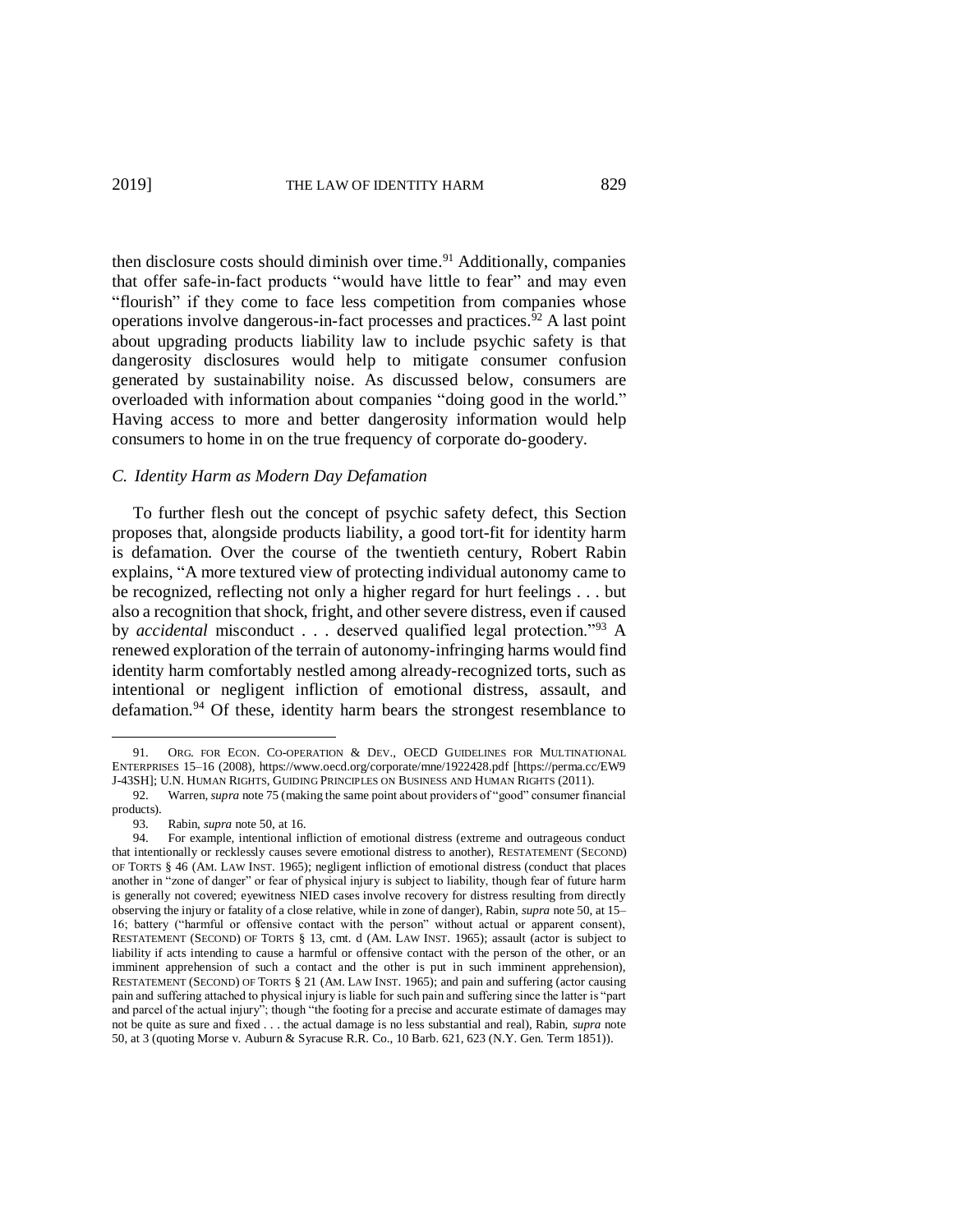then disclosure costs should diminish over time.[91] Additionally, companies that offer safe-in-fact products "would have little to fear" and may even "flourish" if they come to face less competition from companies whose operations involve dangerous-in-fact processes and practices.[92] A last point about upgrading products liability law to include psychic safety is that dangerosity disclosures would help to mitigate consumer confusion generated by sustainability noise. As discussed below, consumers are overloaded with information about companies "doing good in the world." Having access to more and better dangerosity information would help consumers to home in on the true frequency of corporate do-goodery.

### *C. Identity Harm as Modern Day Defamation*

To further flesh out the concept of psychic safety defect, this Section proposes that, alongside products liability, a good tort-fit for identity harm is defamation. Over the course of the twentieth century, Robert Rabin explains, "A more textured view of protecting individual autonomy came to be recognized, reflecting not only a higher regard for hurt feelings . . . but also a recognition that shock, fright, and other severe distress, even if caused by *accidental* misconduct . . . deserved qualified legal protection."[93] A renewed exploration of the terrain of autonomy-infringing harms would find identity harm comfortably nestled among already-recognized torts, such as intentional or negligent infliction of emotional distress, assault, and defamation.[94] Of these, identity harm bears the strongest resemblance to

---

91. ORG. FOR ECON. CO-OPERATION & DEV., OECD GUIDELINES FOR MULTINATIONAL ENTERPRISES 15–16 (2008), https://www.oecd.org/corporate/mne/1922428.pdf [https://perma.cc/EW9J-43SH]; U.N. HUMAN RIGHTS, GUIDING PRINCIPLES ON BUSINESS AND HUMAN RIGHTS (2011).

92. Warren, *supra* note 75 (making the same point about providers of "good" consumer financial products).

93. Rabin, *supra* note 50, at 16.

94. For example, intentional infliction of emotional distress (extreme and outrageous conduct that intentionally or recklessly causes severe emotional distress to another), RESTATEMENT (SECOND) OF TORTS § 46 (AM. LAW INST. 1965); negligent infliction of emotional distress (conduct that places another in "zone of danger" or fear of physical injury is subject to liability, though fear of future harm is generally not covered; eyewitness NIED cases involve recovery for distress resulting from directly observing the injury or fatality of a close relative, while in zone of danger), Rabin, *supra* note 50, at 15–16; battery ("harmful or offensive contact with the person" without actual or apparent consent), RESTATEMENT (SECOND) OF TORTS § 13, cmt. d (AM. LAW INST. 1965); assault (actor is subject to liability if acts intending to cause a harmful or offensive contact with the person of the other, or an imminent apprehension of such a contact and the other is put in such imminent apprehension), RESTATEMENT (SECOND) OF TORTS § 21 (AM. LAW INST. 1965); and pain and suffering (actor causing pain and suffering attached to physical injury is liable for such pain and suffering since the latter is "part and parcel of the actual injury"; though "the footing for a precise and accurate estimate of damages may not be quite as sure and fixed . . . the actual damage is no less substantial and real), Rabin, *supra* note 50, at 3 (quoting Morse v. Auburn & Syracuse R.R. Co., 10 Barb. 621, 623 (N.Y. Gen. Term 1851)).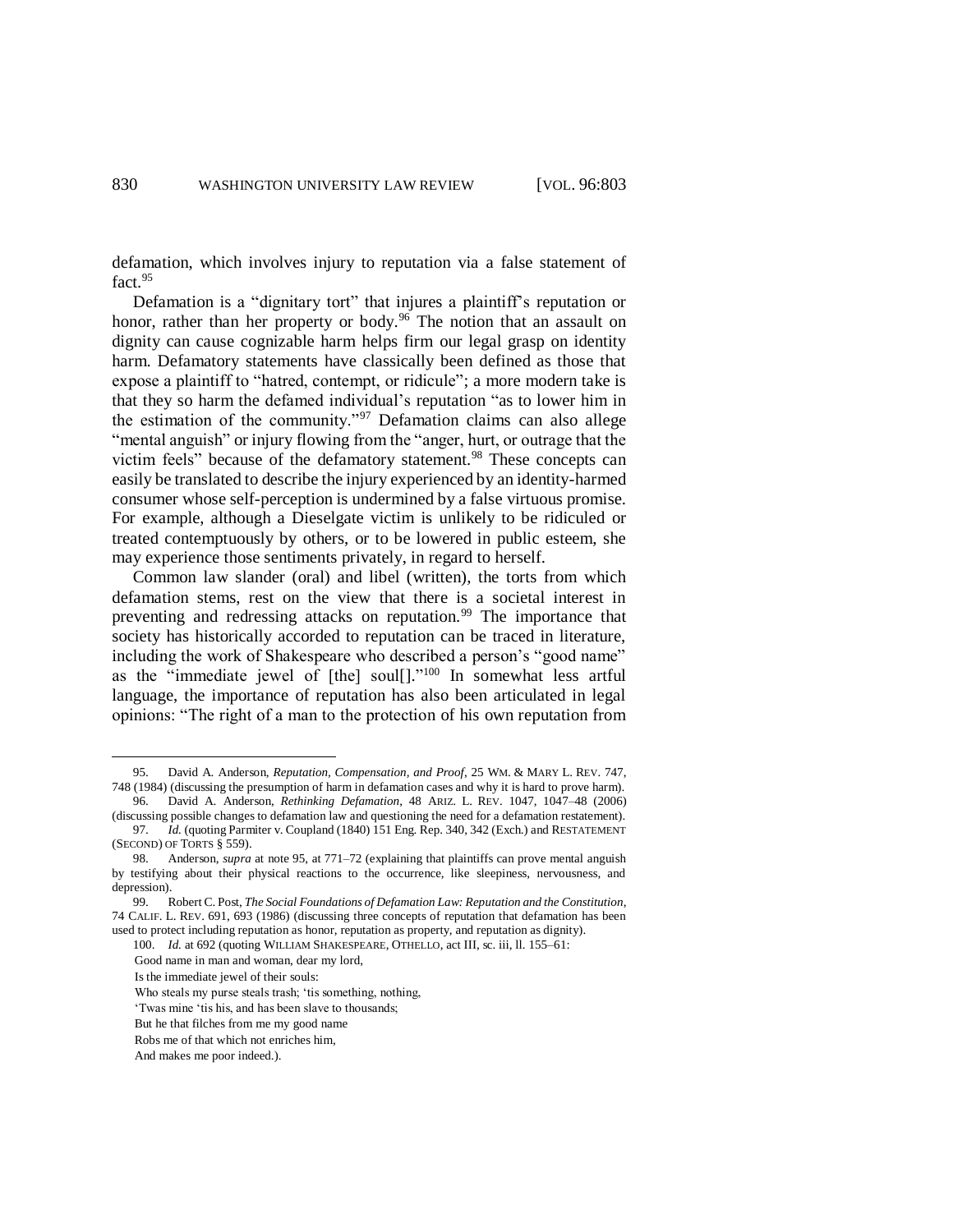defamation, which involves injury to reputation via a false statement of fact.[95]

Defamation is a "dignitary tort" that injures a plaintiff's reputation or honor, rather than her property or body.[96] The notion that an assault on dignity can cause cognizable harm helps firm our legal grasp on identity harm. Defamatory statements have classically been defined as those that expose a plaintiff to "hatred, contempt, or ridicule"; a more modern take is that they so harm the defamed individual's reputation "as to lower him in the estimation of the community."[97] Defamation claims can also allege "mental anguish" or injury flowing from the "anger, hurt, or outrage that the victim feels" because of the defamatory statement.[98] These concepts can easily be translated to describe the injury experienced by an identity-harmed consumer whose self-perception is undermined by a false virtuous promise. For example, although a Dieselgate victim is unlikely to be ridiculed or treated contemptuously by others, or to be lowered in public esteem, she may experience those sentiments privately, in regard to herself.

Common law slander (oral) and libel (written), the torts from which defamation stems, rest on the view that there is a societal interest in preventing and redressing attacks on reputation.[99] The importance that society has historically accorded to reputation can be traced in literature, including the work of Shakespeare who described a person's "good name" as the "immediate jewel of [the] soul[]."[100] In somewhat less artful language, the importance of reputation has also been articulated in legal opinions: "The right of a man to the protection of his own reputation from

---

95. David A. Anderson, *Reputation, Compensation, and Proof*, 25 WM. & MARY L. REV. 747, 748 (1984) (discussing the presumption of harm in defamation cases and why it is hard to prove harm).

96. David A. Anderson, *Rethinking Defamation*, 48 ARIZ. L. REV. 1047, 1047–48 (2006) (discussing possible changes to defamation law and questioning the need for a defamation restatement).

97. *Id.* (quoting Parmiter v. Coupland (1840) 151 Eng. Rep. 340, 342 (Exch.) and RESTATEMENT (SECOND) OF TORTS § 559).

98. Anderson, *supra* at note 95, at 771–72 (explaining that plaintiffs can prove mental anguish by testifying about their physical reactions to the occurrence, like sleepiness, nervousness, and depression).

99. Robert C. Post, *The Social Foundations of Defamation Law: Reputation and the Constitution*, 74 CALIF. L. REV. 691, 693 (1986) (discussing three concepts of reputation that defamation has been used to protect including reputation as honor, reputation as property, and reputation as dignity).

100. *Id.* at 692 (quoting WILLIAM SHAKESPEARE, OTHELLO, act III, sc. iii, ll. 155–61:

Good name in man and woman, dear my lord,
Is the immediate jewel of their souls:
Who steals my purse steals trash; 'tis something, nothing,
'Twas mine 'tis his, and has been slave to thousands;
But he that filches from me my good name
Robs me of that which not enriches him,
And makes me poor indeed.).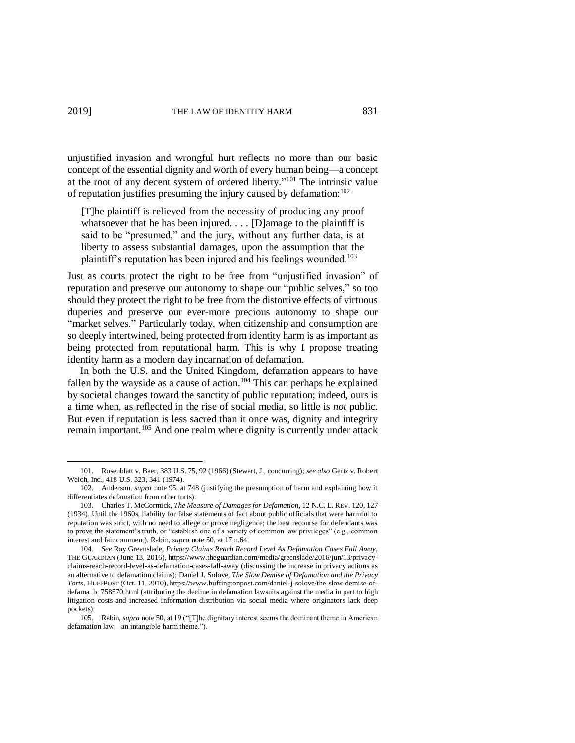unjustified invasion and wrongful hurt reflects no more than our basic concept of the essential dignity and worth of every human being—a concept at the root of any decent system of ordered liberty."[101] The intrinsic value of reputation justifies presuming the injury caused by defamation:[102]

> [T]he plaintiff is relieved from the necessity of producing any proof whatsoever that he has been injured. . . . [D]amage to the plaintiff is said to be "presumed," and the jury, without any further data, is at liberty to assess substantial damages, upon the assumption that the plaintiff's reputation has been injured and his feelings wounded.[103]

Just as courts protect the right to be free from "unjustified invasion" of reputation and preserve our autonomy to shape our "public selves," so too should they protect the right to be free from the distortive effects of virtuous duperies and preserve our ever-more precious autonomy to shape our "market selves." Particularly today, when citizenship and consumption are so deeply intertwined, being protected from identity harm is as important as being protected from reputational harm. This is why I propose treating identity harm as a modern day incarnation of defamation.

In both the U.S. and the United Kingdom, defamation appears to have fallen by the wayside as a cause of action.[104] This can perhaps be explained by societal changes toward the sanctity of public reputation; indeed, ours is a time when, as reflected in the rise of social media, so little is *not* public. But even if reputation is less sacred than it once was, dignity and integrity remain important.[105] And one realm where dignity is currently under attack

---

101. Rosenblatt v. Baer, 383 U.S. 75, 92 (1966) (Stewart, J., concurring); *see also* Gertz v. Robert Welch, Inc., 418 U.S. 323, 341 (1974).

102. Anderson, *supra* note 95, at 748 (justifying the presumption of harm and explaining how it differentiates defamation from other torts).

103. Charles T. McCormick, *The Measure of Damages for Defamation*, 12 N.C. L. REV. 120, 127 (1934). Until the 1960s, liability for false statements of fact about public officials that were harmful to reputation was strict, with no need to allege or prove negligence; the best recourse for defendants was to prove the statement's truth, or "establish one of a variety of common law privileges" (e.g., common interest and fair comment). Rabin, *supra* note 50, at 17 n.64.

104. *See* Roy Greenslade, *Privacy Claims Reach Record Level As Defamation Cases Fall Away*, THE GUARDIAN (June 13, 2016), https://www.theguardian.com/media/greenslade/2016/jun/13/privacy-claims-reach-record-level-as-defamation-cases-fall-away (discussing the increase in privacy actions as an alternative to defamation claims); Daniel J. Solove, *The Slow Demise of Defamation and the Privacy Torts*, HUFFPOST (Oct. 11, 2010), https://www.huffingtonpost.com/daniel-j-solove/the-slow-demise-of-defama_b_758570.html (attributing the decline in defamation lawsuits against the media in part to high litigation costs and increased information distribution via social media where originators lack deep pockets).

105. Rabin, *supra* note 50, at 19 ("[T]he dignitary interest seems the dominant theme in American defamation law—an intangible harm theme.").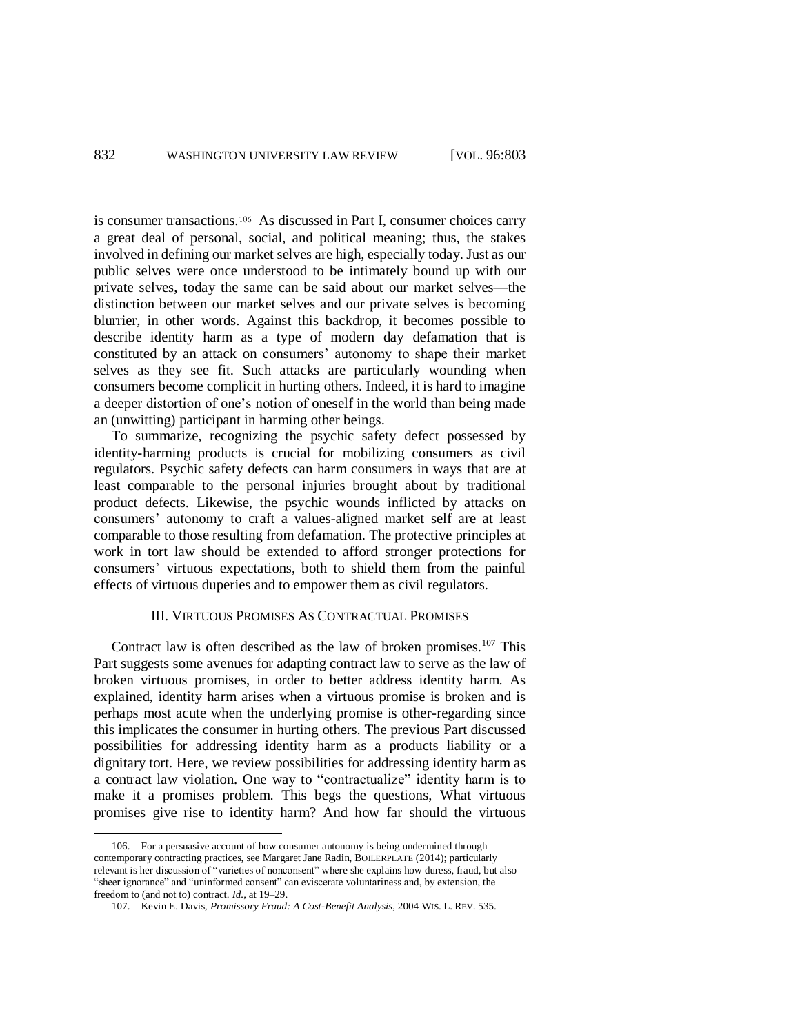is consumer transactions.[106] As discussed in Part I, consumer choices carry a great deal of personal, social, and political meaning; thus, the stakes involved in defining our market selves are high, especially today. Just as our public selves were once understood to be intimately bound up with our private selves, today the same can be said about our market selves—the distinction between our market selves and our private selves is becoming blurrier, in other words. Against this backdrop, it becomes possible to describe identity harm as a type of modern day defamation that is constituted by an attack on consumers' autonomy to shape their market selves as they see fit. Such attacks are particularly wounding when consumers become complicit in hurting others. Indeed, it is hard to imagine a deeper distortion of one's notion of oneself in the world than being made an (unwitting) participant in harming other beings.

To summarize, recognizing the psychic safety defect possessed by identity-harming products is crucial for mobilizing consumers as civil regulators. Psychic safety defects can harm consumers in ways that are at least comparable to the personal injuries brought about by traditional product defects. Likewise, the psychic wounds inflicted by attacks on consumers' autonomy to craft a values-aligned market self are at least comparable to those resulting from defamation. The protective principles at work in tort law should be extended to afford stronger protections for consumers' virtuous expectations, both to shield them from the painful effects of virtuous duperies and to empower them as civil regulators.

## III. Virtuous Promises As Contractual Promises

Contract law is often described as the law of broken promises.[107] This Part suggests some avenues for adapting contract law to serve as the law of broken virtuous promises, in order to better address identity harm. As explained, identity harm arises when a virtuous promise is broken and is perhaps most acute when the underlying promise is other-regarding since this implicates the consumer in hurting others. The previous Part discussed possibilities for addressing identity harm as a products liability or a dignitary tort. Here, we review possibilities for addressing identity harm as a contract law violation. One way to "contractualize" identity harm is to make it a promises problem. This begs the questions, What virtuous promises give rise to identity harm? And how far should the virtuous

---

106. For a persuasive account of how consumer autonomy is being undermined through contemporary contracting practices, see Margaret Jane Radin, BOILERPLATE (2014); particularly relevant is her discussion of "varieties of nonconsent" where she explains how duress, fraud, but also "sheer ignorance" and "uninformed consent" can eviscerate voluntariness and, by extension, the freedom to (and not to) contract. *Id.*, at 19–29.

107. Kevin E. Davis, *Promissory Fraud: A Cost-Benefit Analysis*, 2004 WIS. L. REV. 535.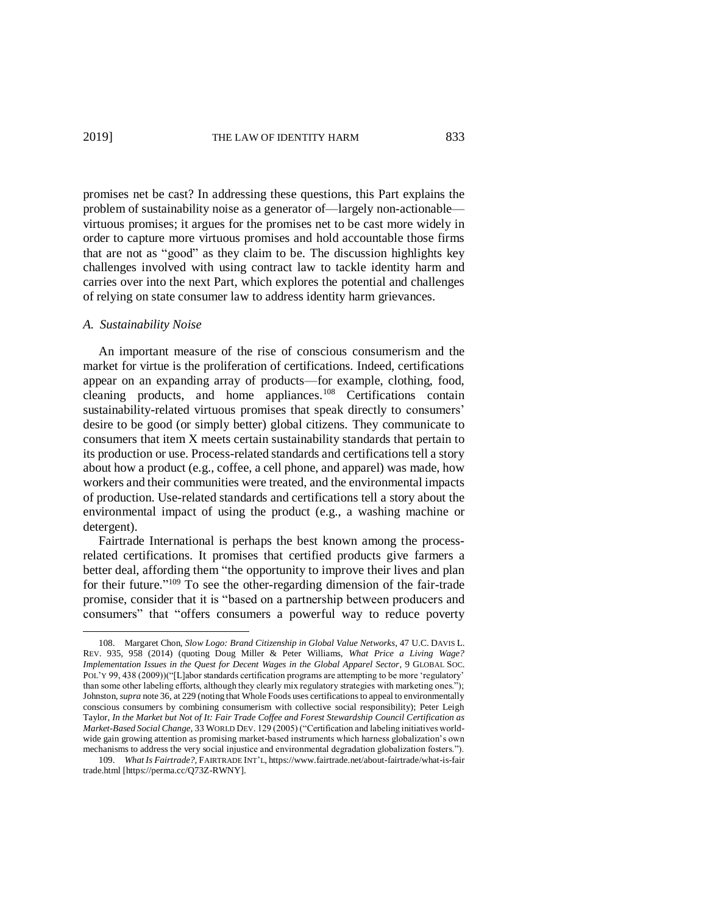promises net be cast? In addressing these questions, this Part explains the problem of sustainability noise as a generator of—largely non-actionable—virtuous promises; it argues for the promises net to be cast more widely in order to capture more virtuous promises and hold accountable those firms that are not as "good" as they claim to be. The discussion highlights key challenges involved with using contract law to tackle identity harm and carries over into the next Part, which explores the potential and challenges of relying on state consumer law to address identity harm grievances.

### *A. Sustainability Noise*

An important measure of the rise of conscious consumerism and the market for virtue is the proliferation of certifications. Indeed, certifications appear on an expanding array of products—for example, clothing, food, cleaning products, and home appliances.[108] Certifications contain sustainability-related virtuous promises that speak directly to consumers' desire to be good (or simply better) global citizens. They communicate to consumers that item X meets certain sustainability standards that pertain to its production or use. Process-related standards and certifications tell a story about how a product (e.g., coffee, a cell phone, and apparel) was made, how workers and their communities were treated, and the environmental impacts of production. Use-related standards and certifications tell a story about the environmental impact of using the product (e.g., a washing machine or detergent).

Fairtrade International is perhaps the best known among the process-related certifications. It promises that certified products give farmers a better deal, affording them "the opportunity to improve their lives and plan for their future."[109] To see the other-regarding dimension of the fair-trade promise, consider that it is "based on a partnership between producers and consumers" that "offers consumers a powerful way to reduce poverty

---

108. Margaret Chon, *Slow Logo: Brand Citizenship in Global Value Networks*, 47 U.C. DAVIS L. REV. 935, 958 (2014) (quoting Doug Miller & Peter Williams, *What Price a Living Wage? Implementation Issues in the Quest for Decent Wages in the Global Apparel Sector*, 9 GLOBAL SOC. POL'Y 99, 438 (2009))("[L]abor standards certification programs are attempting to be more 'regulatory' than some other labeling efforts, although they clearly mix regulatory strategies with marketing ones."); Johnston, *supra* note 36, at 229 (noting that Whole Foods uses certifications to appeal to environmentally conscious consumers by combining consumerism with collective social responsibility); Peter Leigh Taylor, *In the Market but Not of It: Fair Trade Coffee and Forest Stewardship Council Certification as Market-Based Social Change*, 33 WORLD DEV. 129 (2005) ("Certification and labeling initiatives world-wide gain growing attention as promising market-based instruments which harness globalization's own mechanisms to address the very social injustice and environmental degradation globalization fosters.").

109. *What Is Fairtrade?*, FAIRTRADE INT'L, https://www.fairtrade.net/about-fairtrade/what-is-fairtrade.html [https://perma.cc/Q73Z-RWNY].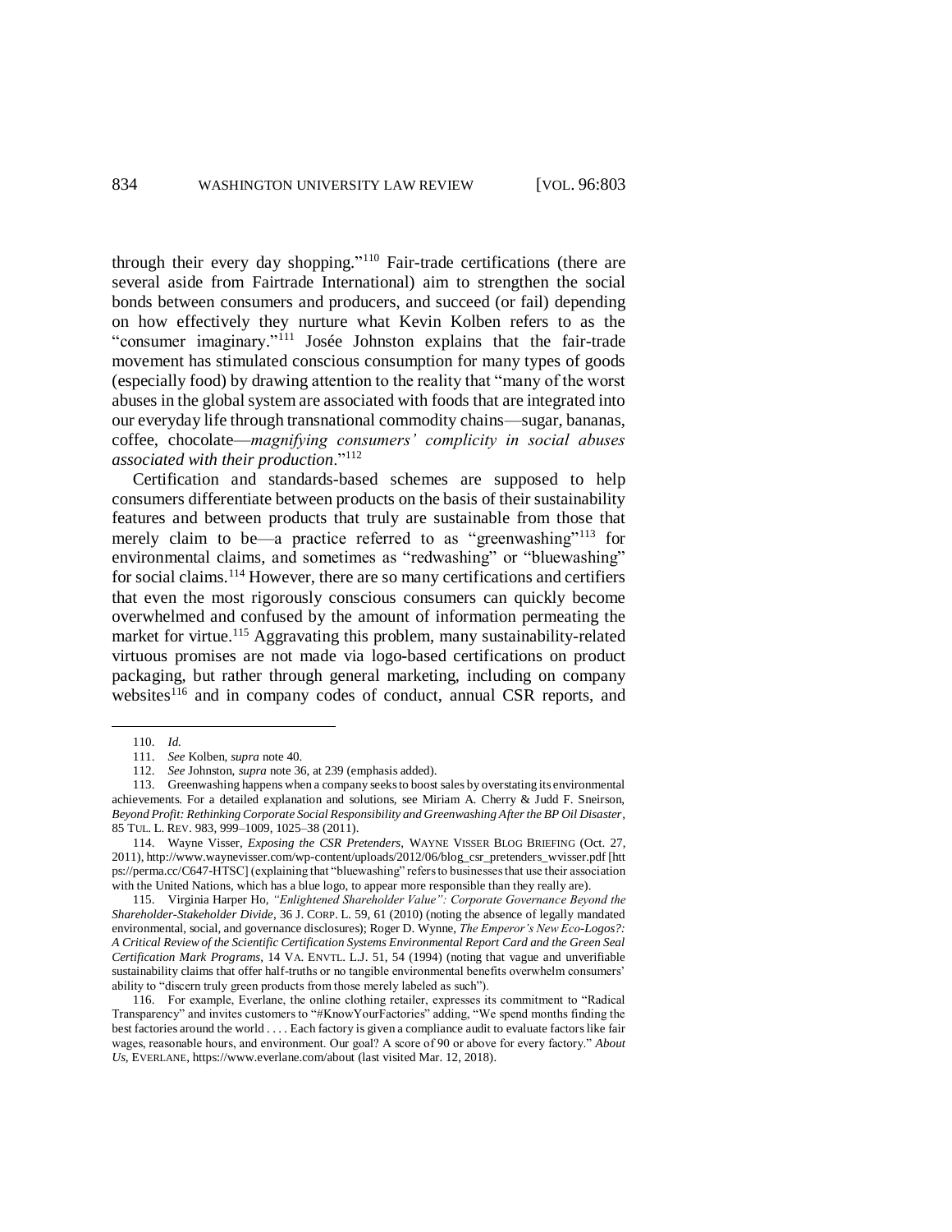through their every day shopping."[110] Fair-trade certifications (there are several aside from Fairtrade International) aim to strengthen the social bonds between consumers and producers, and succeed (or fail) depending on how effectively they nurture what Kevin Kolben refers to as the "consumer imaginary."[111] Josée Johnston explains that the fair-trade movement has stimulated conscious consumption for many types of goods (especially food) by drawing attention to the reality that "many of the worst abuses in the global system are associated with foods that are integrated into our everyday life through transnational commodity chains—sugar, bananas, coffee, chocolate—*magnifying consumers' complicity in social abuses associated with their production*."[112]

Certification and standards-based schemes are supposed to help consumers differentiate between products on the basis of their sustainability features and between products that truly are sustainable from those that merely claim to be—a practice referred to as "greenwashing"[113] for environmental claims, and sometimes as "redwashing" or "bluewashing" for social claims.[114] However, there are so many certifications and certifiers that even the most rigorously conscious consumers can quickly become overwhelmed and confused by the amount of information permeating the market for virtue.[115] Aggravating this problem, many sustainability-related virtuous promises are not made via logo-based certifications on product packaging, but rather through general marketing, including on company websites[116] and in company codes of conduct, annual CSR reports, and

---

110. *Id.*

111. *See* Kolben, *supra* note 40.

112. *See* Johnston, *supra* note 36, at 239 (emphasis added).

113. Greenwashing happens when a company seeks to boost sales by overstating its environmental achievements. For a detailed explanation and solutions, see Miriam A. Cherry & Judd F. Sneirson, *Beyond Profit: Rethinking Corporate Social Responsibility and Greenwashing After the BP Oil Disaster*, 85 TUL. L. REV. 983, 999–1009, 1025–38 (2011).

114. Wayne Visser, *Exposing the CSR Pretenders*, WAYNE VISSER BLOG BRIEFING (Oct. 27, 2011), http://www.waynevisser.com/wp-content/uploads/2012/06/blog_csr_pretenders_wvisser.pdf [https://perma.cc/C647-HTSC] (explaining that "bluewashing" refers to businesses that use their association with the United Nations, which has a blue logo, to appear more responsible than they really are).

115. Virginia Harper Ho, *"Enlightened Shareholder Value": Corporate Governance Beyond the Shareholder-Stakeholder Divide*, 36 J. CORP. L. 59, 61 (2010) (noting the absence of legally mandated environmental, social, and governance disclosures); Roger D. Wynne, *The Emperor's New Eco-Logos?: A Critical Review of the Scientific Certification Systems Environmental Report Card and the Green Seal Certification Mark Programs*, 14 VA. ENVTL. L.J. 51, 54 (1994) (noting that vague and unverifiable sustainability claims that offer half-truths or no tangible environmental benefits overwhelm consumers' ability to "discern truly green products from those merely labeled as such").

116. For example, Everlane, the online clothing retailer, expresses its commitment to "Radical Transparency" and invites customers to "#KnowYourFactories" adding, "We spend months finding the best factories around the world . . . . Each factory is given a compliance audit to evaluate factors like fair wages, reasonable hours, and environment. Our goal? A score of 90 or above for every factory." *About Us*, EVERLANE, https://www.everlane.com/about (last visited Mar. 12, 2018).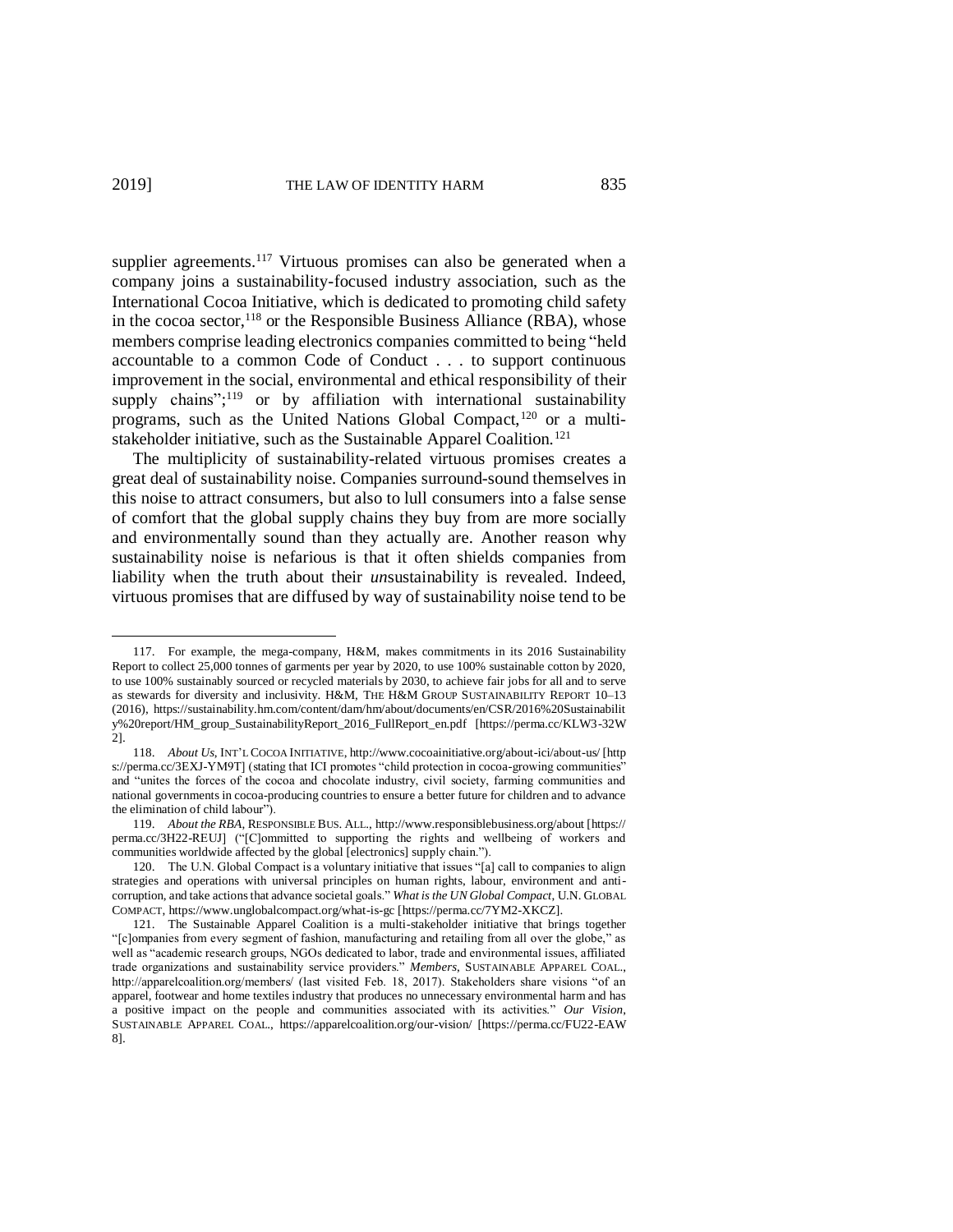supplier agreements.[117] Virtuous promises can also be generated when a company joins a sustainability-focused industry association, such as the International Cocoa Initiative, which is dedicated to promoting child safety in the cocoa sector,[118] or the Responsible Business Alliance (RBA), whose members comprise leading electronics companies committed to being "held accountable to a common Code of Conduct . . . to support continuous improvement in the social, environmental and ethical responsibility of their supply chains";[119] or by affiliation with international sustainability programs, such as the United Nations Global Compact,[120] or a multi-stakeholder initiative, such as the Sustainable Apparel Coalition.[121]

The multiplicity of sustainability-related virtuous promises creates a great deal of sustainability noise. Companies surround-sound themselves in this noise to attract consumers, but also to lull consumers into a false sense of comfort that the global supply chains they buy from are more socially and environmentally sound than they actually are. Another reason why sustainability noise is nefarious is that it often shields companies from liability when the truth about their *un*sustainability is revealed. Indeed, virtuous promises that are diffused by way of sustainability noise tend to be

---

117. For example, the mega-company, H&M, makes commitments in its 2016 Sustainability Report to collect 25,000 tonnes of garments per year by 2020, to use 100% sustainable cotton by 2020, to use 100% sustainably sourced or recycled materials by 2030, to achieve fair jobs for all and to serve as stewards for diversity and inclusivity. H&M, THE H&M GROUP SUSTAINABILITY REPORT 10–13 (2016), https://sustainability.hm.com/content/dam/hm/about/documents/en/CSR/2016%20Sustainability%20report/HM_group_SustainabilityReport_2016_FullReport_en.pdf [https://perma.cc/KLW3-32W2].

118. *About Us*, INT'L COCOA INITIATIVE, http://www.cocoainitiative.org/about-ici/about-us/ [https://perma.cc/3EXJ-YM9T] (stating that ICI promotes "child protection in cocoa-growing communities" and "unites the forces of the cocoa and chocolate industry, civil society, farming communities and national governments in cocoa-producing countries to ensure a better future for children and to advance the elimination of child labour").

119. *About the RBA*, RESPONSIBLE BUS. ALL., http://www.responsiblebusiness.org/about [https://perma.cc/3H22-REUJ] ("[C]ommitted to supporting the rights and wellbeing of workers and communities worldwide affected by the global [electronics] supply chain.").

120. The U.N. Global Compact is a voluntary initiative that issues "[a] call to companies to align strategies and operations with universal principles on human rights, labour, environment and anti-corruption, and take actions that advance societal goals." *What is the UN Global Compact*, U.N. GLOBAL COMPACT, https://www.unglobalcompact.org/what-is-gc [https://perma.cc/7YM2-XKCZ].

121. The Sustainable Apparel Coalition is a multi-stakeholder initiative that brings together "[c]ompanies from every segment of fashion, manufacturing and retailing from all over the globe," as well as "academic research groups, NGOs dedicated to labor, trade and environmental issues, affiliated trade organizations and sustainability service providers." *Members*, SUSTAINABLE APPAREL COAL., http://apparelcoalition.org/members/ (last visited Feb. 18, 2017). Stakeholders share visions "of an apparel, footwear and home textiles industry that produces no unnecessary environmental harm and has a positive impact on the people and communities associated with its activities." *Our Vision*, SUSTAINABLE APPAREL COAL., https://apparelcoalition.org/our-vision/ [https://perma.cc/FU22-EAW8].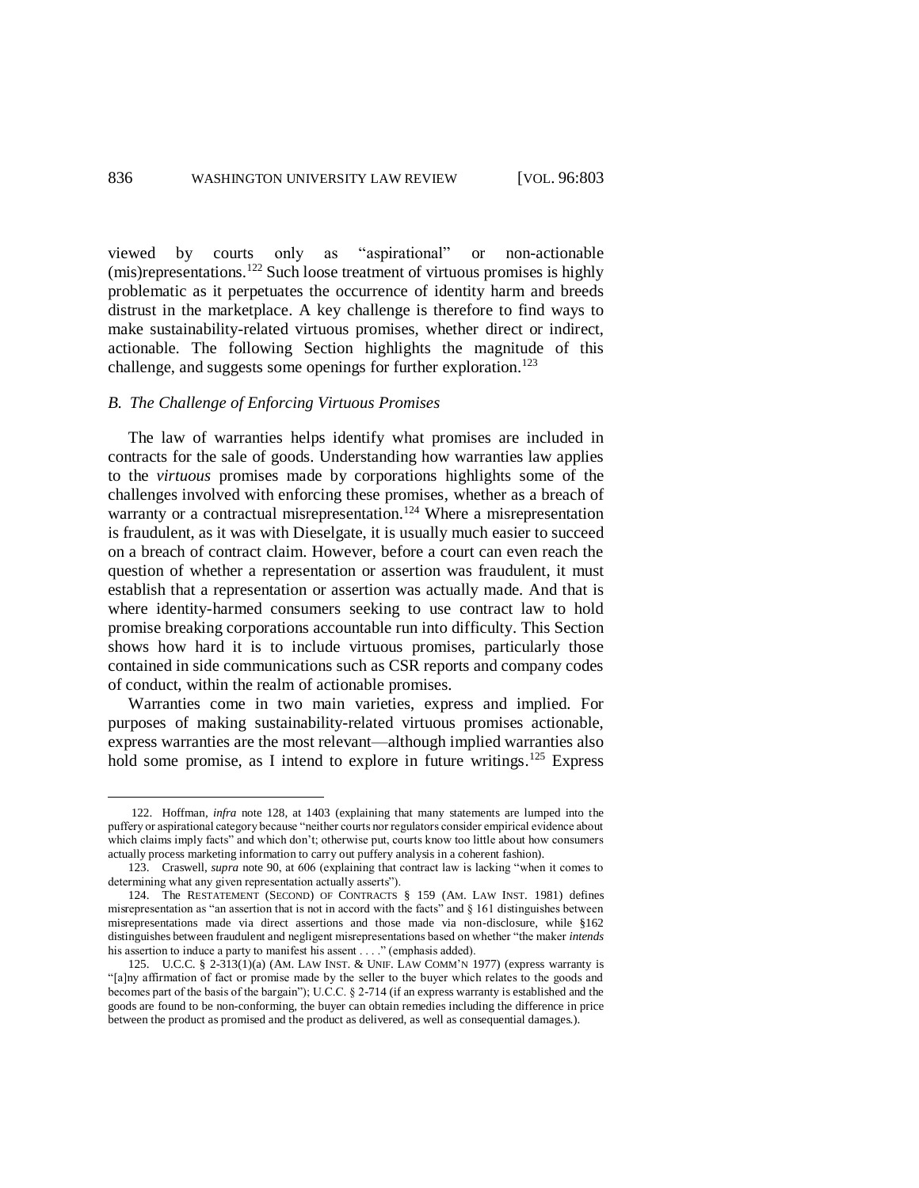viewed by courts only as "aspirational" or non-actionable (mis)representations.[122] Such loose treatment of virtuous promises is highly problematic as it perpetuates the occurrence of identity harm and breeds distrust in the marketplace. A key challenge is therefore to find ways to make sustainability-related virtuous promises, whether direct or indirect, actionable. The following Section highlights the magnitude of this challenge, and suggests some openings for further exploration.[123]

### *B. The Challenge of Enforcing Virtuous Promises*

The law of warranties helps identify what promises are included in contracts for the sale of goods. Understanding how warranties law applies to the *virtuous* promises made by corporations highlights some of the challenges involved with enforcing these promises, whether as a breach of warranty or a contractual misrepresentation.[124] Where a misrepresentation is fraudulent, as it was with Dieselgate, it is usually much easier to succeed on a breach of contract claim. However, before a court can even reach the question of whether a representation or assertion was fraudulent, it must establish that a representation or assertion was actually made. And that is where identity-harmed consumers seeking to use contract law to hold promise breaking corporations accountable run into difficulty. This Section shows how hard it is to include virtuous promises, particularly those contained in side communications such as CSR reports and company codes of conduct, within the realm of actionable promises.

Warranties come in two main varieties, express and implied. For purposes of making sustainability-related virtuous promises actionable, express warranties are the most relevant—although implied warranties also hold some promise, as I intend to explore in future writings.[125] Express

---

122. Hoffman, *infra* note 128, at 1403 (explaining that many statements are lumped into the puffery or aspirational category because "neither courts nor regulators consider empirical evidence about which claims imply facts" and which don't; otherwise put, courts know too little about how consumers actually process marketing information to carry out puffery analysis in a coherent fashion).

123. Craswell, *supra* note 90, at 606 (explaining that contract law is lacking "when it comes to determining what any given representation actually asserts").

124. The RESTATEMENT (SECOND) OF CONTRACTS § 159 (AM. LAW INST. 1981) defines misrepresentation as "an assertion that is not in accord with the facts" and § 161 distinguishes between misrepresentations made via direct assertions and those made via non-disclosure, while §162 distinguishes between fraudulent and negligent misrepresentations based on whether "the maker *intends* his assertion to induce a party to manifest his assent . . . ." (emphasis added).

125. U.C.C. § 2-313(1)(a) (AM. LAW INST. & UNIF. LAW COMM'N 1977) (express warranty is "[a]ny affirmation of fact or promise made by the seller to the buyer which relates to the goods and becomes part of the basis of the bargain"); U.C.C. § 2-714 (if an express warranty is established and the goods are found to be non-conforming, the buyer can obtain remedies including the difference in price between the product as promised and the product as delivered, as well as consequential damages.).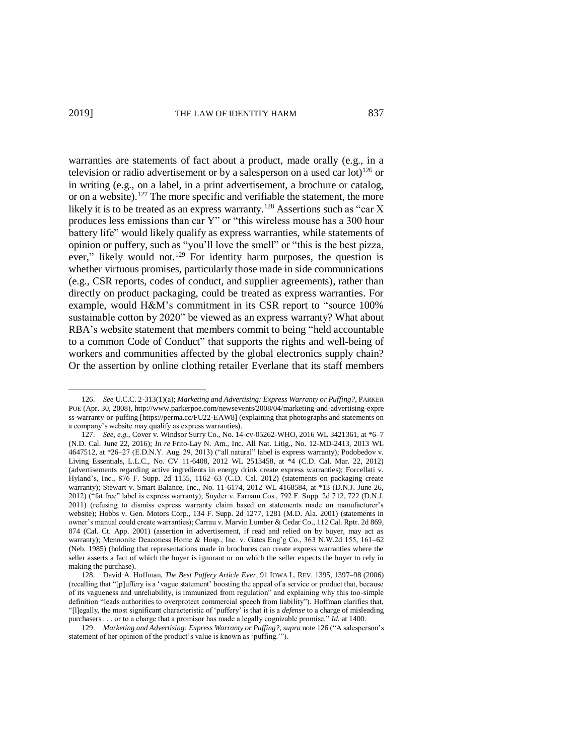warranties are statements of fact about a product, made orally (e.g., in a television or radio advertisement or by a salesperson on a used car lot)[126] or in writing (e.g., on a label, in a print advertisement, a brochure or catalog, or on a website).[127] The more specific and verifiable the statement, the more likely it is to be treated as an express warranty.[128] Assertions such as "car X produces less emissions than car Y" or "this wireless mouse has a 300 hour battery life" would likely qualify as express warranties, while statements of opinion or puffery, such as "you'll love the smell" or "this is the best pizza, ever," likely would not.[129] For identity harm purposes, the question is whether virtuous promises, particularly those made in side communications (e.g., CSR reports, codes of conduct, and supplier agreements), rather than directly on product packaging, could be treated as express warranties. For example, would H&M's commitment in its CSR report to "source 100% sustainable cotton by 2020" be viewed as an express warranty? What about RBA's website statement that members commit to being "held accountable to a common Code of Conduct" that supports the rights and well-being of workers and communities affected by the global electronics supply chain? Or the assertion by online clothing retailer Everlane that its staff members

---

126. *See* U.C.C. 2-313(1)(a); *Marketing and Advertising: Express Warranty or Puffing?*, PARKER POE (Apr. 30, 2008), http://www.parkerpoe.com/newsevents/2008/04/marketing-and-advertising-express-warranty-or-puffing [https://perma.cc/FU22-EAW8] (explaining that photographs and statements on a company's website may qualify as express warranties).

127. *See, e.g.*, Cover v. Windsor Surry Co., No. 14-cv-05262-WHO, 2016 WL 3421361, at *6–7 (N.D. Cal. June 22, 2016); *In re* Frito-Lay N. Am., Inc. All Nat. Litig., No. 12-MD-2413, 2013 WL 4647512, at *26–27 (E.D.N.Y. Aug. 29, 2013) ("all natural" label is express warranty); Podobedov v. Living Essentials, L.L.C., No. CV 11-6408, 2012 WL 2513458, at *4 (C.D. Cal. Mar. 22, 2012) (advertisements regarding active ingredients in energy drink create express warranties); Forcellati v. Hyland's, Inc., 876 F. Supp. 2d 1155, 1162–63 (C.D. Cal. 2012) (statements on packaging create warranty); Stewart v. Smart Balance, Inc., No. 11-6174, 2012 WL 4168584, at *13 (D.N.J. June 26, 2012) ("fat free" label is express warranty); Snyder v. Farnam Cos., 792 F. Supp. 2d 712, 722 (D.N.J. 2011) (refusing to dismiss express warranty claim based on statements made on manufacturer's website); Hobbs v. Gen. Motors Corp., 134 F. Supp. 2d 1277, 1281 (M.D. Ala. 2001) (statements in owner's manual could create warranties); Carrau v. Marvin Lumber & Cedar Co., 112 Cal. Rptr. 2d 869, 874 (Cal. Ct. App. 2001) (assertion in advertisement, if read and relied on by buyer, may act as warranty); Mennonite Deaconess Home & Hosp., Inc. v. Gates Eng'g Co., 363 N.W.2d 155, 161–62 (Neb. 1985) (holding that representations made in brochures can create express warranties where the seller asserts a fact of which the buyer is ignorant or on which the seller expects the buyer to rely in making the purchase).

128. David A. Hoffman, *The Best Puffery Article Ever*, 91 IOWA L. REV. 1395, 1397–98 (2006) (recalling that "[p]uffery is a 'vague statement' boosting the appeal of a service or product that, because of its vagueness and unreliability, is immunized from regulation" and explaining why this too-simple definition "leads authorities to overprotect commercial speech from liability"). Hoffman clarifies that, "[l]egally, the most significant characteristic of 'puffery' is that it is a *defense* to a charge of misleading purchasers . . . or to a charge that a promisor has made a legally cognizable promise." *Id.* at 1400.

129. *Marketing and Advertising: Express Warranty or Puffing?*, *supra* note 126 ("A salesperson's statement of her opinion of the product's value is known as 'puffing.'").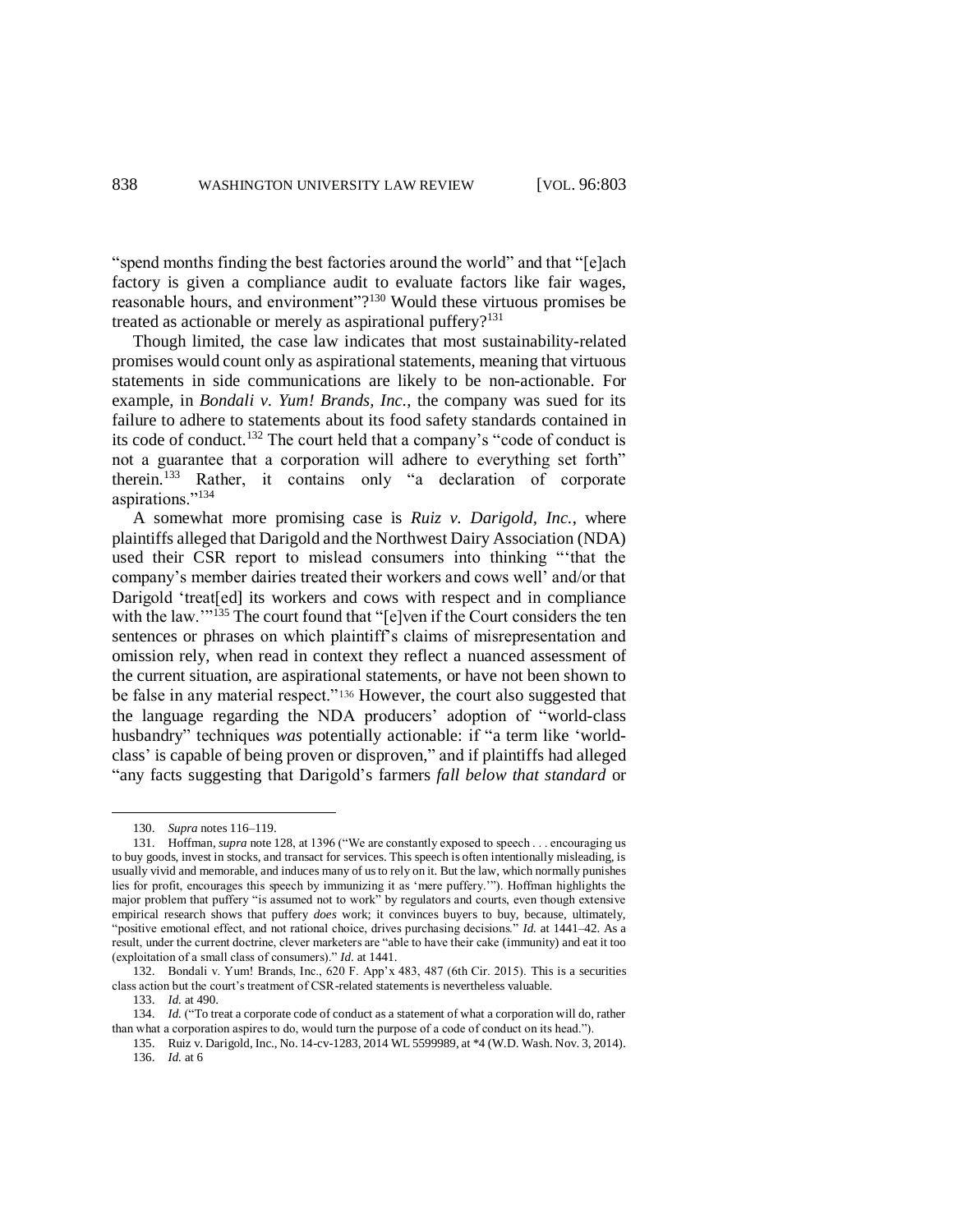"spend months finding the best factories around the world" and that "[e]ach factory is given a compliance audit to evaluate factors like fair wages, reasonable hours, and environment"?[130] Would these virtuous promises be treated as actionable or merely as aspirational puffery?[131]

Though limited, the case law indicates that most sustainability-related promises would count only as aspirational statements, meaning that virtuous statements in side communications are likely to be non-actionable. For example, in *Bondali v. Yum! Brands, Inc.*, the company was sued for its failure to adhere to statements about its food safety standards contained in its code of conduct.[132] The court held that a company's "code of conduct is not a guarantee that a corporation will adhere to everything set forth" therein.[133] Rather, it contains only "a declaration of corporate aspirations."[134]

A somewhat more promising case is *Ruiz v. Darigold, Inc.*, where plaintiffs alleged that Darigold and the Northwest Dairy Association (NDA) used their CSR report to mislead consumers into thinking "'that the company's member dairies treated their workers and cows well' and/or that Darigold 'treat[ed] its workers and cows with respect and in compliance with the law.'"[135] The court found that "[e]ven if the Court considers the ten sentences or phrases on which plaintiff's claims of misrepresentation and omission rely, when read in context they reflect a nuanced assessment of the current situation, are aspirational statements, or have not been shown to be false in any material respect."[136] However, the court also suggested that the language regarding the NDA producers' adoption of "world-class husbandry" techniques *was* potentially actionable: if "a term like 'world-class' is capable of being proven or disproven," and if plaintiffs had alleged "any facts suggesting that Darigold's farmers *fall below that standard* or

---

130. *Supra* notes 116–119.

131. Hoffman, *supra* note 128, at 1396 ("We are constantly exposed to speech . . . encouraging us to buy goods, invest in stocks, and transact for services. This speech is often intentionally misleading, is usually vivid and memorable, and induces many of us to rely on it. But the law, which normally punishes lies for profit, encourages this speech by immunizing it as 'mere puffery.'"). Hoffman highlights the major problem that puffery "is assumed not to work" by regulators and courts, even though extensive empirical research shows that puffery *does* work; it convinces buyers to buy, because, ultimately, "positive emotional effect, and not rational choice, drives purchasing decisions." *Id.* at 1441–42. As a result, under the current doctrine, clever marketers are "able to have their cake (immunity) and eat it too (exploitation of a small class of consumers)." *Id.* at 1441.

132. Bondali v. Yum! Brands, Inc., 620 F. App'x 483, 487 (6th Cir. 2015). This is a securities class action but the court's treatment of CSR-related statements is nevertheless valuable.

133. *Id.* at 490.

134. *Id.* ("To treat a corporate code of conduct as a statement of what a corporation will do, rather than what a corporation aspires to do, would turn the purpose of a code of conduct on its head.").

135. Ruiz v. Darigold, Inc., No. 14-cv-1283, 2014 WL 5599989, at *4 (W.D. Wash. Nov. 3, 2014).

136. *Id.* at 6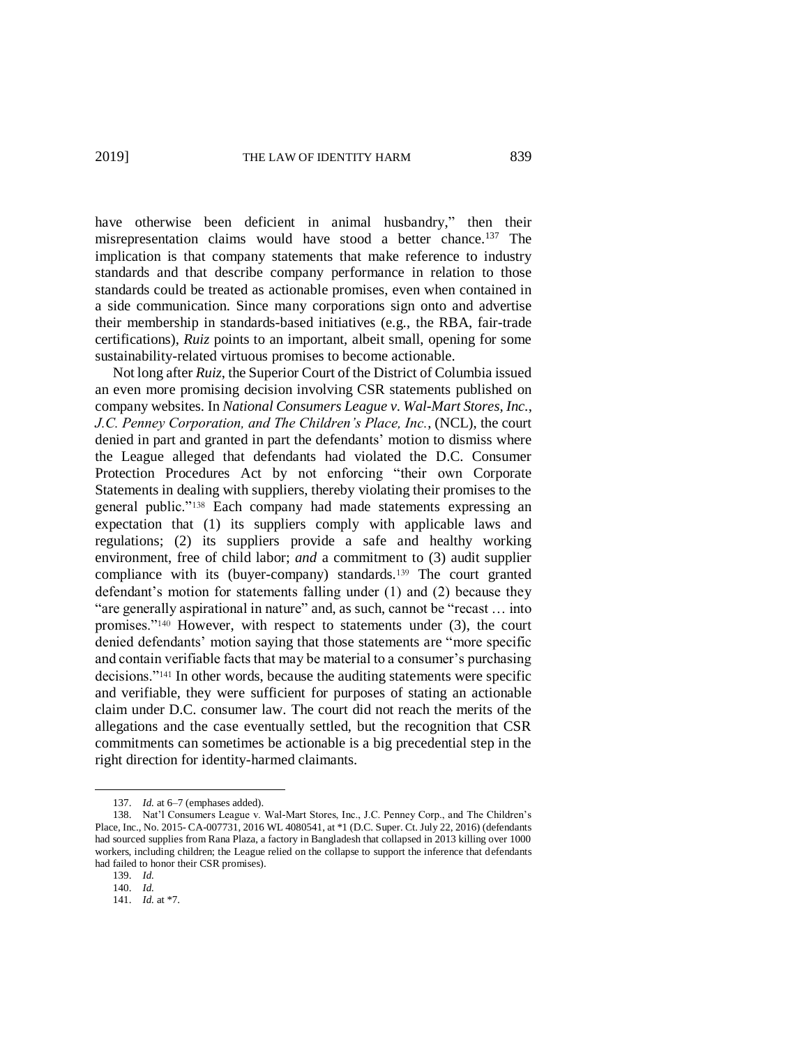have otherwise been deficient in animal husbandry," then their misrepresentation claims would have stood a better chance.[137] The implication is that company statements that make reference to industry standards and that describe company performance in relation to those standards could be treated as actionable promises, even when contained in a side communication. Since many corporations sign onto and advertise their membership in standards-based initiatives (e.g., the RBA, fair-trade certifications), *Ruiz* points to an important, albeit small, opening for some sustainability-related virtuous promises to become actionable.

Not long after *Ruiz*, the Superior Court of the District of Columbia issued an even more promising decision involving CSR statements published on company websites. In *National Consumers League v. Wal-Mart Stores, Inc., J.C. Penney Corporation, and The Children's Place, Inc.*, (NCL), the court denied in part and granted in part the defendants' motion to dismiss where the League alleged that defendants had violated the D.C. Consumer Protection Procedures Act by not enforcing "their own Corporate Statements in dealing with suppliers, thereby violating their promises to the general public."[138] Each company had made statements expressing an expectation that (1) its suppliers comply with applicable laws and regulations; (2) its suppliers provide a safe and healthy working environment, free of child labor; *and* a commitment to (3) audit supplier compliance with its (buyer-company) standards.[139] The court granted defendant's motion for statements falling under (1) and (2) because they "are generally aspirational in nature" and, as such, cannot be "recast … into promises."[140] However, with respect to statements under (3), the court denied defendants' motion saying that those statements are "more specific and contain verifiable facts that may be material to a consumer's purchasing decisions."[141] In other words, because the auditing statements were specific and verifiable, they were sufficient for purposes of stating an actionable claim under D.C. consumer law. The court did not reach the merits of the allegations and the case eventually settled, but the recognition that CSR commitments can sometimes be actionable is a big precedential step in the right direction for identity-harmed claimants.

---

137. *Id.* at 6–7 (emphases added).

138. Nat'l Consumers League v. Wal-Mart Stores, Inc., J.C. Penney Corp., and The Children's Place, Inc., No. 2015- CA-007731, 2016 WL 4080541, at *1 (D.C. Super. Ct. July 22, 2016) (defendants had sourced supplies from Rana Plaza, a factory in Bangladesh that collapsed in 2013 killing over 1000 workers, including children; the League relied on the collapse to support the inference that defendants had failed to honor their CSR promises).

139. *Id.*

140. *Id.*

141. *Id.* at *7.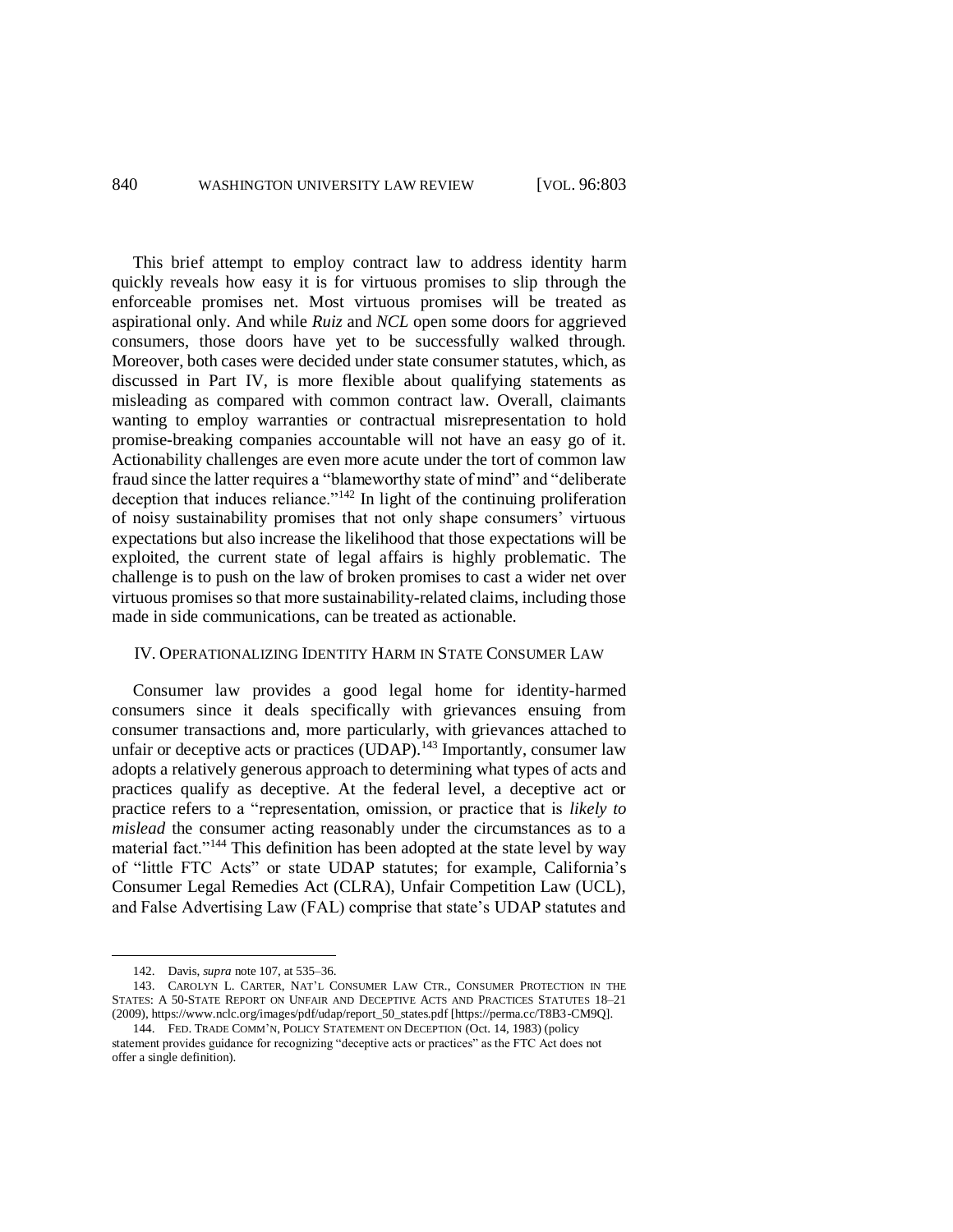This brief attempt to employ contract law to address identity harm quickly reveals how easy it is for virtuous promises to slip through the enforceable promises net. Most virtuous promises will be treated as aspirational only. And while *Ruiz* and *NCL* open some doors for aggrieved consumers, those doors have yet to be successfully walked through. Moreover, both cases were decided under state consumer statutes, which, as discussed in Part IV, is more flexible about qualifying statements as misleading as compared with common contract law. Overall, claimants wanting to employ warranties or contractual misrepresentation to hold promise-breaking companies accountable will not have an easy go of it. Actionability challenges are even more acute under the tort of common law fraud since the latter requires a "blameworthy state of mind" and "deliberate deception that induces reliance."[142] In light of the continuing proliferation of noisy sustainability promises that not only shape consumers' virtuous expectations but also increase the likelihood that those expectations will be exploited, the current state of legal affairs is highly problematic. The challenge is to push on the law of broken promises to cast a wider net over virtuous promises so that more sustainability-related claims, including those made in side communications, can be treated as actionable.

## IV. OPERATIONALIZING IDENTITY HARM IN STATE CONSUMER LAW

Consumer law provides a good legal home for identity-harmed consumers since it deals specifically with grievances ensuing from consumer transactions and, more particularly, with grievances attached to unfair or deceptive acts or practices (UDAP).[143] Importantly, consumer law adopts a relatively generous approach to determining what types of acts and practices qualify as deceptive. At the federal level, a deceptive act or practice refers to a "representation, omission, or practice that is *likely to mislead* the consumer acting reasonably under the circumstances as to a material fact."[144] This definition has been adopted at the state level by way of "little FTC Acts" or state UDAP statutes; for example, California's Consumer Legal Remedies Act (CLRA), Unfair Competition Law (UCL), and False Advertising Law (FAL) comprise that state's UDAP statutes and

---

142. Davis, *supra* note 107, at 535–36.

143. CAROLYN L. CARTER, NAT'L CONSUMER LAW CTR., CONSUMER PROTECTION IN THE STATES: A 50-STATE REPORT ON UNFAIR AND DECEPTIVE ACTS AND PRACTICES STATUTES 18–21 (2009), https://www.nclc.org/images/pdf/udap/report_50_states.pdf [https://perma.cc/T8B3-CM9Q].

144. FED. TRADE COMM'N, POLICY STATEMENT ON DECEPTION (Oct. 14, 1983) (policy statement provides guidance for recognizing "deceptive acts or practices" as the FTC Act does not offer a single definition).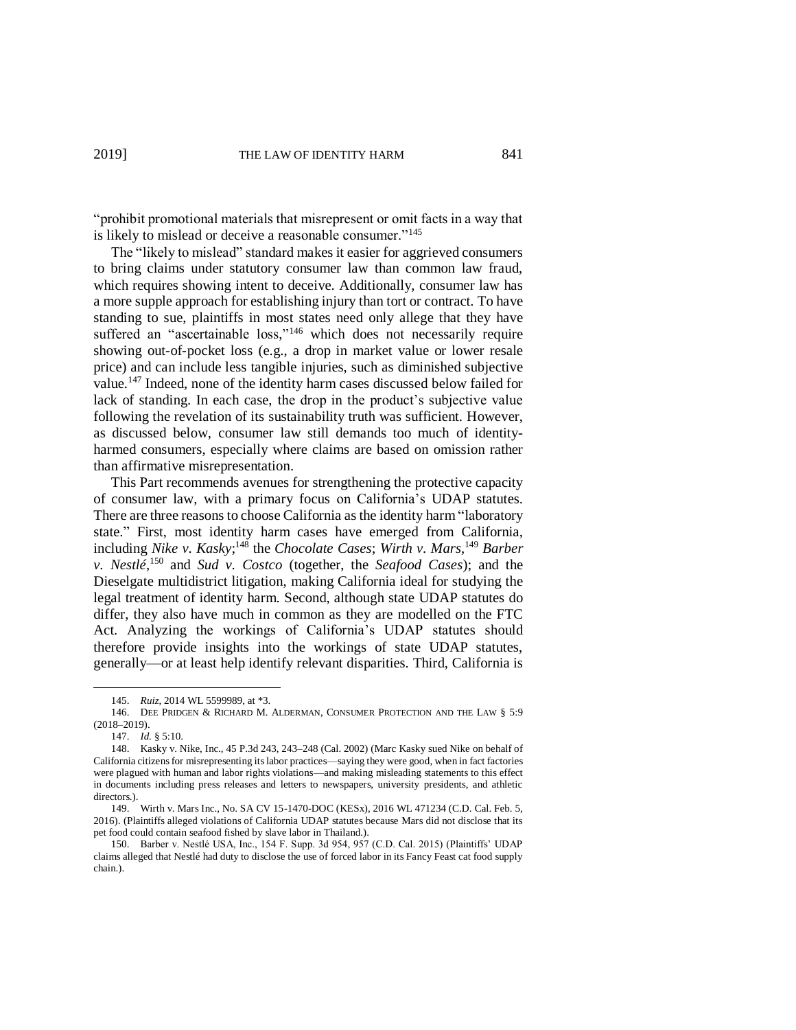"prohibit promotional materials that misrepresent or omit facts in a way that is likely to mislead or deceive a reasonable consumer."[145]

The "likely to mislead" standard makes it easier for aggrieved consumers to bring claims under statutory consumer law than common law fraud, which requires showing intent to deceive. Additionally, consumer law has a more supple approach for establishing injury than tort or contract. To have standing to sue, plaintiffs in most states need only allege that they have suffered an "ascertainable loss,"[146] which does not necessarily require showing out-of-pocket loss (e.g., a drop in market value or lower resale price) and can include less tangible injuries, such as diminished subjective value.[147] Indeed, none of the identity harm cases discussed below failed for lack of standing. In each case, the drop in the product's subjective value following the revelation of its sustainability truth was sufficient. However, as discussed below, consumer law still demands too much of identity-harmed consumers, especially where claims are based on omission rather than affirmative misrepresentation.

This Part recommends avenues for strengthening the protective capacity of consumer law, with a primary focus on California's UDAP statutes. There are three reasons to choose California as the identity harm "laboratory state." First, most identity harm cases have emerged from California, including *Nike v. Kasky*;[148] the *Chocolate Cases*; *Wirth v. Mars*,[149] *Barber v. Nestlé*,[150] and *Sud v. Costco* (together, the *Seafood Cases*); and the Dieselgate multidistrict litigation, making California ideal for studying the legal treatment of identity harm. Second, although state UDAP statutes do differ, they also have much in common as they are modelled on the FTC Act. Analyzing the workings of California's UDAP statutes should therefore provide insights into the workings of state UDAP statutes, generally—or at least help identify relevant disparities. Third, California is

---

145. *Ruiz*, 2014 WL 5599989, at *3.

146. DEE PRIDGEN & RICHARD M. ALDERMAN, CONSUMER PROTECTION AND THE LAW § 5:9 (2018–2019).

147. *Id.* § 5:10.

148. Kasky v. Nike, Inc., 45 P.3d 243, 243–248 (Cal. 2002) (Marc Kasky sued Nike on behalf of California citizens for misrepresenting its labor practices—saying they were good, when in fact factories were plagued with human and labor rights violations—and making misleading statements to this effect in documents including press releases and letters to newspapers, university presidents, and athletic directors.).

149. Wirth v. Mars Inc., No. SA CV 15-1470-DOC (KESx), 2016 WL 471234 (C.D. Cal. Feb. 5, 2016). (Plaintiffs alleged violations of California UDAP statutes because Mars did not disclose that its pet food could contain seafood fished by slave labor in Thailand.).

150. Barber v. Nestlé USA, Inc., 154 F. Supp. 3d 954, 957 (C.D. Cal. 2015) (Plaintiffs' UDAP claims alleged that Nestlé had duty to disclose the use of forced labor in its Fancy Feast cat food supply chain.).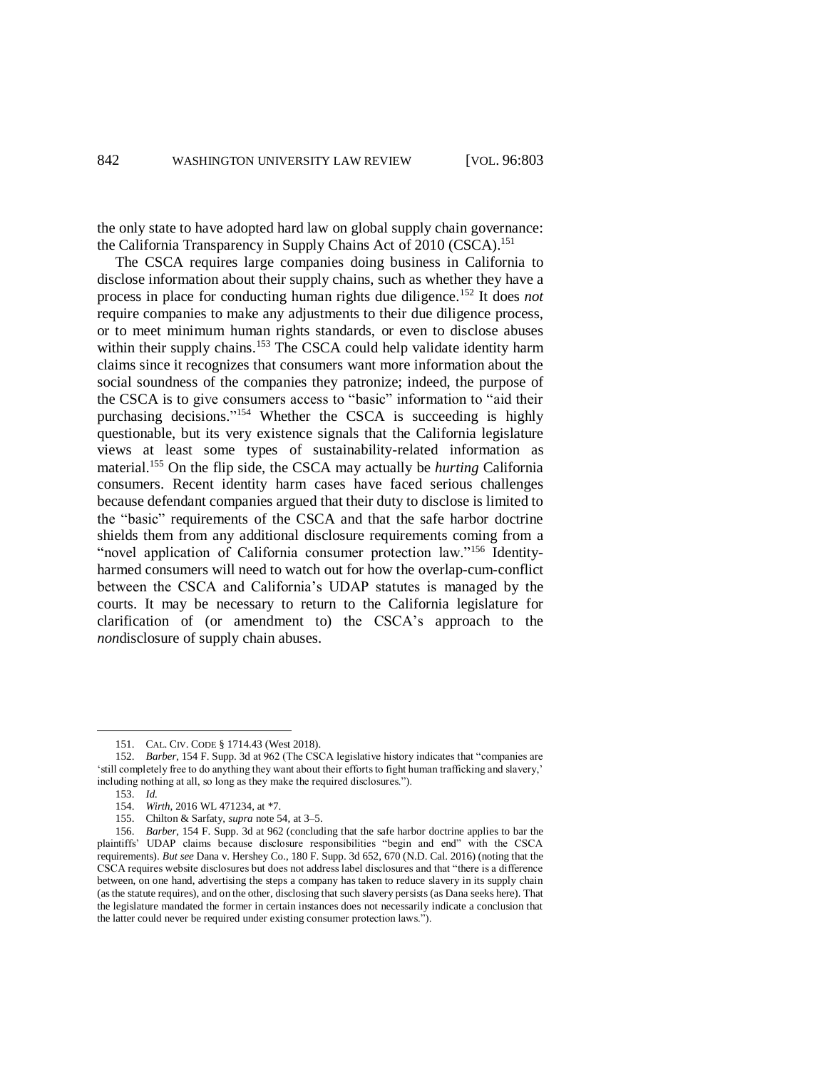the only state to have adopted hard law on global supply chain governance: the California Transparency in Supply Chains Act of 2010 (CSCA).[151]

The CSCA requires large companies doing business in California to disclose information about their supply chains, such as whether they have a process in place for conducting human rights due diligence.[152] It does *not* require companies to make any adjustments to their due diligence process, or to meet minimum human rights standards, or even to disclose abuses within their supply chains.[153] The CSCA could help validate identity harm claims since it recognizes that consumers want more information about the social soundness of the companies they patronize; indeed, the purpose of the CSCA is to give consumers access to "basic" information to "aid their purchasing decisions."[154] Whether the CSCA is succeeding is highly questionable, but its very existence signals that the California legislature views at least some types of sustainability-related information as material.[155] On the flip side, the CSCA may actually be *hurting* California consumers. Recent identity harm cases have faced serious challenges because defendant companies argued that their duty to disclose is limited to the "basic" requirements of the CSCA and that the safe harbor doctrine shields them from any additional disclosure requirements coming from a "novel application of California consumer protection law."[156] Identity-harmed consumers will need to watch out for how the overlap-cum-conflict between the CSCA and California's UDAP statutes is managed by the courts. It may be necessary to return to the California legislature for clarification of (or amendment to) the CSCA's approach to the *non*disclosure of supply chain abuses.

---

151. CAL. CIV. CODE § 1714.43 (West 2018).

152. *Barber*, 154 F. Supp. 3d at 962 (The CSCA legislative history indicates that "companies are 'still completely free to do anything they want about their efforts to fight human trafficking and slavery,' including nothing at all, so long as they make the required disclosures.").

153. *Id.*

154. *Wirth*, 2016 WL 471234, at *7.

155. Chilton & Sarfaty, *supra* note 54, at 3–5.

156. *Barber*, 154 F. Supp. 3d at 962 (concluding that the safe harbor doctrine applies to bar the plaintiffs' UDAP claims because disclosure responsibilities "begin and end" with the CSCA requirements). *But see* Dana v. Hershey Co., 180 F. Supp. 3d 652, 670 (N.D. Cal. 2016) (noting that the CSCA requires website disclosures but does not address label disclosures and that "there is a difference between, on one hand, advertising the steps a company has taken to reduce slavery in its supply chain (as the statute requires), and on the other, disclosing that such slavery persists (as Dana seeks here). That the legislature mandated the former in certain instances does not necessarily indicate a conclusion that the latter could never be required under existing consumer protection laws.").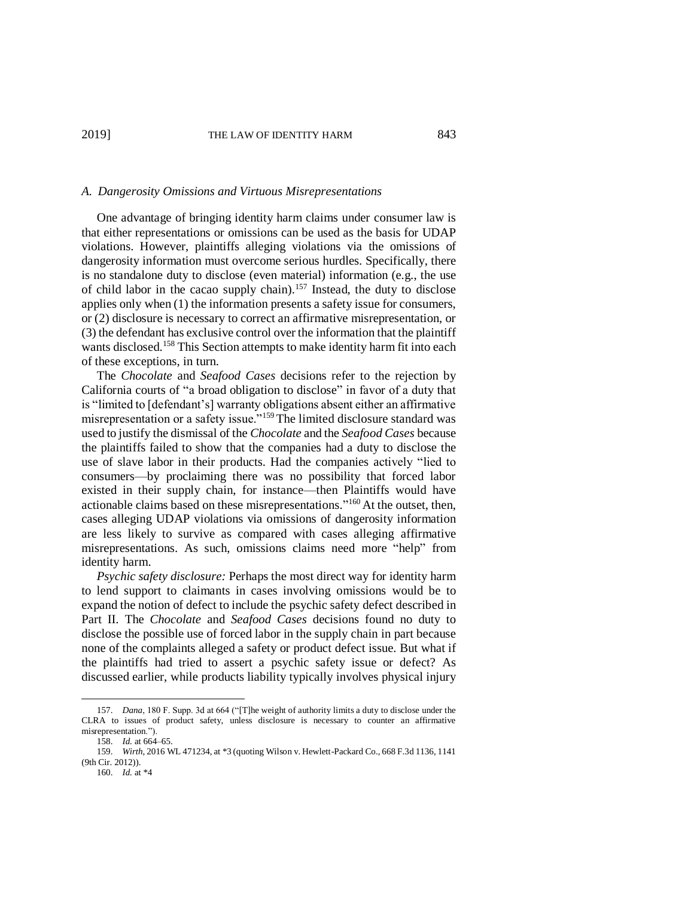### A. Dangerosity Omissions and Virtuous Misrepresentations

One advantage of bringing identity harm claims under consumer law is that either representations or omissions can be used as the basis for UDAP violations. However, plaintiffs alleging violations via the omissions of dangerosity information must overcome serious hurdles. Specifically, there is no standalone duty to disclose (even material) information (e.g., the use of child labor in the cacao supply chain).[157] Instead, the duty to disclose applies only when (1) the information presents a safety issue for consumers, or (2) disclosure is necessary to correct an affirmative misrepresentation, or (3) the defendant has exclusive control over the information that the plaintiff wants disclosed.[158] This Section attempts to make identity harm fit into each of these exceptions, in turn.

The *Chocolate* and *Seafood Cases* decisions refer to the rejection by California courts of "a broad obligation to disclose" in favor of a duty that is "limited to [defendant's] warranty obligations absent either an affirmative misrepresentation or a safety issue."[159] The limited disclosure standard was used to justify the dismissal of the *Chocolate* and the *Seafood Cases* because the plaintiffs failed to show that the companies had a duty to disclose the use of slave labor in their products. Had the companies actively "lied to consumers—by proclaiming there was no possibility that forced labor existed in their supply chain, for instance—then Plaintiffs would have actionable claims based on these misrepresentations."[160] At the outset, then, cases alleging UDAP violations via omissions of dangerosity information are less likely to survive as compared with cases alleging affirmative misrepresentations. As such, omissions claims need more "help" from identity harm.

*Psychic safety disclosure:* Perhaps the most direct way for identity harm to lend support to claimants in cases involving omissions would be to expand the notion of defect to include the psychic safety defect described in Part II. The *Chocolate* and *Seafood Cases* decisions found no duty to disclose the possible use of forced labor in the supply chain in part because none of the complaints alleged a safety or product defect issue. But what if the plaintiffs had tried to assert a psychic safety issue or defect? As discussed earlier, while products liability typically involves physical injury

---

157. *Dana*, 180 F. Supp. 3d at 664 ("[T]he weight of authority limits a duty to disclose under the CLRA to issues of product safety, unless disclosure is necessary to counter an affirmative misrepresentation.").

158. *Id.* at 664–65.

159. *Wirth*, 2016 WL 471234, at *3 (quoting Wilson v. Hewlett-Packard Co., 668 F.3d 1136, 1141 (9th Cir. 2012)).

160. *Id.* at *4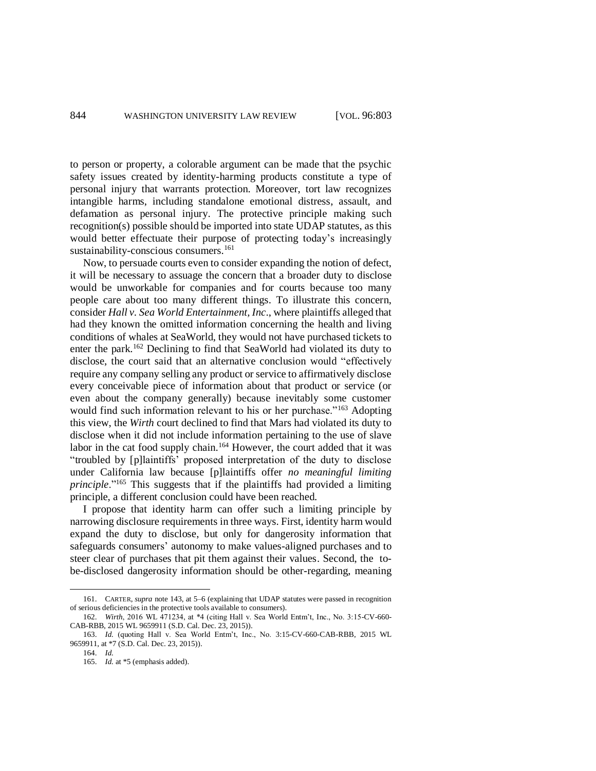to person or property, a colorable argument can be made that the psychic safety issues created by identity-harming products constitute a type of personal injury that warrants protection. Moreover, tort law recognizes intangible harms, including standalone emotional distress, assault, and defamation as personal injury. The protective principle making such recognition(s) possible should be imported into state UDAP statutes, as this would better effectuate their purpose of protecting today's increasingly sustainability-conscious consumers.[161]

Now, to persuade courts even to consider expanding the notion of defect, it will be necessary to assuage the concern that a broader duty to disclose would be unworkable for companies and for courts because too many people care about too many different things. To illustrate this concern, consider *Hall v. Sea World Entertainment, Inc*., where plaintiffs alleged that had they known the omitted information concerning the health and living conditions of whales at SeaWorld, they would not have purchased tickets to enter the park.[162] Declining to find that SeaWorld had violated its duty to disclose, the court said that an alternative conclusion would "effectively require any company selling any product or service to affirmatively disclose every conceivable piece of information about that product or service (or even about the company generally) because inevitably some customer would find such information relevant to his or her purchase."[163] Adopting this view, the *Wirth* court declined to find that Mars had violated its duty to disclose when it did not include information pertaining to the use of slave labor in the cat food supply chain.[164] However, the court added that it was "troubled by [p]laintiffs' proposed interpretation of the duty to disclose under California law because [p]laintiffs offer *no meaningful limiting principle*."[165] This suggests that if the plaintiffs had provided a limiting principle, a different conclusion could have been reached.

I propose that identity harm can offer such a limiting principle by narrowing disclosure requirements in three ways. First, identity harm would expand the duty to disclose, but only for dangerosity information that safeguards consumers' autonomy to make values-aligned purchases and to steer clear of purchases that pit them against their values. Second, the to-be-disclosed dangerosity information should be other-regarding, meaning

---

161. CARTER, *supra* note 143, at 5–6 (explaining that UDAP statutes were passed in recognition of serious deficiencies in the protective tools available to consumers).

162. *Wirth*, 2016 WL 471234, at *4 (citing Hall v. Sea World Entm't, Inc., No. 3:15-CV-660-CAB-RBB, 2015 WL 9659911 (S.D. Cal. Dec. 23, 2015)).

163. *Id.* (quoting Hall v. Sea World Entm't, Inc., No. 3:15-CV-660-CAB-RBB, 2015 WL 9659911, at *7 (S.D. Cal. Dec. 23, 2015)).

164. *Id.*

165. *Id.* at *5 (emphasis added).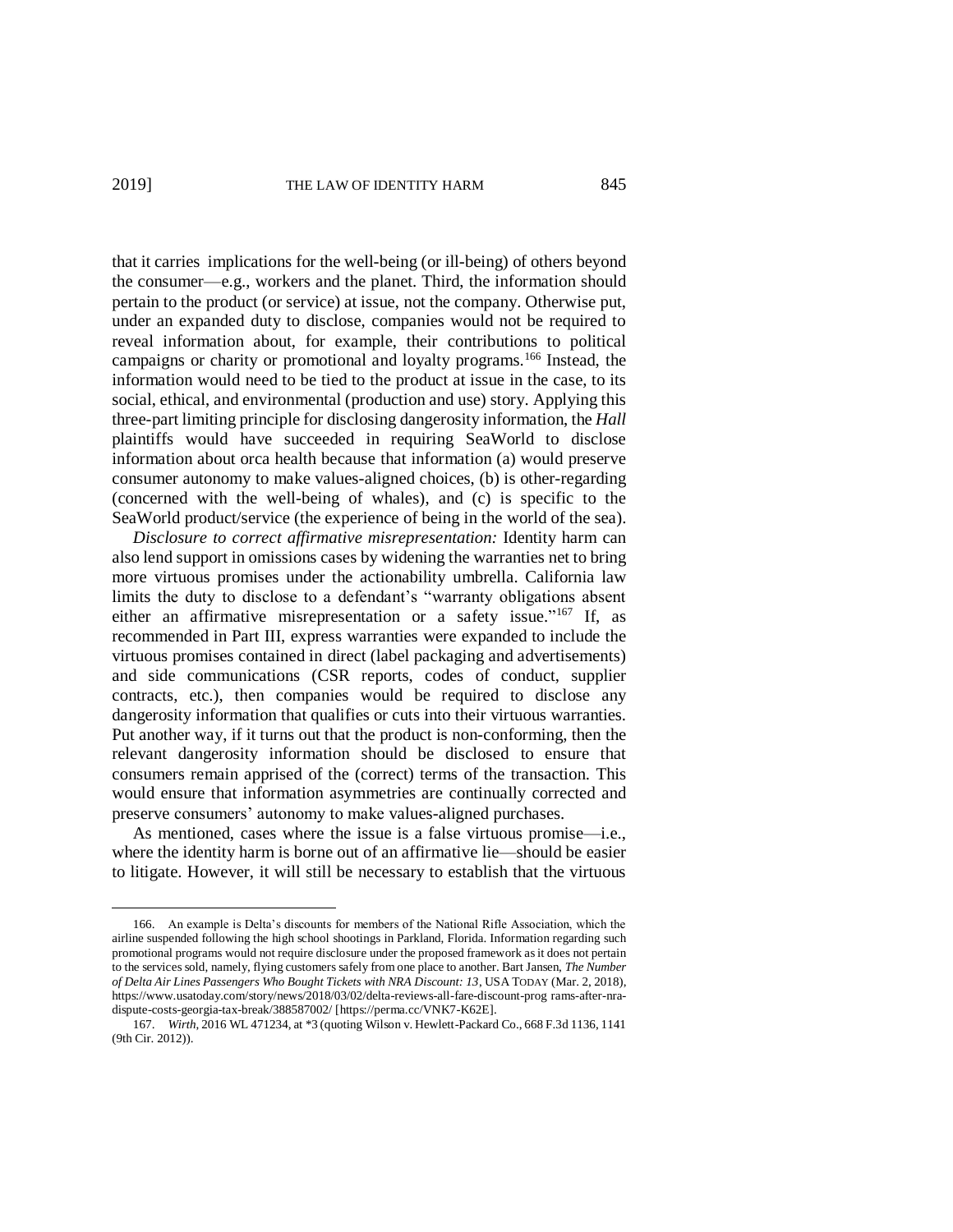that it carries implications for the well-being (or ill-being) of others beyond the consumer—e.g., workers and the planet. Third, the information should pertain to the product (or service) at issue, not the company. Otherwise put, under an expanded duty to disclose, companies would not be required to reveal information about, for example, their contributions to political campaigns or charity or promotional and loyalty programs.[166] Instead, the information would need to be tied to the product at issue in the case, to its social, ethical, and environmental (production and use) story. Applying this three-part limiting principle for disclosing dangerosity information, the *Hall* plaintiffs would have succeeded in requiring SeaWorld to disclose information about orca health because that information (a) would preserve consumer autonomy to make values-aligned choices, (b) is other-regarding (concerned with the well-being of whales), and (c) is specific to the SeaWorld product/service (the experience of being in the world of the sea).

*Disclosure to correct affirmative misrepresentation:* Identity harm can also lend support in omissions cases by widening the warranties net to bring more virtuous promises under the actionability umbrella. California law limits the duty to disclose to a defendant's "warranty obligations absent either an affirmative misrepresentation or a safety issue."[167] If, as recommended in Part III, express warranties were expanded to include the virtuous promises contained in direct (label packaging and advertisements) and side communications (CSR reports, codes of conduct, supplier contracts, etc.), then companies would be required to disclose any dangerosity information that qualifies or cuts into their virtuous warranties. Put another way, if it turns out that the product is non-conforming, then the relevant dangerosity information should be disclosed to ensure that consumers remain apprised of the (correct) terms of the transaction. This would ensure that information asymmetries are continually corrected and preserve consumers' autonomy to make values-aligned purchases.

As mentioned, cases where the issue is a false virtuous promise—i.e., where the identity harm is borne out of an affirmative lie—should be easier to litigate. However, it will still be necessary to establish that the virtuous

---

166. An example is Delta's discounts for members of the National Rifle Association, which the airline suspended following the high school shootings in Parkland, Florida. Information regarding such promotional programs would not require disclosure under the proposed framework as it does not pertain to the services sold, namely, flying customers safely from one place to another. Bart Jansen, *The Number of Delta Air Lines Passengers Who Bought Tickets with NRA Discount: 13*, USA TODAY (Mar. 2, 2018), https://www.usatoday.com/story/news/2018/03/02/delta-reviews-all-fare-discount-prog rams-after-nra-dispute-costs-georgia-tax-break/388587002/ [https://perma.cc/VNK7-K62E].

167. *Wirth*, 2016 WL 471234, at *3 (quoting Wilson v. Hewlett-Packard Co., 668 F.3d 1136, 1141 (9th Cir. 2012)).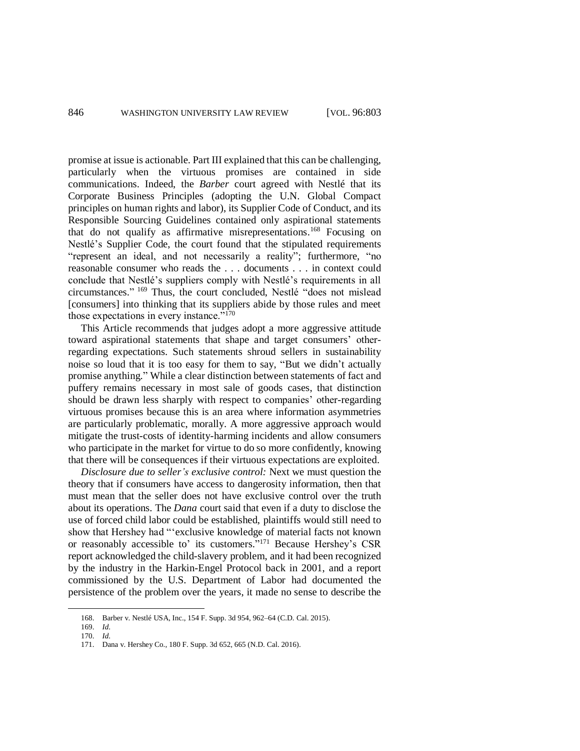promise at issue is actionable. Part III explained that this can be challenging, particularly when the virtuous promises are contained in side communications. Indeed, the *Barber* court agreed with Nestlé that its Corporate Business Principles (adopting the U.N. Global Compact principles on human rights and labor), its Supplier Code of Conduct, and its Responsible Sourcing Guidelines contained only aspirational statements that do not qualify as affirmative misrepresentations.[168] Focusing on Nestlé's Supplier Code, the court found that the stipulated requirements "represent an ideal, and not necessarily a reality"; furthermore, "no reasonable consumer who reads the . . . documents . . . in context could conclude that Nestlé's suppliers comply with Nestlé's requirements in all circumstances."[169] Thus, the court concluded, Nestlé "does not mislead [consumers] into thinking that its suppliers abide by those rules and meet those expectations in every instance."[170]

This Article recommends that judges adopt a more aggressive attitude toward aspirational statements that shape and target consumers' other-regarding expectations. Such statements shroud sellers in sustainability noise so loud that it is too easy for them to say, "But we didn't actually promise anything." While a clear distinction between statements of fact and puffery remains necessary in most sale of goods cases, that distinction should be drawn less sharply with respect to companies' other-regarding virtuous promises because this is an area where information asymmetries are particularly problematic, morally. A more aggressive approach would mitigate the trust-costs of identity-harming incidents and allow consumers who participate in the market for virtue to do so more confidently, knowing that there will be consequences if their virtuous expectations are exploited.

*Disclosure due to seller's exclusive control:* Next we must question the theory that if consumers have access to dangerosity information, then that must mean that the seller does not have exclusive control over the truth about its operations. The *Dana* court said that even if a duty to disclose the use of forced child labor could be established, plaintiffs would still need to show that Hershey had "'exclusive knowledge of material facts not known or reasonably accessible to' its customers."[171] Because Hershey's CSR report acknowledged the child-slavery problem, and it had been recognized by the industry in the Harkin-Engel Protocol back in 2001, and a report commissioned by the U.S. Department of Labor had documented the persistence of the problem over the years, it made no sense to describe the

---

168. Barber v. Nestlé USA, Inc., 154 F. Supp. 3d 954, 962–64 (C.D. Cal. 2015).

169. *Id.*

170. *Id.*

171. Dana v. Hershey Co., 180 F. Supp. 3d 652, 665 (N.D. Cal. 2016).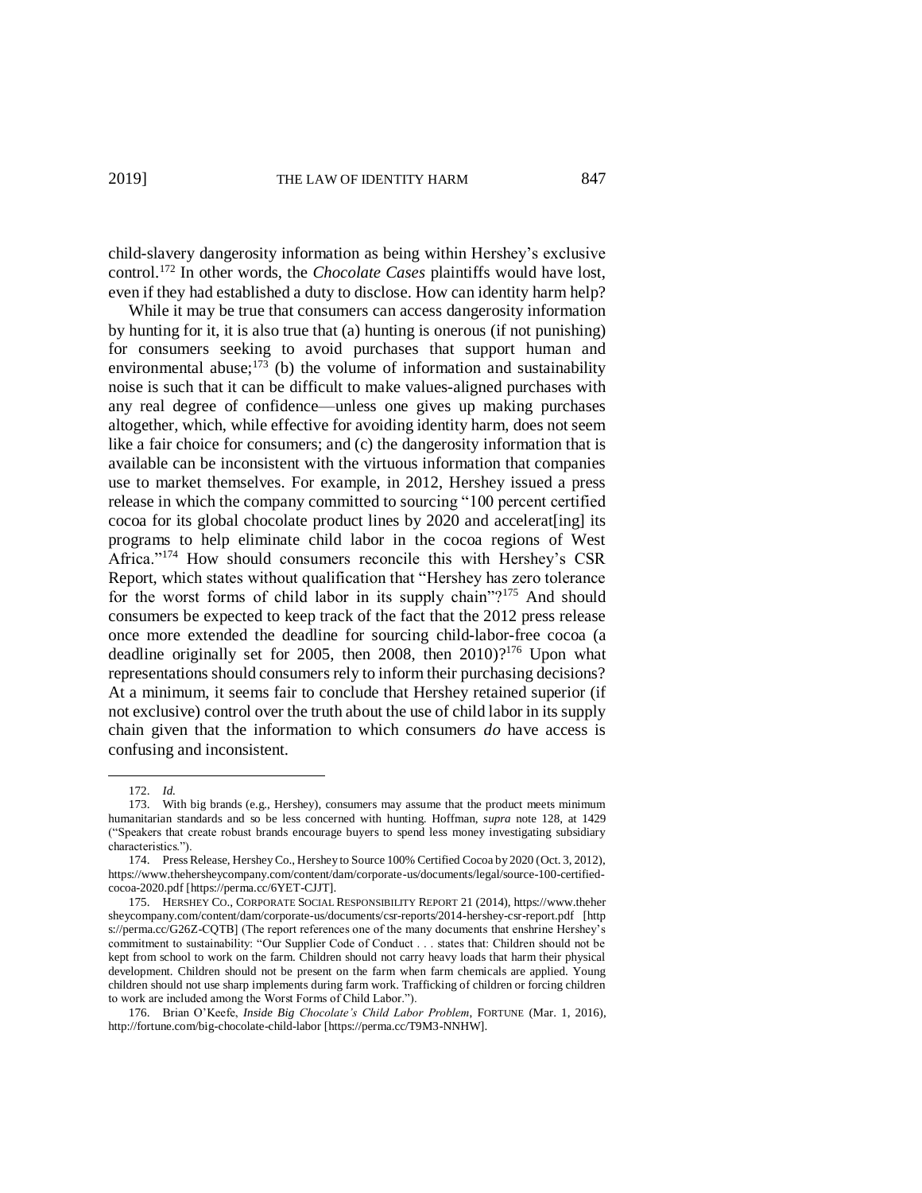child-slavery dangerosity information as being within Hershey's exclusive control.[172] In other words, the *Chocolate Cases* plaintiffs would have lost, even if they had established a duty to disclose. How can identity harm help?

While it may be true that consumers can access dangerosity information by hunting for it, it is also true that (a) hunting is onerous (if not punishing) for consumers seeking to avoid purchases that support human and environmental abuse;[173] (b) the volume of information and sustainability noise is such that it can be difficult to make values-aligned purchases with any real degree of confidence—unless one gives up making purchases altogether, which, while effective for avoiding identity harm, does not seem like a fair choice for consumers; and (c) the dangerosity information that is available can be inconsistent with the virtuous information that companies use to market themselves. For example, in 2012, Hershey issued a press release in which the company committed to sourcing "100 percent certified cocoa for its global chocolate product lines by 2020 and accelerat[ing] its programs to help eliminate child labor in the cocoa regions of West Africa."[174] How should consumers reconcile this with Hershey's CSR Report, which states without qualification that "Hershey has zero tolerance for the worst forms of child labor in its supply chain"?[175] And should consumers be expected to keep track of the fact that the 2012 press release once more extended the deadline for sourcing child-labor-free cocoa (a deadline originally set for 2005, then 2008, then 2010)?[176] Upon what representations should consumers rely to inform their purchasing decisions? At a minimum, it seems fair to conclude that Hershey retained superior (if not exclusive) control over the truth about the use of child labor in its supply chain given that the information to which consumers *do* have access is confusing and inconsistent.

---

172. *Id.*

173. With big brands (e.g., Hershey), consumers may assume that the product meets minimum humanitarian standards and so be less concerned with hunting. Hoffman, *supra* note 128, at 1429 ("Speakers that create robust brands encourage buyers to spend less money investigating subsidiary characteristics.").

174. Press Release, Hershey Co., Hershey to Source 100% Certified Cocoa by 2020 (Oct. 3, 2012), https://www.thehersheycompany.com/content/dam/corporate-us/documents/legal/source-100-certified-cocoa-2020.pdf [https://perma.cc/6YET-CJJT].

175. HERSHEY CO., CORPORATE SOCIAL RESPONSIBILITY REPORT 21 (2014), https://www.thehersheycompany.com/content/dam/corporate-us/documents/csr-reports/2014-hershey-csr-report.pdf [https://perma.cc/G26Z-CQTB] (The report references one of the many documents that enshrine Hershey's commitment to sustainability: "Our Supplier Code of Conduct . . . states that: Children should not be kept from school to work on the farm. Children should not carry heavy loads that harm their physical development. Children should not be present on the farm when farm chemicals are applied. Young children should not use sharp implements during farm work. Trafficking of children or forcing children to work are included among the Worst Forms of Child Labor.").

176. Brian O'Keefe, *Inside Big Chocolate's Child Labor Problem*, FORTUNE (Mar. 1, 2016), http://fortune.com/big-chocolate-child-labor [https://perma.cc/T9M3-NNHW].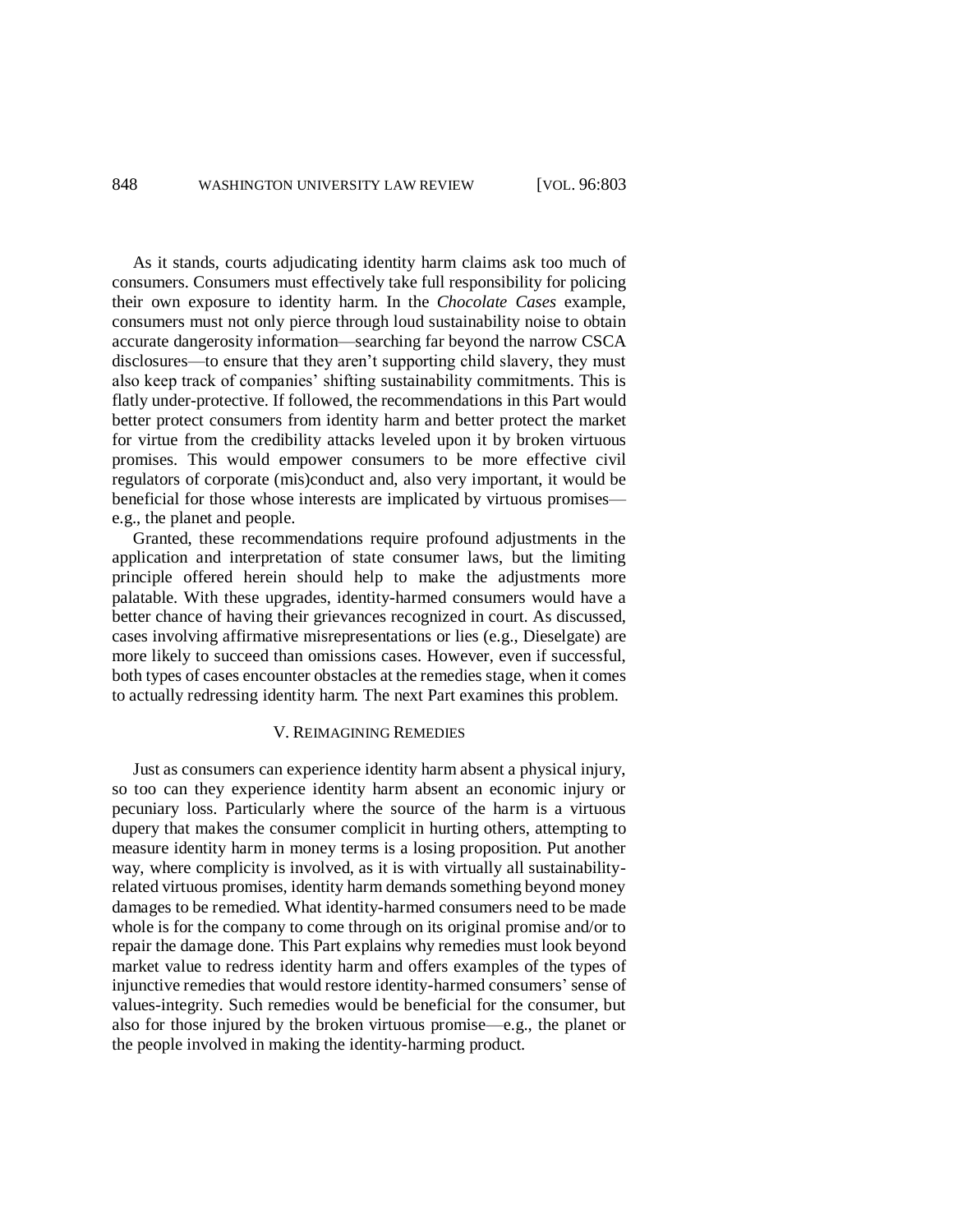As it stands, courts adjudicating identity harm claims ask too much of consumers. Consumers must effectively take full responsibility for policing their own exposure to identity harm. In the *Chocolate Cases* example, consumers must not only pierce through loud sustainability noise to obtain accurate dangerosity information—searching far beyond the narrow CSCA disclosures—to ensure that they aren't supporting child slavery, they must also keep track of companies' shifting sustainability commitments. This is flatly under-protective. If followed, the recommendations in this Part would better protect consumers from identity harm and better protect the market for virtue from the credibility attacks leveled upon it by broken virtuous promises. This would empower consumers to be more effective civil regulators of corporate (mis)conduct and, also very important, it would be beneficial for those whose interests are implicated by virtuous promises—e.g., the planet and people.

Granted, these recommendations require profound adjustments in the application and interpretation of state consumer laws, but the limiting principle offered herein should help to make the adjustments more palatable. With these upgrades, identity-harmed consumers would have a better chance of having their grievances recognized in court. As discussed, cases involving affirmative misrepresentations or lies (e.g., Dieselgate) are more likely to succeed than omissions cases. However, even if successful, both types of cases encounter obstacles at the remedies stage, when it comes to actually redressing identity harm. The next Part examines this problem.

## V. REIMAGINING REMEDIES

Just as consumers can experience identity harm absent a physical injury, so too can they experience identity harm absent an economic injury or pecuniary loss. Particularly where the source of the harm is a virtuous dupery that makes the consumer complicit in hurting others, attempting to measure identity harm in money terms is a losing proposition. Put another way, where complicity is involved, as it is with virtually all sustainability-related virtuous promises, identity harm demands something beyond money damages to be remedied. What identity-harmed consumers need to be made whole is for the company to come through on its original promise and/or to repair the damage done. This Part explains why remedies must look beyond market value to redress identity harm and offers examples of the types of injunctive remedies that would restore identity-harmed consumers' sense of values-integrity. Such remedies would be beneficial for the consumer, but also for those injured by the broken virtuous promise—e.g., the planet or the people involved in making the identity-harming product.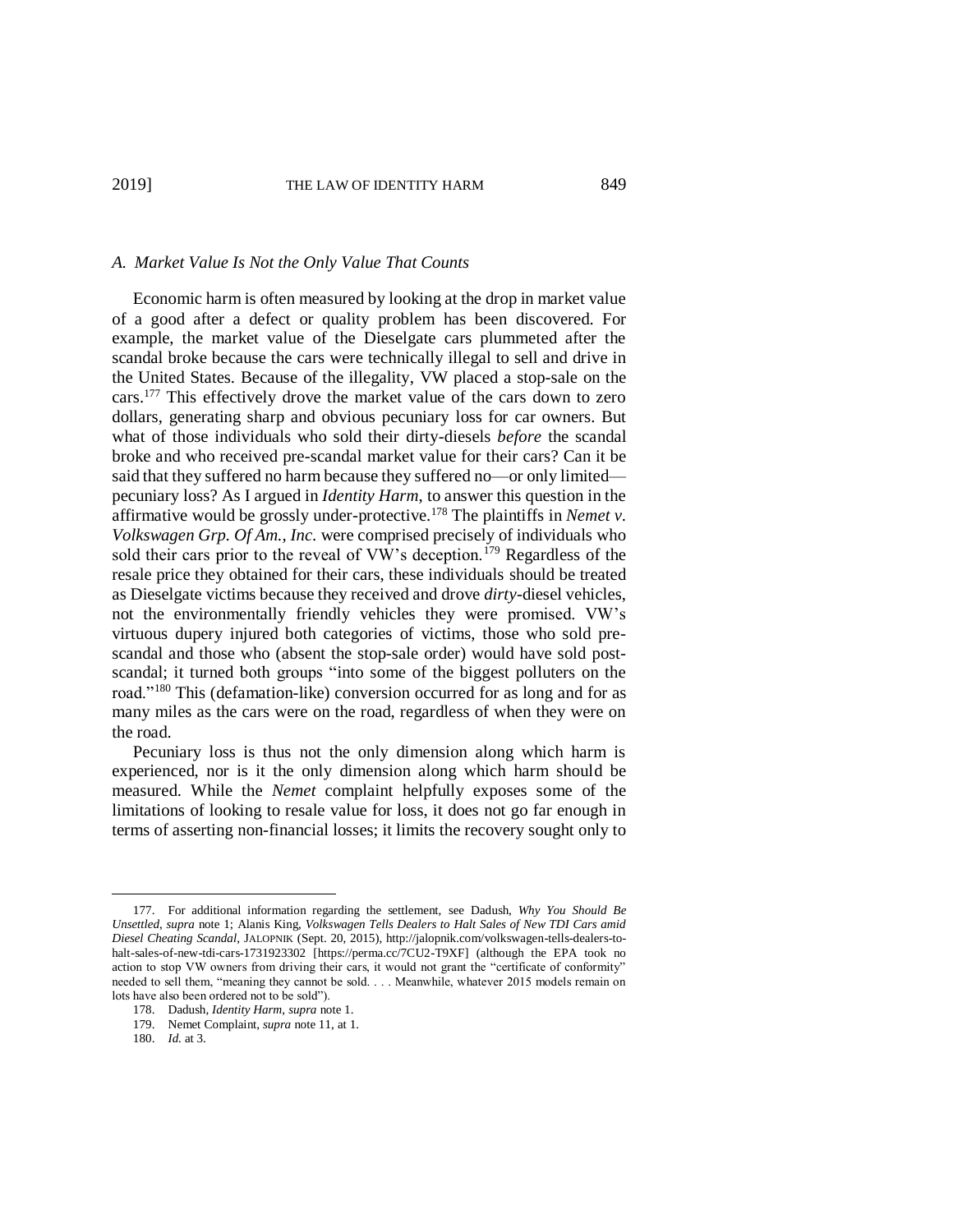### *A. Market Value Is Not the Only Value That Counts*

Economic harm is often measured by looking at the drop in market value of a good after a defect or quality problem has been discovered. For example, the market value of the Dieselgate cars plummeted after the scandal broke because the cars were technically illegal to sell and drive in the United States. Because of the illegality, VW placed a stop-sale on the cars.[177] This effectively drove the market value of the cars down to zero dollars, generating sharp and obvious pecuniary loss for car owners. But what of those individuals who sold their dirty-diesels *before* the scandal broke and who received pre-scandal market value for their cars? Can it be said that they suffered no harm because they suffered no—or only limited—pecuniary loss? As I argued in *Identity Harm*, to answer this question in the affirmative would be grossly under-protective.[178] The plaintiffs in *Nemet v. Volkswagen Grp. Of Am., Inc.* were comprised precisely of individuals who sold their cars prior to the reveal of VW's deception.[179] Regardless of the resale price they obtained for their cars, these individuals should be treated as Dieselgate victims because they received and drove *dirty*-diesel vehicles, not the environmentally friendly vehicles they were promised. VW's virtuous dupery injured both categories of victims, those who sold pre-scandal and those who (absent the stop-sale order) would have sold post-scandal; it turned both groups "into some of the biggest polluters on the road."[180] This (defamation-like) conversion occurred for as long and for as many miles as the cars were on the road, regardless of when they were on the road.

Pecuniary loss is thus not the only dimension along which harm is experienced, nor is it the only dimension along which harm should be measured. While the *Nemet* complaint helpfully exposes some of the limitations of looking to resale value for loss, it does not go far enough in terms of asserting non-financial losses; it limits the recovery sought only to

---

177. For additional information regarding the settlement, see Dadush, *Why You Should Be Unsettled*, *supra* note 1; Alanis King, *Volkswagen Tells Dealers to Halt Sales of New TDI Cars amid Diesel Cheating Scandal*, JALOPNIK (Sept. 20, 2015), http://jalopnik.com/volkswagen-tells-dealers-to-halt-sales-of-new-tdi-cars-1731923302 [https://perma.cc/7CU2-T9XF] (although the EPA took no action to stop VW owners from driving their cars, it would not grant the "certificate of conformity" needed to sell them, "meaning they cannot be sold. . . . Meanwhile, whatever 2015 models remain on lots have also been ordered not to be sold").

178. Dadush, *Identity Harm*, *supra* note 1.

179. Nemet Complaint, *supra* note 11, at 1.

180. *Id.* at 3.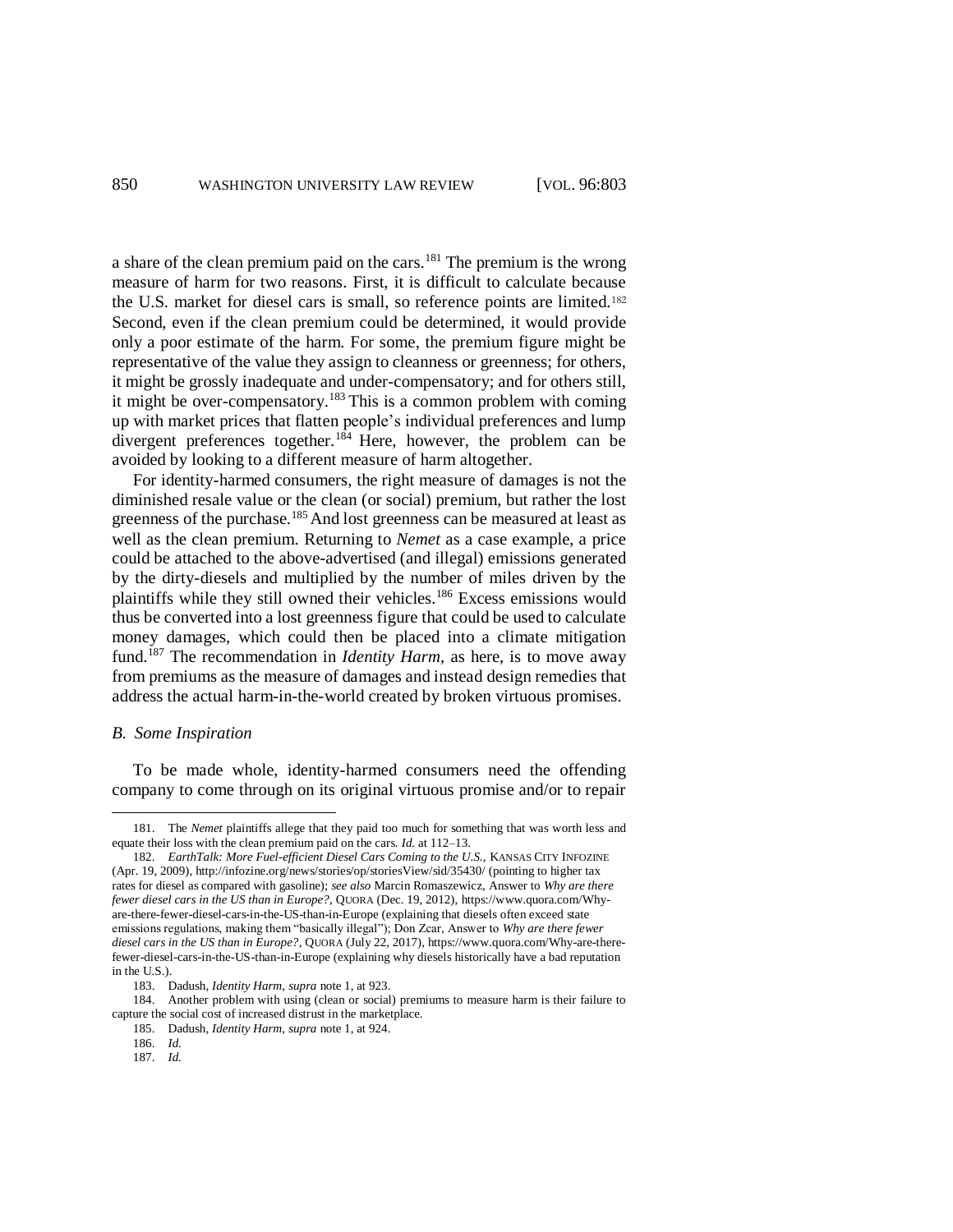a share of the clean premium paid on the cars.[181] The premium is the wrong measure of harm for two reasons. First, it is difficult to calculate because the U.S. market for diesel cars is small, so reference points are limited.[182] Second, even if the clean premium could be determined, it would provide only a poor estimate of the harm. For some, the premium figure might be representative of the value they assign to cleanness or greenness; for others, it might be grossly inadequate and under-compensatory; and for others still, it might be over-compensatory.[183] This is a common problem with coming up with market prices that flatten people's individual preferences and lump divergent preferences together.[184] Here, however, the problem can be avoided by looking to a different measure of harm altogether.

For identity-harmed consumers, the right measure of damages is not the diminished resale value or the clean (or social) premium, but rather the lost greenness of the purchase.[185] And lost greenness can be measured at least as well as the clean premium. Returning to *Nemet* as a case example, a price could be attached to the above-advertised (and illegal) emissions generated by the dirty-diesels and multiplied by the number of miles driven by the plaintiffs while they still owned their vehicles.[186] Excess emissions would thus be converted into a lost greenness figure that could be used to calculate money damages, which could then be placed into a climate mitigation fund.[187] The recommendation in *Identity Harm*, as here, is to move away from premiums as the measure of damages and instead design remedies that address the actual harm-in-the-world created by broken virtuous promises.

### *B. Some Inspiration*

To be made whole, identity-harmed consumers need the offending company to come through on its original virtuous promise and/or to repair

---

181. The *Nemet* plaintiffs allege that they paid too much for something that was worth less and equate their loss with the clean premium paid on the cars. *Id.* at 112–13.

182. *EarthTalk: More Fuel-efficient Diesel Cars Coming to the U.S.*, KANSAS CITY INFOZINE (Apr. 19, 2009), http://infozine.org/news/stories/op/storiesView/sid/35430/ (pointing to higher tax rates for diesel as compared with gasoline); *see also* Marcin Romaszewicz, Answer to *Why are there fewer diesel cars in the US than in Europe?*, QUORA (Dec. 19, 2012), https://www.quora.com/Why-are-there-fewer-diesel-cars-in-the-US-than-in-Europe (explaining that diesels often exceed state emissions regulations, making them "basically illegal"); Don Zcar, Answer to *Why are there fewer diesel cars in the US than in Europe?*, QUORA (July 22, 2017), https://www.quora.com/Why-are-there-fewer-diesel-cars-in-the-US-than-in-Europe (explaining why diesels historically have a bad reputation in the U.S.).

183. Dadush, *Identity Harm*, *supra* note 1, at 923.

184. Another problem with using (clean or social) premiums to measure harm is their failure to capture the social cost of increased distrust in the marketplace.

185. Dadush, *Identity Harm*, *supra* note 1, at 924.

186. *Id.*

187. *Id.*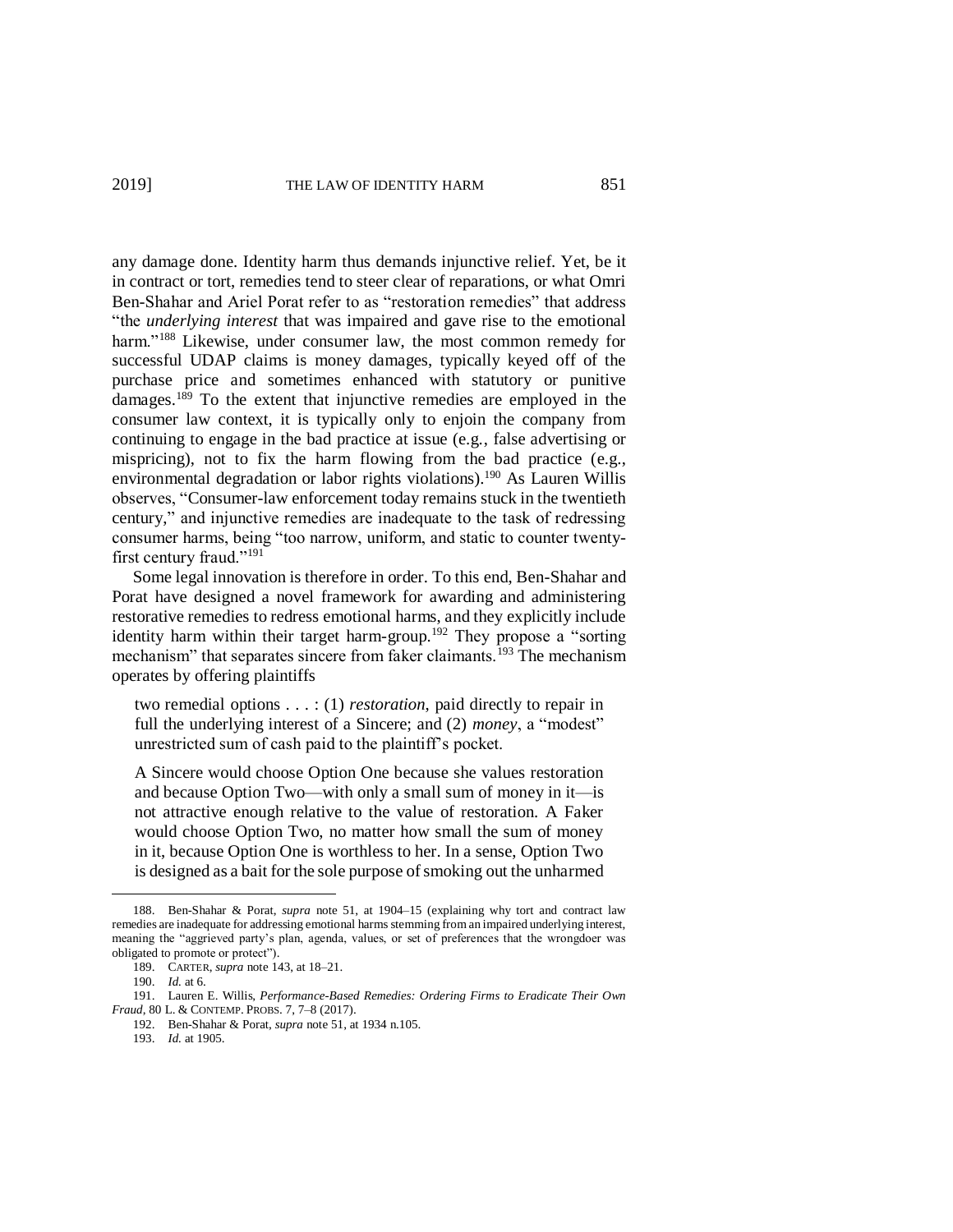any damage done. Identity harm thus demands injunctive relief. Yet, be it in contract or tort, remedies tend to steer clear of reparations, or what Omri Ben-Shahar and Ariel Porat refer to as "restoration remedies" that address "the *underlying interest* that was impaired and gave rise to the emotional harm."[188] Likewise, under consumer law, the most common remedy for successful UDAP claims is money damages, typically keyed off of the purchase price and sometimes enhanced with statutory or punitive damages.[189] To the extent that injunctive remedies are employed in the consumer law context, it is typically only to enjoin the company from continuing to engage in the bad practice at issue (e.g., false advertising or mispricing), not to fix the harm flowing from the bad practice (e.g., environmental degradation or labor rights violations).[190] As Lauren Willis observes, "Consumer-law enforcement today remains stuck in the twentieth century," and injunctive remedies are inadequate to the task of redressing consumer harms, being "too narrow, uniform, and static to counter twenty-first century fraud."[191]

Some legal innovation is therefore in order. To this end, Ben-Shahar and Porat have designed a novel framework for awarding and administering restorative remedies to redress emotional harms, and they explicitly include identity harm within their target harm-group.[192] They propose a "sorting mechanism" that separates sincere from faker claimants.[193] The mechanism operates by offering plaintiffs

> two remedial options . . . : (1) *restoration*, paid directly to repair in full the underlying interest of a Sincere; and (2) *money*, a "modest" unrestricted sum of cash paid to the plaintiff's pocket.
>
> A Sincere would choose Option One because she values restoration and because Option Two—with only a small sum of money in it—is not attractive enough relative to the value of restoration. A Faker would choose Option Two, no matter how small the sum of money in it, because Option One is worthless to her. In a sense, Option Two is designed as a bait for the sole purpose of smoking out the unharmed

---

188. Ben-Shahar & Porat, *supra* note 51, at 1904–15 (explaining why tort and contract law remedies are inadequate for addressing emotional harms stemming from an impaired underlying interest, meaning the "aggrieved party's plan, agenda, values, or set of preferences that the wrongdoer was obligated to promote or protect").

189. CARTER, *supra* note 143, at 18–21.

190. *Id.* at 6.

191. Lauren E. Willis, *Performance-Based Remedies: Ordering Firms to Eradicate Their Own Fraud*, 80 L. & CONTEMP. PROBS. 7, 7–8 (2017).

192. Ben-Shahar & Porat, *supra* note 51, at 1934 n.105.

193. *Id.* at 1905.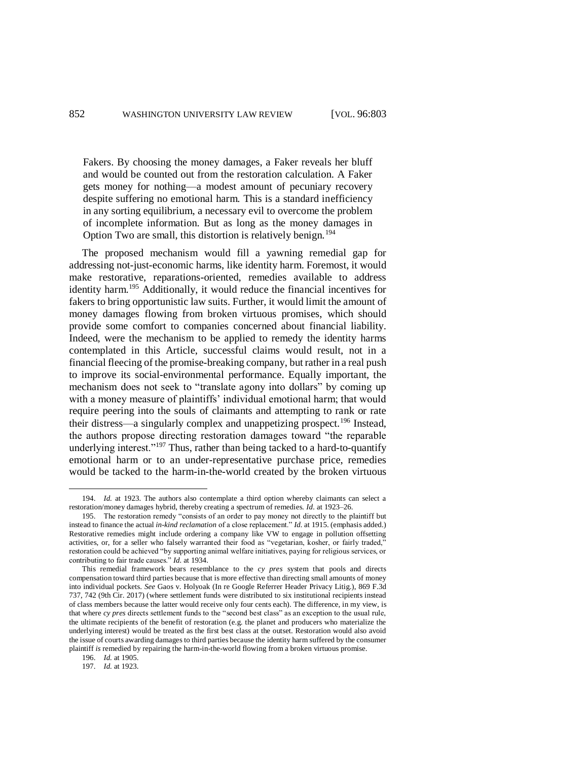> Fakers. By choosing the money damages, a Faker reveals her bluff and would be counted out from the restoration calculation. A Faker gets money for nothing—a modest amount of pecuniary recovery despite suffering no emotional harm. This is a standard inefficiency in any sorting equilibrium, a necessary evil to overcome the problem of incomplete information. But as long as the money damages in Option Two are small, this distortion is relatively benign.[194]

The proposed mechanism would fill a yawning remedial gap for addressing not-just-economic harms, like identity harm. Foremost, it would make restorative, reparations-oriented, remedies available to address identity harm.[195] Additionally, it would reduce the financial incentives for fakers to bring opportunistic law suits. Further, it would limit the amount of money damages flowing from broken virtuous promises, which should provide some comfort to companies concerned about financial liability. Indeed, were the mechanism to be applied to remedy the identity harms contemplated in this Article, successful claims would result, not in a financial fleecing of the promise-breaking company, but rather in a real push to improve its social-environmental performance. Equally important, the mechanism does not seek to "translate agony into dollars" by coming up with a money measure of plaintiffs' individual emotional harm; that would require peering into the souls of claimants and attempting to rank or rate their distress—a singularly complex and unappetizing prospect.[196] Instead, the authors propose directing restoration damages toward "the reparable underlying interest."[197] Thus, rather than being tacked to a hard-to-quantify emotional harm or to an under-representative purchase price, remedies would be tacked to the harm-in-the-world created by the broken virtuous

---

194. *Id.* at 1923. The authors also contemplate a third option whereby claimants can select a restoration/money damages hybrid, thereby creating a spectrum of remedies. *Id.* at 1923–26.

195. The restoration remedy "consists of an order to pay money not directly to the plaintiff but instead to finance the actual *in-kind reclamation* of a close replacement." *Id.* at 1915. (emphasis added.) Restorative remedies might include ordering a company like VW to engage in pollution offsetting activities, or, for a seller who falsely warranted their food as "vegetarian, kosher, or fairly traded," restoration could be achieved "by supporting animal welfare initiatives, paying for religious services, or contributing to fair trade causes." *Id.* at 1934.

This remedial framework bears resemblance to the *cy pres* system that pools and directs compensation toward third parties because that is more effective than directing small amounts of money into individual pockets. *See* Gaos v. Holyoak (In re Google Referrer Header Privacy Litig.), 869 F.3d 737, 742 (9th Cir. 2017) (where settlement funds were distributed to six institutional recipients instead of class members because the latter would receive only four cents each). The difference, in my view, is that where *cy pres* directs settlement funds to the "second best class" as an exception to the usual rule, the ultimate recipients of the benefit of restoration (e.g. the planet and producers who materialize the underlying interest) would be treated as the first best class at the outset. Restoration would also avoid the issue of courts awarding damages to third parties because the identity harm suffered by the consumer plaintiff *is* remedied by repairing the harm-in-the-world flowing from a broken virtuous promise.

196. *Id.* at 1905.

197. *Id.* at 1923.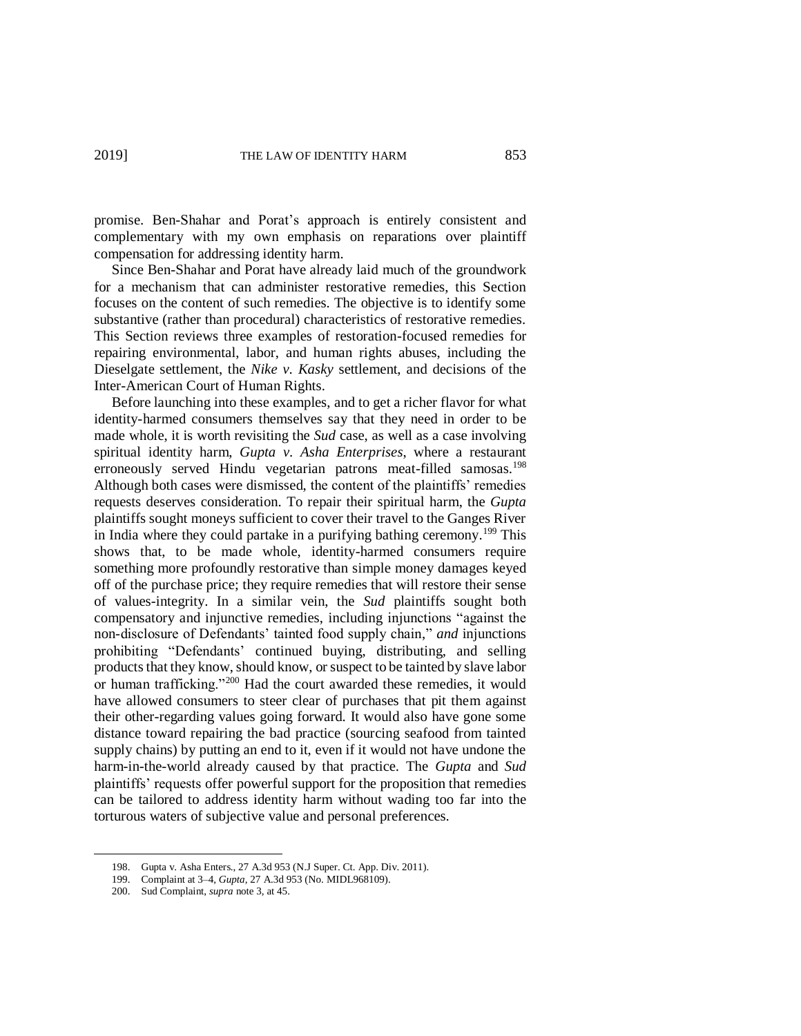promise. Ben-Shahar and Porat's approach is entirely consistent and complementary with my own emphasis on reparations over plaintiff compensation for addressing identity harm.

Since Ben-Shahar and Porat have already laid much of the groundwork for a mechanism that can administer restorative remedies, this Section focuses on the content of such remedies. The objective is to identify some substantive (rather than procedural) characteristics of restorative remedies. This Section reviews three examples of restoration-focused remedies for repairing environmental, labor, and human rights abuses, including the Dieselgate settlement, the *Nike v. Kasky* settlement, and decisions of the Inter-American Court of Human Rights.

Before launching into these examples, and to get a richer flavor for what identity-harmed consumers themselves say that they need in order to be made whole, it is worth revisiting the *Sud* case, as well as a case involving spiritual identity harm, *Gupta v. Asha Enterprises*, where a restaurant erroneously served Hindu vegetarian patrons meat-filled samosas.[198] Although both cases were dismissed, the content of the plaintiffs' remedies requests deserves consideration. To repair their spiritual harm, the *Gupta* plaintiffs sought moneys sufficient to cover their travel to the Ganges River in India where they could partake in a purifying bathing ceremony.[199] This shows that, to be made whole, identity-harmed consumers require something more profoundly restorative than simple money damages keyed off of the purchase price; they require remedies that will restore their sense of values-integrity. In a similar vein, the *Sud* plaintiffs sought both compensatory and injunctive remedies, including injunctions "against the non-disclosure of Defendants' tainted food supply chain," *and* injunctions prohibiting "Defendants' continued buying, distributing, and selling products that they know, should know, or suspect to be tainted by slave labor or human trafficking."[200] Had the court awarded these remedies, it would have allowed consumers to steer clear of purchases that pit them against their other-regarding values going forward. It would also have gone some distance toward repairing the bad practice (sourcing seafood from tainted supply chains) by putting an end to it, even if it would not have undone the harm-in-the-world already caused by that practice. The *Gupta* and *Sud* plaintiffs' requests offer powerful support for the proposition that remedies can be tailored to address identity harm without wading too far into the torturous waters of subjective value and personal preferences.

198. Gupta v. Asha Enters., 27 A.3d 953 (N.J Super. Ct. App. Div. 2011).

199. Complaint at 3–4, *Gupta*, 27 A.3d 953 (No. MIDL968109).

200. Sud Complaint, *supra* note 3, at 45.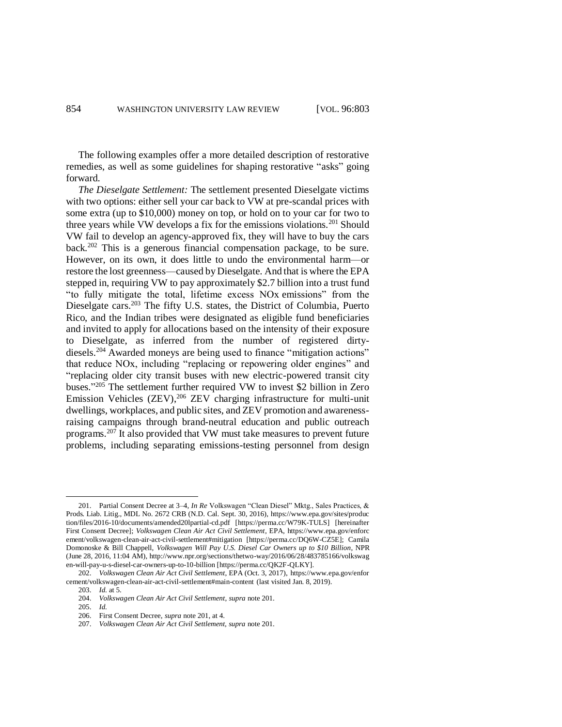The following examples offer a more detailed description of restorative remedies, as well as some guidelines for shaping restorative "asks" going forward.

*The Dieselgate Settlement:* The settlement presented Dieselgate victims with two options: either sell your car back to VW at pre-scandal prices with some extra (up to $10,000) money on top, or hold on to your car for two to three years while VW develops a fix for the emissions violations.[201] Should VW fail to develop an agency-approved fix, they will have to buy the cars back.[202] This is a generous financial compensation package, to be sure. However, on its own, it does little to undo the environmental harm—or restore the lost greenness—caused by Dieselgate. And that is where the EPA stepped in, requiring VW to pay approximately $2.7 billion into a trust fund "to fully mitigate the total, lifetime excess NOx emissions" from the Dieselgate cars.[203] The fifty U.S. states, the District of Columbia, Puerto Rico, and the Indian tribes were designated as eligible fund beneficiaries and invited to apply for allocations based on the intensity of their exposure to Dieselgate, as inferred from the number of registered dirty-diesels.[204] Awarded moneys are being used to finance "mitigation actions" that reduce NOx, including "replacing or repowering older engines" and "replacing older city transit buses with new electric-powered transit city buses."[205] The settlement further required VW to invest $2 billion in Zero Emission Vehicles (ZEV),[206] ZEV charging infrastructure for multi-unit dwellings, workplaces, and public sites, and ZEV promotion and awareness-raising campaigns through brand-neutral education and public outreach programs.[207] It also provided that VW must take measures to prevent future problems, including separating emissions-testing personnel from design

---

201. Partial Consent Decree at 3–4, *In Re* Volkswagen "Clean Diesel" Mktg., Sales Practices, & Prods. Liab. Litig., MDL No. 2672 CRB (N.D. Cal. Sept. 30, 2016), https://www.epa.gov/sites/production/files/2016-10/documents/amended20lpartial-cd.pdf [https://perma.cc/W79K-TULS] [hereinafter First Consent Decree]; *Volkswagen Clean Air Act Civil Settlement*, EPA, https://www.epa.gov/enforcement/volkswagen-clean-air-act-civil-settlement#mitigation [https://perma.cc/DQ6W-CZ5E]; Camila Domonoske & Bill Chappell, *Volkswagen Will Pay U.S. Diesel Car Owners up to $10 Billion*, NPR (June 28, 2016, 11:04 AM), http://www.npr.org/sections/thetwo-way/2016/06/28/483785166/volkswagen-will-pay-u-s-diesel-car-owners-up-to-10-billion [https://perma.cc/QK2F-QLKY].

202. *Volkswagen Clean Air Act Civil Settlement*, EPA (Oct. 3, 2017), https://www.epa.gov/enforcement/volkswagen-clean-air-act-civil-settlement#main-content (last visited Jan. 8, 2019).

203. *Id.* at 5.

204. *Volkswagen Clean Air Act Civil Settlement*, *supra* note 201.

205. *Id.*

206. First Consent Decree, *supra* note 201, at 4.

207. *Volkswagen Clean Air Act Civil Settlement*, *supra* note 201.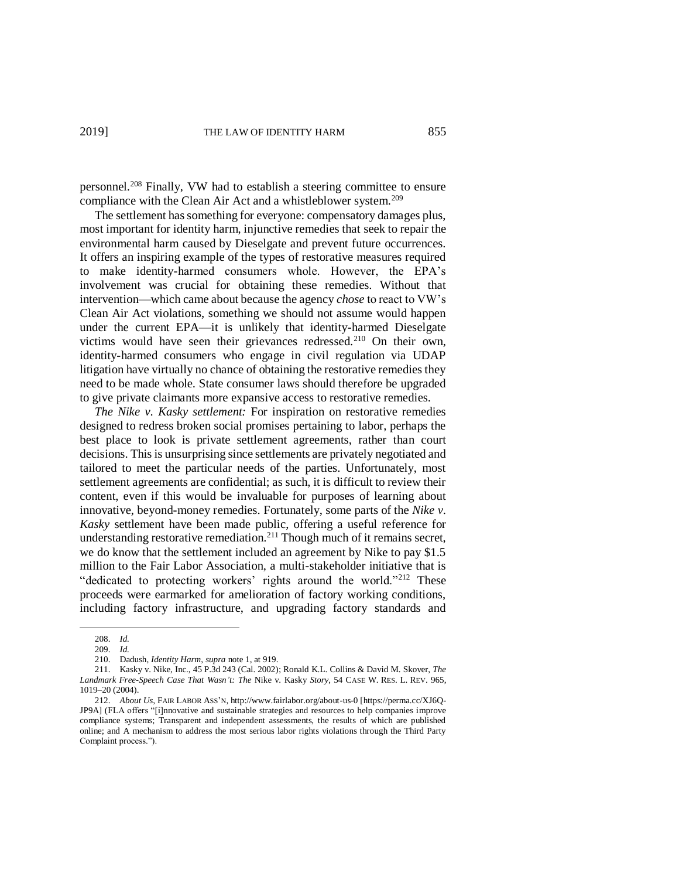personnel.[208] Finally, VW had to establish a steering committee to ensure compliance with the Clean Air Act and a whistleblower system.[209]

The settlement has something for everyone: compensatory damages plus, most important for identity harm, injunctive remedies that seek to repair the environmental harm caused by Dieselgate and prevent future occurrences. It offers an inspiring example of the types of restorative measures required to make identity-harmed consumers whole. However, the EPA's involvement was crucial for obtaining these remedies. Without that intervention—which came about because the agency *chose* to react to VW's Clean Air Act violations, something we should not assume would happen under the current EPA—it is unlikely that identity-harmed Dieselgate victims would have seen their grievances redressed.[210] On their own, identity-harmed consumers who engage in civil regulation via UDAP litigation have virtually no chance of obtaining the restorative remedies they need to be made whole. State consumer laws should therefore be upgraded to give private claimants more expansive access to restorative remedies.

*The Nike v. Kasky settlement:* For inspiration on restorative remedies designed to redress broken social promises pertaining to labor, perhaps the best place to look is private settlement agreements, rather than court decisions. This is unsurprising since settlements are privately negotiated and tailored to meet the particular needs of the parties. Unfortunately, most settlement agreements are confidential; as such, it is difficult to review their content, even if this would be invaluable for purposes of learning about innovative, beyond-money remedies. Fortunately, some parts of the *Nike v. Kasky* settlement have been made public, offering a useful reference for understanding restorative remediation.[211] Though much of it remains secret, we do know that the settlement included an agreement by Nike to pay $1.5 million to the Fair Labor Association, a multi-stakeholder initiative that is "dedicated to protecting workers' rights around the world."[212] These proceeds were earmarked for amelioration of factory working conditions, including factory infrastructure, and upgrading factory standards and

---

208. *Id.*

209. *Id.*

210. Dadush, *Identity Harm*, *supra* note 1, at 919.

211. Kasky v. Nike, Inc., 45 P.3d 243 (Cal. 2002); Ronald K.L. Collins & David M. Skover, *The Landmark Free-Speech Case That Wasn't: The* Nike v. Kasky *Story*, 54 CASE W. RES. L. REV. 965, 1019–20 (2004).

212. *About Us*, FAIR LABOR ASS'N, http://www.fairlabor.org/about-us-0 [https://perma.cc/XJ6Q-JP9A] (FLA offers "[i]nnovative and sustainable strategies and resources to help companies improve compliance systems; Transparent and independent assessments, the results of which are published online; and A mechanism to address the most serious labor rights violations through the Third Party Complaint process.").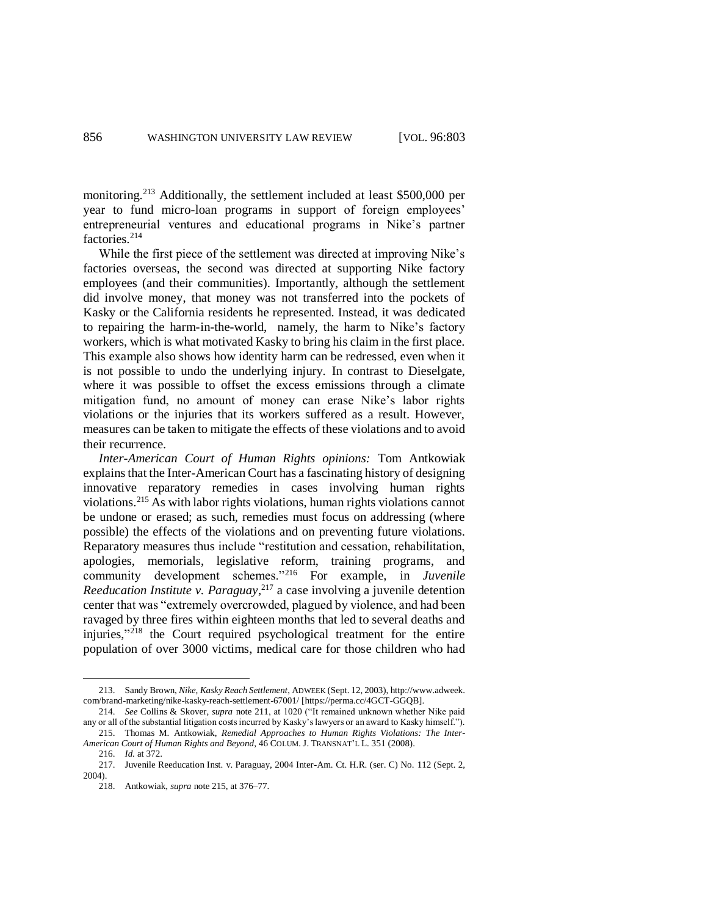monitoring.[213] Additionally, the settlement included at least $500,000 per year to fund micro-loan programs in support of foreign employees' entrepreneurial ventures and educational programs in Nike's partner factories.[214]

While the first piece of the settlement was directed at improving Nike's factories overseas, the second was directed at supporting Nike factory employees (and their communities). Importantly, although the settlement did involve money, that money was not transferred into the pockets of Kasky or the California residents he represented. Instead, it was dedicated to repairing the harm-in-the-world, namely, the harm to Nike's factory workers, which is what motivated Kasky to bring his claim in the first place. This example also shows how identity harm can be redressed, even when it is not possible to undo the underlying injury. In contrast to Dieselgate, where it was possible to offset the excess emissions through a climate mitigation fund, no amount of money can erase Nike's labor rights violations or the injuries that its workers suffered as a result. However, measures can be taken to mitigate the effects of these violations and to avoid their recurrence.

*Inter-American Court of Human Rights opinions:* Tom Antkowiak explains that the Inter-American Court has a fascinating history of designing innovative reparatory remedies in cases involving human rights violations.[215] As with labor rights violations, human rights violations cannot be undone or erased; as such, remedies must focus on addressing (where possible) the effects of the violations and on preventing future violations. Reparatory measures thus include "restitution and cessation, rehabilitation, apologies, memorials, legislative reform, training programs, and community development schemes."[216] For example, in *Juvenile Reeducation Institute v. Paraguay*,[217] a case involving a juvenile detention center that was "extremely overcrowded, plagued by violence, and had been ravaged by three fires within eighteen months that led to several deaths and injuries,"[218] the Court required psychological treatment for the entire population of over 3000 victims, medical care for those children who had

---

213. Sandy Brown, *Nike, Kasky Reach Settlement*, ADWEEK (Sept. 12, 2003), http://www.adweek.com/brand-marketing/nike-kasky-reach-settlement-67001/ [https://perma.cc/4GCT-GGQB].

214. *See* Collins & Skover, *supra* note 211, at 1020 ("It remained unknown whether Nike paid any or all of the substantial litigation costs incurred by Kasky's lawyers or an award to Kasky himself.").

215. Thomas M. Antkowiak, *Remedial Approaches to Human Rights Violations: The Inter-American Court of Human Rights and Beyond*, 46 COLUM. J. TRANSNAT'L L. 351 (2008).

216. *Id.* at 372.

217. Juvenile Reeducation Inst. v. Paraguay, 2004 Inter-Am. Ct. H.R. (ser. C) No. 112 (Sept. 2, 2004).

218. Antkowiak, *supra* note 215, at 376–77.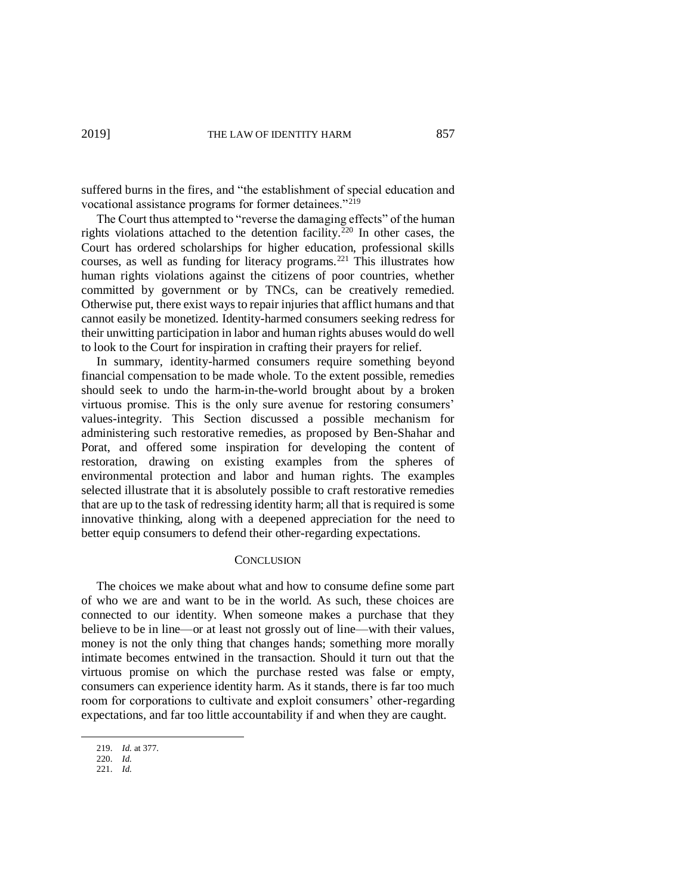suffered burns in the fires, and "the establishment of special education and vocational assistance programs for former detainees."[219]

The Court thus attempted to "reverse the damaging effects" of the human rights violations attached to the detention facility.[220] In other cases, the Court has ordered scholarships for higher education, professional skills courses, as well as funding for literacy programs.[221] This illustrates how human rights violations against the citizens of poor countries, whether committed by government or by TNCs, can be creatively remedied. Otherwise put, there exist ways to repair injuries that afflict humans and that cannot easily be monetized. Identity-harmed consumers seeking redress for their unwitting participation in labor and human rights abuses would do well to look to the Court for inspiration in crafting their prayers for relief.

In summary, identity-harmed consumers require something beyond financial compensation to be made whole. To the extent possible, remedies should seek to undo the harm-in-the-world brought about by a broken virtuous promise. This is the only sure avenue for restoring consumers' values-integrity. This Section discussed a possible mechanism for administering such restorative remedies, as proposed by Ben-Shahar and Porat, and offered some inspiration for developing the content of restoration, drawing on existing examples from the spheres of environmental protection and labor and human rights. The examples selected illustrate that it is absolutely possible to craft restorative remedies that are up to the task of redressing identity harm; all that is required is some innovative thinking, along with a deepened appreciation for the need to better equip consumers to defend their other-regarding expectations.

## CONCLUSION

The choices we make about what and how to consume define some part of who we are and want to be in the world. As such, these choices are connected to our identity. When someone makes a purchase that they believe to be in line—or at least not grossly out of line—with their values, money is not the only thing that changes hands; something more morally intimate becomes entwined in the transaction. Should it turn out that the virtuous promise on which the purchase rested was false or empty, consumers can experience identity harm. As it stands, there is far too much room for corporations to cultivate and exploit consumers' other-regarding expectations, and far too little accountability if and when they are caught.

---

219. *Id.* at 377.
220. *Id.*
221. *Id.*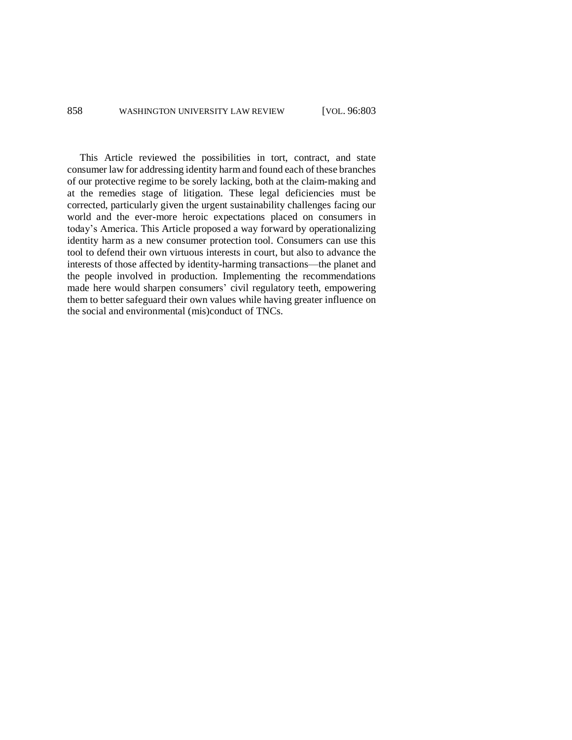This Article reviewed the possibilities in tort, contract, and state consumer law for addressing identity harm and found each of these branches of our protective regime to be sorely lacking, both at the claim-making and at the remedies stage of litigation. These legal deficiencies must be corrected, particularly given the urgent sustainability challenges facing our world and the ever-more heroic expectations placed on consumers in today's America. This Article proposed a way forward by operationalizing identity harm as a new consumer protection tool. Consumers can use this tool to defend their own virtuous interests in court, but also to advance the interests of those affected by identity-harming transactions—the planet and the people involved in production. Implementing the recommendations made here would sharpen consumers' civil regulatory teeth, empowering them to better safeguard their own values while having greater influence on the social and environmental (mis)conduct of TNCs.